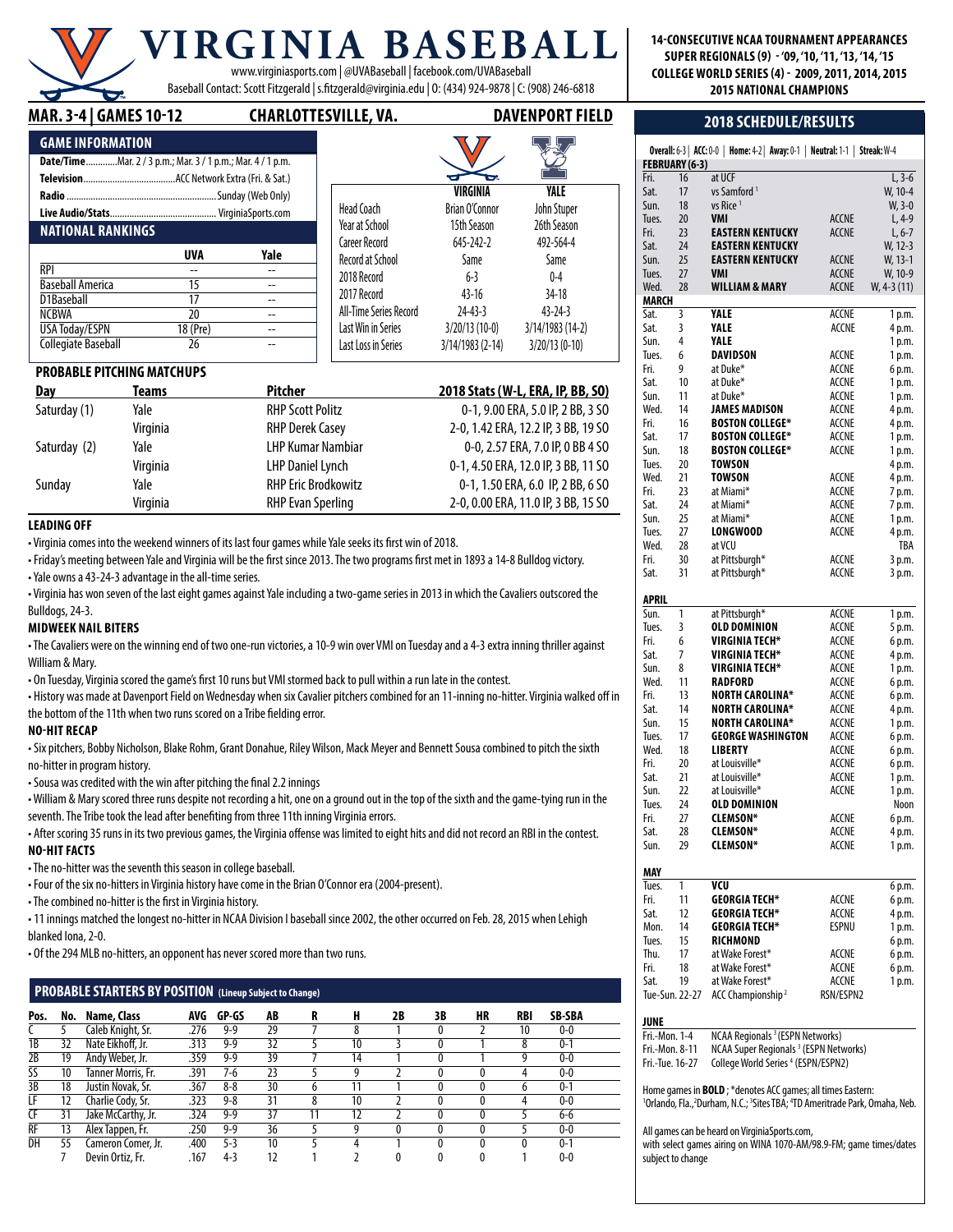# VIRGINIA BASEBALL

www.virginiasports.com | @UVABaseball | facebook.com/UVABaseball

Baseball Contact: Scott Fitzgerald | s.fitzgerald@virginia.edu | O: (434) 924-9878 | C: (908) 246-6818

**14-CONSECUTIVE NCAA TOURNAMENT APPEARANCES**
**SUPER REGIONALS (9) - '09, '10, '11, '13, '14, '15**
**COLLEGE WORLD SERIES (4) - 2009, 2011, 2014, 2015**
**2015 NATIONAL CHAMPIONS**

## MAR. 3-4 | GAMES 10-12 — CHARLOTTESVILLE, VA. — DAVENPORT FIELD

### GAME INFORMATION

**Date/Time**.............Mar. 2 / 3 p.m.; Mar. 3 / 1 p.m.; Mar. 4 / 1 p.m.
**Television**......................................ACC Network Extra (Fri. & Sat.)
**Radio**.............................................................Sunday (Web Only)
**Live Audio/Stats**........................................... VirginiaSports.com

### NATIONAL RANKINGS

| | UVA | Yale |
|---|---|---|
| RPI | -- | -- |
| Baseball America | 15 | -- |
| D1Baseball | 17 | -- |
| NCBWA | 20 | -- |
| USA Today/ESPN | 18 (Pre) | -- |
| Collegiate Baseball | 26 | -- |

| | VIRGINIA | YALE |
|---|---|---|
| Head Coach | Brian O'Connor | John Stuper |
| Year at School | 15th Season | 26th Season |
| Career Record | 645-242-2 | 492-564-4 |
| Record at School | Same | Same |
| 2018 Record | 6-3 | 0-4 |
| 2017 Record | 43-16 | 34-18 |
| All-Time Series Record | 24-43-3 | 43-24-3 |
| Last Win in Series | 3/20/13 (10-0) | 3/14/1983 (14-2) |
| Last Loss in Series | 3/14/1983 (2-14) | 3/20/13 (0-10) |

### PROBABLE PITCHING MATCHUPS

| Day | Teams | Pitcher | 2018 Stats (W-L, ERA, IP, BB, SO) |
|---|---|---|---|
| Saturday (1) | Yale | RHP Scott Politz | 0-1, 9.00 ERA, 5.0 IP, 2 BB, 3 SO |
| | Virginia | RHP Derek Casey | 2-0, 1.42 ERA, 12.2 IP, 3 BB, 19 SO |
| Saturday (2) | Yale | LHP Kumar Nambiar | 0-0, 2.57 ERA, 7.0 IP, 0 BB 4 SO |
| | Virginia | LHP Daniel Lynch | 0-1, 4.50 ERA, 12.0 IP, 3 BB, 11 SO |
| Sunday | Yale | RHP Eric Brodkowitz | 0-1, 1.50 ERA, 6.0 IP, 2 BB, 6 SO |
| | Virginia | RHP Evan Sperling | 2-0, 0.00 ERA, 11.0 IP, 3 BB, 15 SO |

### LEADING OFF

- Virginia comes into the weekend winners of its last four games while Yale seeks its first win of 2018.
- Friday's meeting between Yale and Virginia will be the first since 2013. The two programs first met in 1893 a 14-8 Bulldog victory.
- Yale owns a 43-24-3 advantage in the all-time series.
- Virginia has won seven of the last eight games against Yale including a two-game series in 2013 in which the Cavaliers outscored the Bulldogs, 24-3.

### MIDWEEK NAIL BITERS

- The Cavaliers were on the winning end of two one-run victories, a 10-9 win over VMI on Tuesday and a 4-3 extra inning thriller against William & Mary.
- On Tuesday, Virginia scored the game's first 10 runs but VMI stormed back to pull within a run late in the contest.
- History was made at Davenport Field on Wednesday when six Cavalier pitchers combined for an 11-inning no-hitter. Virginia walked off in the bottom of the 11th when two runs scored on a Tribe fielding error.

### NO-HIT RECAP

- Six pitchers, Bobby Nicholson, Blake Rohm, Grant Donahue, Riley Wilson, Mack Meyer and Bennett Sousa combined to pitch the sixth no-hitter in program history.
- Sousa was credited with the win after pitching the final 2.2 innings
- William & Mary scored three runs despite not recording a hit, one on a ground out in the top of the sixth and the game-tying run in the seventh. The Tribe took the lead after benefiting from three 11th inning Virginia errors.
- After scoring 35 runs in its two previous games, the Virginia offense was limited to eight hits and did not record an RBI in the contest.

### NO-HIT FACTS

- The no-hitter was the seventh this season in college baseball.
- Four of the six no-hitters in Virginia history have come in the Brian O'Connor era (2004-present).
- The combined no-hitter is the first in Virginia history.
- 11 innings matched the longest no-hitter in NCAA Division I baseball since 2002, the other occurred on Feb. 28, 2015 when Lehigh blanked Iona, 2-0.
- Of the 294 MLB no-hitters, an opponent has never scored more than two runs.

### PROBABLE STARTERS BY POSITION (Lineup Subject to Change)

| Pos. | No. | Name, Class | AVG | GP-GS | AB | R | H | 2B | 3B | HR | RBI | SB-SBA |
|---|---|---|---|---|---|---|---|---|---|---|---|---|
| C | 5 | Caleb Knight, Sr. | .276 | 9-9 | 29 | 7 | 8 | 1 | 0 | 2 | 10 | 0-0 |
| 1B | 32 | Nate Eikhoff, Jr. | .313 | 9-9 | 32 | 5 | 10 | 3 | 0 | 1 | 8 | 0-1 |
| 2B | 19 | Andy Weber, Jr. | .359 | 9-9 | 39 | 7 | 14 | 1 | 0 | 1 | 9 | 0-0 |
| SS | 10 | Tanner Morris, Fr. | .391 | 7-6 | 23 | 5 | 9 | 2 | 0 | 0 | 4 | 0-0 |
| 3B | 18 | Justin Novak, Sr. | .367 | 8-8 | 30 | 6 | 11 | 1 | 0 | 0 | 6 | 0-1 |
| LF | 12 | Charlie Cody, Sr. | .323 | 9-8 | 31 | 8 | 10 | 2 | 0 | 0 | 4 | 0-0 |
| CF | 31 | Jake McCarthy, Jr. | .324 | 9-9 | 37 | 11 | 12 | 2 | 0 | 0 | 5 | 6-6 |
| RF | 13 | Alex Tappen, Fr. | .250 | 9-9 | 36 | 5 | 9 | 0 | 0 | 0 | 5 | 0-0 |
| DH | 55 | Cameron Comer, Jr. | .400 | 5-3 | 10 | 5 | 4 | 1 | 0 | 0 | 0 | 0-1 |
| | 7 | Devin Ortiz, Fr. | .167 | 4-3 | 12 | 1 | 2 | 0 | 0 | 0 | 1 | 0-0 |

## 2018 SCHEDULE/RESULTS

**Overall:** 6-3 | **ACC:** 0-0 | **Home:** 4-2 | **Away:** 0-1 | **Neutral:** 1-1 | **Streak:** W-4

| Day | Date | Opponent | TV | Result/Time |
|---|---|---|---|---|
| **FEBRUARY (6-3)** | | | | |
| Fri. | 16 | at UCF | | L, 3-6 |
| Sat. | 17 | vs Samford [1] | | W, 10-4 |
| Sun. | 18 | vs Rice [1] | | W, 3-0 |
| Tues. | 20 | **VMI** | ACCNE | L, 4-9 |
| Fri. | 23 | **EASTERN KENTUCKY** | ACCNE | L, 6-7 |
| Sat. | 24 | **EASTERN KENTUCKY** | | W, 12-3 |
| Sun. | 25 | **EASTERN KENTUCKY** | ACCNE | W, 13-1 |
| Tues. | 27 | **VMI** | ACCNE | W, 10-9 |
| Wed. | 28 | **WILLIAM & MARY** | ACCNE | W, 4-3 (11) |
| **MARCH** | | | | |
| Sat. | 3 | **YALE** | ACCNE | 1 p.m. |
| Sat. | 3 | **YALE** | ACCNE | 4 p.m. |
| Sun. | 4 | **YALE** | | 1 p.m. |
| Tues. | 6 | **DAVIDSON** | ACCNE | 1 p.m. |
| Fri. | 9 | at Duke* | ACCNE | 6 p.m. |
| Sat. | 10 | at Duke* | ACCNE | 1 p.m. |
| Sun. | 11 | at Duke* | ACCNE | 1 p.m. |
| Wed. | 14 | **JAMES MADISON** | ACCNE | 4 p.m. |
| Fri. | 16 | **BOSTON COLLEGE*** | ACCNE | 4 p.m. |
| Sat. | 17 | **BOSTON COLLEGE*** | ACCNE | 1 p.m. |
| Sun. | 18 | **BOSTON COLLEGE*** | ACCNE | 1 p.m. |
| Tues. | 20 | **TOWSON** | | 4 p.m. |
| Wed. | 21 | **TOWSON** | ACCNE | 4 p.m. |
| Fri. | 23 | at Miami* | ACCNE | 7 p.m. |
| Sat. | 24 | at Miami* | ACCNE | 7 p.m. |
| Sun. | 25 | at Miami* | ACCNE | 1 p.m. |
| Tues. | 27 | **LONGWOOD** | ACCNE | 4 p.m. |
| Wed. | 28 | at VCU | | TBA |
| Fri. | 30 | at Pittsburgh* | ACCNE | 3 p.m. |
| Sat. | 31 | at Pittsburgh* | ACCNE | 3 p.m. |
| **APRIL** | | | | |
| Sun. | 1 | at Pittsburgh* | ACCNE | 1 p.m. |
| Tues. | 3 | **OLD DOMINION** | ACCNE | 5 p.m. |
| Fri. | 6 | **VIRGINIA TECH*** | ACCNE | 6 p.m. |
| Sat. | 7 | **VIRGINIA TECH*** | ACCNE | 4 p.m. |
| Sun. | 8 | **VIRGINIA TECH*** | ACCNE | 1 p.m. |
| Wed. | 11 | **RADFORD** | ACCNE | 6 p.m. |
| Fri. | 13 | **NORTH CAROLINA*** | ACCNE | 6 p.m. |
| Sat. | 14 | **NORTH CAROLINA*** | ACCNE | 4 p.m. |
| Sun. | 15 | **NORTH CAROLINA*** | ACCNE | 1 p.m. |
| Tues. | 17 | **GEORGE WASHINGTON** | ACCNE | 6 p.m. |
| Wed. | 18 | **LIBERTY** | ACCNE | 6 p.m. |
| Fri. | 20 | at Louisville* | ACCNE | 6 p.m. |
| Sat. | 21 | at Louisville* | ACCNE | 1 p.m. |
| Sun. | 22 | at Louisville* | ACCNE | 1 p.m. |
| Tues. | 24 | **OLD DOMINION** | | Noon |
| Fri. | 27 | **CLEMSON*** | ACCNE | 6 p.m. |
| Sat. | 28 | **CLEMSON*** | ACCNE | 4 p.m. |
| Sun. | 29 | **CLEMSON*** | ACCNE | 1 p.m. |
| **MAY** | | | | |
| Tues. | 1 | **VCU** | | 6 p.m. |
| Fri. | 11 | **GEORGIA TECH*** | ACCNE | 6 p.m. |
| Sat. | 12 | **GEORGIA TECH*** | ACCNE | 4 p.m. |
| Mon. | 14 | **GEORGIA TECH*** | ESPNU | 1 p.m. |
| Tues. | 15 | **RICHMOND** | | 6 p.m. |
| Thu. | 17 | at Wake Forest* | ACCNE | 6 p.m. |
| Fri. | 18 | at Wake Forest* | ACCNE | 6 p.m. |
| Sat. | 19 | at Wake Forest* | ACCNE | 1 p.m. |
| Tue-Sun. | 22-27 | ACC Championship [2] | RSN/ESPN2 | |
| **JUNE** | | | | |
| Fri.-Mon. | 1-4 | NCAA Regionals [3] (ESPN Networks) | | |
| Fri.-Mon. | 8-11 | NCAA Super Regionals [3] (ESPN Networks) | | |
| Fri.-Tue. | 16-27 | College World Series [4] (ESPN/ESPN2) | | |

Home games in **BOLD**; *denotes ACC games; all times Eastern:
[1]Orlando, Fla.; [2]Durham, N.C.; [3]Sites TBA; [4]TD Ameritrade Park, Omaha, Neb.

All games can be heard on VirginiaSports.com, with select games airing on WINA 1070-AM/98.9-FM; game times/dates subject to change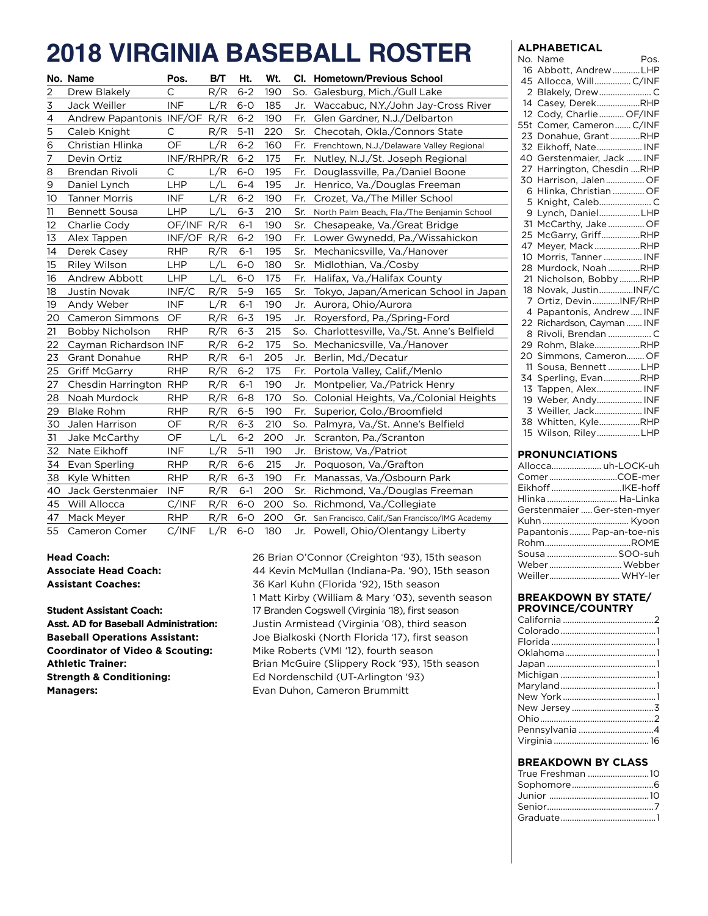# 2018 VIRGINIA BASEBALL ROSTER

| No. | Name | Pos. | B/T | Ht. | Wt. | Cl. | Hometown/Previous School |
|---|---|---|---|---|---|---|---|
| 2 | Drew Blakely | C | R/R | 6-2 | 190 | So. | Galesburg, Mich./Gull Lake |
| 3 | Jack Weiller | INF | L/R | 6-0 | 185 | Jr. | Waccabuc, N.Y./John Jay-Cross River |
| 4 | Andrew Papantonis | INF/OF | R/R | 6-2 | 190 | Fr. | Glen Gardner, N.J./Delbarton |
| 5 | Caleb Knight | C | R/R | 5-11 | 220 | Sr. | Checotah, Okla./Connors State |
| 6 | Christian Hlinka | OF | L/R | 6-2 | 160 | Fr. | Frenchtown, N.J./Delaware Valley Regional |
| 7 | Devin Ortiz | INF/RHP | R/R | 6-2 | 175 | Fr. | Nutley, N.J./St. Joseph Regional |
| 8 | Brendan Rivoli | C | L/R | 6-0 | 195 | Fr. | Douglassville, Pa./Daniel Boone |
| 9 | Daniel Lynch | LHP | L/L | 6-4 | 195 | Jr. | Henrico, Va./Douglas Freeman |
| 10 | Tanner Morris | INF | L/R | 6-2 | 190 | Fr. | Crozet, Va./The Miller School |
| 11 | Bennett Sousa | LHP | L/L | 6-3 | 210 | Sr. | North Palm Beach, Fla./The Benjamin School |
| 12 | Charlie Cody | OF/INF | R/R | 6-1 | 190 | Sr. | Chesapeake, Va./Great Bridge |
| 13 | Alex Tappen | INF/OF | R/R | 6-2 | 190 | Fr. | Lower Gwynedd, Pa./Wissahickon |
| 14 | Derek Casey | RHP | R/R | 6-1 | 195 | Sr. | Mechanicsville, Va./Hanover |
| 15 | Riley Wilson | LHP | L/L | 6-0 | 180 | Sr. | Midlothian, Va./Cosby |
| 16 | Andrew Abbott | LHP | L/L | 6-0 | 175 | Fr. | Halifax, Va./Halifax County |
| 18 | Justin Novak | INF/C | R/R | 5-9 | 165 | Sr. | Tokyo, Japan/American School in Japan |
| 19 | Andy Weber | INF | L/R | 6-1 | 190 | Jr. | Aurora, Ohio/Aurora |
| 20 | Cameron Simmons | OF | R/R | 6-3 | 195 | Jr. | Royersford, Pa./Spring-Ford |
| 21 | Bobby Nicholson | RHP | R/R | 6-3 | 215 | So. | Charlottesville, Va./St. Anne's Belfield |
| 22 | Cayman Richardson | INF | R/R | 6-2 | 175 | So. | Mechanicsville, Va./Hanover |
| 23 | Grant Donahue | RHP | R/R | 6-1 | 205 | Jr. | Berlin, Md./Decatur |
| 25 | Griff McGarry | RHP | R/R | 6-2 | 175 | Fr. | Portola Valley, Calif./Menlo |
| 27 | Chesdin Harrington | RHP | R/R | 6-1 | 190 | Jr. | Montpelier, Va./Patrick Henry |
| 28 | Noah Murdock | RHP | R/R | 6-8 | 170 | So. | Colonial Heights, Va./Colonial Heights |
| 29 | Blake Rohm | RHP | R/R | 6-5 | 190 | Fr. | Superior, Colo./Broomfield |
| 30 | Jalen Harrison | OF | R/R | 6-3 | 210 | So. | Palmyra, Va./St. Anne's Belfield |
| 31 | Jake McCarthy | OF | L/L | 6-2 | 200 | Jr. | Scranton, Pa./Scranton |
| 32 | Nate Eikhoff | INF | L/R | 5-11 | 190 | Jr. | Bristow, Va./Patriot |
| 34 | Evan Sperling | RHP | R/R | 6-6 | 215 | Jr. | Poquoson, Va./Grafton |
| 38 | Kyle Whitten | RHP | R/R | 6-3 | 190 | Fr. | Manassas, Va./Osbourn Park |
| 40 | Jack Gerstenmaier | INF | R/R | 6-1 | 200 | Sr. | Richmond, Va./Douglas Freeman |
| 45 | Will Allocca | C/INF | R/R | 6-0 | 200 | So. | Richmond, Va./Collegiate |
| 47 | Mack Meyer | RHP | R/R | 6-0 | 200 | Gr. | San Francisco, Calif./San Francisco/IMG Academy |
| 55 | Cameron Comer | C/INF | L/R | 6-0 | 180 | Jr. | Powell, Ohio/Olentangy Liberty |

**Head Coach:** 26 Brian O'Connor (Creighton '93), 15th season
**Associate Head Coach:** 44 Kevin McMullan (Indiana-Pa. '90), 15th season
**Assistant Coaches:** 36 Karl Kuhn (Florida '92), 15th season
1 Matt Kirby (William & Mary '03), seventh season

**Student Assistant Coach:** 17 Branden Cogswell (Virginia '18), first season
**Asst. AD for Baseball Administration:** Justin Armistead (Virginia '08), third season
**Baseball Operations Assistant:** Joe Bialkoski (North Florida '17), first season
**Coordinator of Video & Scouting:** Mike Roberts (VMI '12), fourth season
**Athletic Trainer:** Brian McGuire (Slippery Rock '93), 15th season
**Strength & Conditioning:** Ed Nordenschild (UT-Arlington '93)
**Managers:** Evan Duhon, Cameron Brummitt

## ALPHABETICAL

| No. | Name | Pos. |
|---|---|---|
| 16 | Abbott, Andrew | LHP |
| 45 | Allocca, Will | C/INF |
| 2 | Blakely, Drew | C |
| 14 | Casey, Derek | RHP |
| 12 | Cody, Charlie | OF/INF |
| 55t | Comer, Cameron | C/INF |
| 23 | Donahue, Grant | RHP |
| 32 | Eikhoff, Nate | INF |
| 40 | Gerstenmaier, Jack | INF |
| 27 | Harrington, Chesdin | RHP |
| 30 | Harrison, Jalen | OF |
| 6 | Hlinka, Christian | OF |
| 5 | Knight, Caleb | C |
| 9 | Lynch, Daniel | LHP |
| 31 | McCarthy, Jake | OF |
| 25 | McGarry, Griff | RHP |
| 47 | Meyer, Mack | RHP |
| 10 | Morris, Tanner | INF |
| 28 | Murdock, Noah | RHP |
| 21 | Nicholson, Bobby | RHP |
| 18 | Novak, Justin | INF/C |
| 7 | Ortiz, Devin | INF/RHP |
| 4 | Papantonis, Andrew | INF |
| 22 | Richardson, Cayman | INF |
| 8 | Rivoli, Brendan | C |
| 29 | Rohm, Blake | RHP |
| 20 | Simmons, Cameron | OF |
| 11 | Sousa, Bennett | LHP |
| 34 | Sperling, Evan | RHP |
| 13 | Tappen, Alex | INF |
| 19 | Weber, Andy | INF |
| 3 | Weiller, Jack | INF |
| 38 | Whitten, Kyle | RHP |
| 15 | Wilson, Riley | LHP |

## PRONUNCIATIONS

| Name | Pronunciation |
|---|---|
| Allocca | uh-LOCK-uh |
| Comer | COE-mer |
| Eikhoff | IKE-hoff |
| Hlinka | Ha-Linka |
| Gerstenmaier | Ger-sten-myer |
| Kuhn | Kyoon |
| Papantonis | Pap-an-toe-nis |
| Rohm | ROME |
| Sousa | SOO-suh |
| Weber | Webber |
| Weiller | WHY-ler |

## BREAKDOWN BY STATE/ PROVINCE/COUNTRY

| State | No. |
|---|---|
| California | 2 |
| Colorado | 1 |
| Florida | 1 |
| Oklahoma | 1 |
| Japan | 1 |
| Michigan | 1 |
| Maryland | 1 |
| New York | 1 |
| New Jersey | 3 |
| Ohio | 2 |
| Pennsylvania | 4 |
| Virginia | 16 |

## BREAKDOWN BY CLASS

| Class | No. |
|---|---|
| True Freshman | 10 |
| Sophomore | 6 |
| Junior | 10 |
| Senior | 7 |
| Graduate | 1 |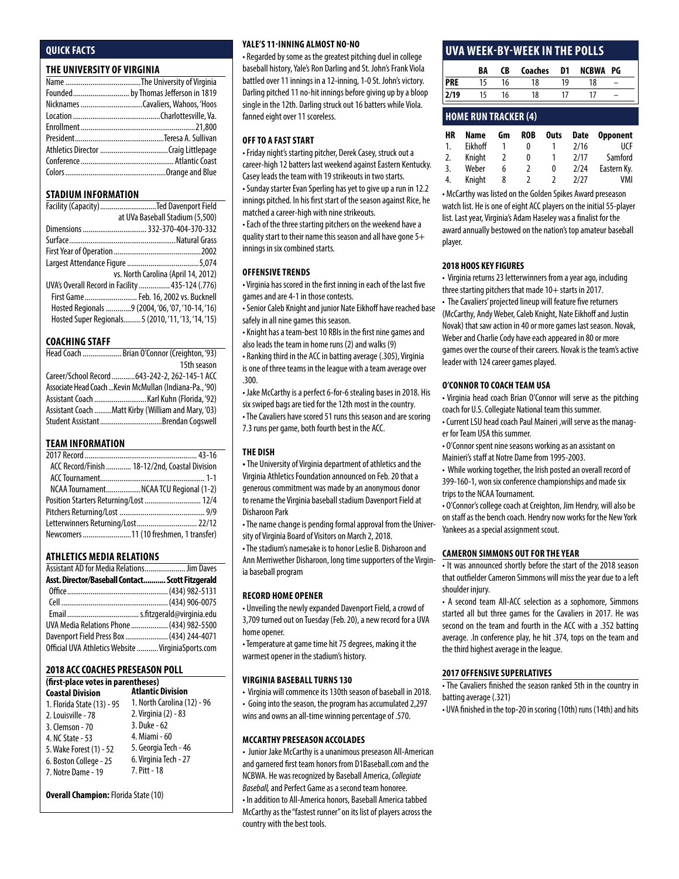## QUICK FACTS

### THE UNIVERSITY OF VIRGINIA

| | |
|---|---|
| Name | The University of Virginia |
| Founded | by Thomas Jefferson in 1819 |
| Nicknames | Cavaliers, Wahoos, 'Hoos |
| Location | Charlottesville, Va. |
| Enrollment | 21,800 |
| President | Teresa A. Sullivan |
| Athletics Director | Craig Littlepage |
| Conference | Atlantic Coast |
| Colors | Orange and Blue |

### STADIUM INFORMATION

| | |
|---|---|
| Facility (Capacity) | Ted Davenport Field at UVa Baseball Stadium (5,500) |
| Dimensions | 332-370-404-370-332 |
| Surface | Natural Grass |
| First Year of Operation | 2002 |
| Largest Attendance Figure | 5,074 vs. North Carolina (April 14, 2012) |
| UVA's Overall Record in Facility | 435-124 (.776) |
| First Game | Feb. 16, 2002 vs. Bucknell |
| Hosted Regionals | 9 (2004, '06, '07, '10-14, '16) |
| Hosted Super Regionals | 5 (2010, '11, '13, '14, '15) |

### COACHING STAFF

| | |
|---|---|
| Head Coach | Brian O'Connor (Creighton, '93) 15th season |
| Career/School Record | 643-242-2, 262-145-1 ACC |
| Associate Head Coach | Kevin McMullan (Indiana-Pa., '90) |
| Assistant Coach | Karl Kuhn (Florida, '92) |
| Assistant Coach | Matt Kirby (William and Mary, '03) |
| Student Assistant | Brendan Cogswell |

### TEAM INFORMATION

| | |
|---|---|
| 2017 Record | 43-16 |
| ACC Record/Finish | 18-12/2nd, Coastal Division |
| ACC Tournament | 1-1 |
| NCAA Tournament | NCAA TCU Regional (1-2) |
| Position Starters Returning/Lost | 12/4 |
| Pitchers Returning/Lost | 9/9 |
| Letterwinners Returning/Lost | 22/12 |
| Newcomers | 11 (10 freshmen, 1 transfer) |

### ATHLETICS MEDIA RELATIONS

| | |
|---|---|
| Assistant AD for Media Relations | Jim Daves |
| **Asst. Director/Baseball Contact** | **Scott Fitzgerald** |
| Office | (434) 982-5131 |
| Cell | (434) 906-0075 |
| Email | s.fitzgerald@virginia.edu |
| UVA Media Relations Phone | (434) 982-5500 |
| Davenport Field Press Box | (434) 244-4071 |
| Official UVA Athletics Website | VirginiaSports.com |

### 2018 ACC COACHES PRESEASON POLL
**(first-place votes in parentheses)**

| Coastal Division | Atlantic Division |
|---|---|
| 1. Florida State (13) - 95 | 1. North Carolina (12) - 96 |
| 2. Louisville - 78 | 2. Virginia (2) - 83 |
| 3. Clemson - 70 | 3. Duke - 62 |
| 4. NC State - 53 | 4. Miami - 60 |
| 5. Wake Forest (1) - 52 | 5. Georgia Tech - 46 |
| 6. Boston College - 25 | 6. Virginia Tech - 27 |
| 7. Notre Dame - 19 | 7. Pitt - 18 |

**Overall Champion:** Florida State (10)

### YALE'S 11-INNING ALMOST NO-NO

• Regarded by some as the greatest pitching duel in college baseball history, Yale's Ron Darling and St. John's Frank Viola battled over 11 innings in a 12-inning, 1-0 St. John's victory. Darling pitched 11 no-hit innings before giving up by a bloop single in the 12th. Darling struck out 16 batters while Viola. fanned eight over 11 scoreless.

### OFF TO A FAST START

• Friday night's starting pitcher, Derek Casey, struck out a career-high 12 batters last weekend against Eastern Kentucky. Casey leads the team with 19 strikeouts in two starts.

• Sunday starter Evan Sperling has yet to give up a run in 12.2 innings pitched. In his first start of the season against Rice, he matched a career-high with nine strikeouts.

• Each of the three starting pitchers on the weekend have a quality start to their name this season and all have gone 5+ innings in six combined starts.

### OFFENSIVE TRENDS

• Virginia has scored in the first inning in each of the last five games and are 4-1 in those contests.

• Senior Caleb Knight and junior Nate Eikhoff have reached base safely in all nine games this season.

• Knight has a team-best 10 RBIs in the first nine games and also leads the team in home runs (2) and walks (9)

• Ranking third in the ACC in batting average (.305), Virginia is one of three teams in the league with a team average over .300.

• Jake McCarthy is a perfect 6-for-6 stealing bases in 2018. His six swiped bags are tied for the 12th most in the country.

• The Cavaliers have scored 51 runs this season and are scoring 7.3 runs per game, both fourth best in the ACC.

### THE DISH

• The University of Virginia department of athletics and the Virginia Athletics Foundation announced on Feb. 20 that a generous commitment was made by an anonymous donor to rename the Virginia baseball stadium Davenport Field at Disharoon Park

• The name change is pending formal approval from the University of Virginia Board of Visitors on March 2, 2018.

• The stadium's namesake is to honor Leslie B. Disharoon and Ann Merriwether Disharoon, long time supporters of the Virginia baseball program

### RECORD HOME OPENER

• Unveiling the newly expanded Davenport Field, a crowd of 3,709 turned out on Tuesday (Feb. 20), a new record for a UVA home opener.

• Temperature at game time hit 75 degrees, making it the warmest opener in the stadium's history.

### VIRGINIA BASEBALL TURNS 130

• Virginia will commence its 130th season of baseball in 2018.

• Going into the season, the program has accumulated 2,297 wins and owns an all-time winning percentage of .570.

### MCCARTHY PRESEASON ACCOLADES

• Junior Jake McCarthy is a unanimous preseason All-American and garnered first team honors from D1Baseball.com and the NCBWA. He was recognized by Baseball America, *Collegiate Baseball,* and Perfect Game as a second team honoree.

• In addition to All-America honors, Baseball America tabbed McCarthy as the "fastest runner" on its list of players across the country with the best tools.

## UVA WEEK-BY-WEEK IN THE POLLS

| | BA | CB | Coaches | D1 | NCBWA | PG |
|---|---|---|---|---|---|---|
| PRE | 15 | 16 | 18 | 19 | 18 | – |
| 2/19 | 15 | 16 | 18 | 17 | 17 | – |

## HOME RUN TRACKER (4)

| HR | Name | Gm | ROB | Outs | Date | Opponent |
|---|---|---|---|---|---|---|
| 1. | Eikhoff | 1 | 0 | 1 | 2/16 | UCF |
| 2. | Knight | 2 | 0 | 1 | 2/17 | Samford |
| 3. | Weber | 6 | 2 | 0 | 2/24 | Eastern Ky. |
| 4. | Knight | 8 | 2 | 2 | 2/27 | VMI |

• McCarthy was listed on the Golden Spikes Award preseason watch list. He is one of eight ACC players on the initial 55-player list. Last year, Virginia's Adam Haseley was a finalist for the award annually bestowed on the nation's top amateur baseball player.

### 2018 HOOS KEY FIGURES

• Virginia returns 23 letterwinners from a year ago, including three starting pitchers that made 10+ starts in 2017.

• The Cavaliers' projected lineup will feature five returners (McCarthy, Andy Weber, Caleb Knight, Nate Eikhoff and Justin Novak) that saw action in 40 or more games last season. Novak, Weber and Charlie Cody have each appeared in 80 or more games over the course of their careers. Novak is the team's active leader with 124 career games played.

### O'CONNOR TO COACH TEAM USA

• Virginia head coach Brian O'Connor will serve as the pitching coach for U.S. Collegiate National team this summer.

• Current LSU head coach Paul Maineri ,will serve as the manager for Team USA this summer.

• O'Connor spent nine seasons working as an assistant on Mainieri's staff at Notre Dame from 1995-2003.

• While working together, the Irish posted an overall record of 399-160-1, won six conference championships and made six trips to the NCAA Tournament.

• O'Connor's college coach at Creighton, Jim Hendry, will also be on staff as the bench coach. Hendry now works for the New York Yankees as a special assignment scout.

### CAMERON SIMMONS OUT FOR THE YEAR

• It was announced shortly before the start of the 2018 season that outfielder Cameron Simmons will miss the year due to a left shoulder injury.

• A second team All-ACC selection as a sophomore, Simmons started all but three games for the Cavaliers in 2017. He was second on the team and fourth in the ACC with a .352 batting average. .In conference play, he hit .374, tops on the team and the third highest average in the league.

### 2017 OFFENSIVE SUPERLATIVES

• The Cavaliers finished the season ranked 5th in the country in batting average (.321)

• UVA finished in the top-20 in scoring (10th) runs (14th) and hits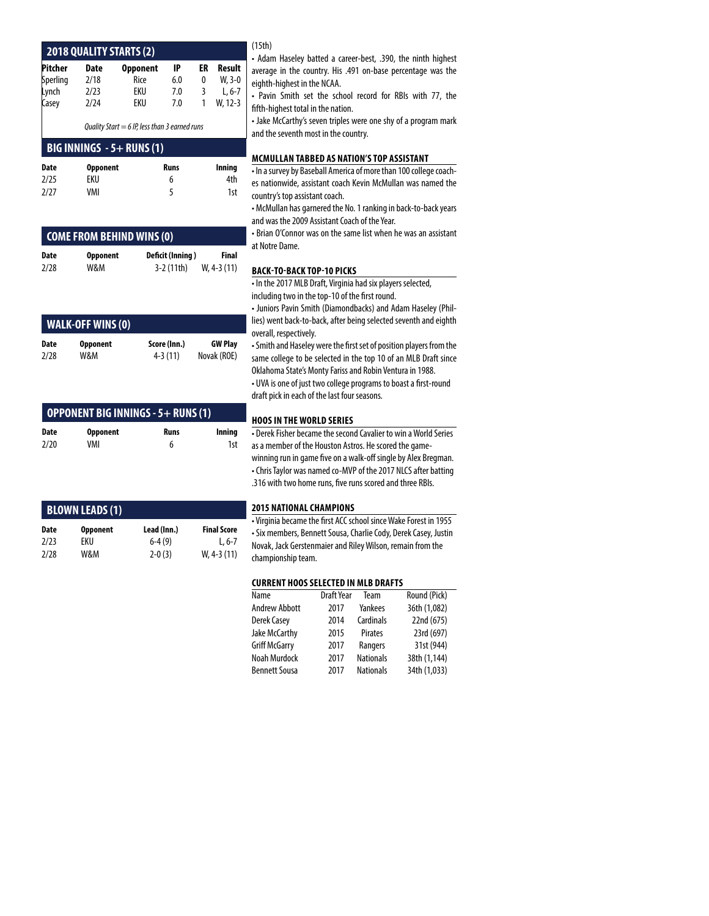## 2018 QUALITY STARTS (2)

| Pitcher | Date | Opponent | IP | ER | Result |
|---|---|---|---|---|---|
| Sperling | 2/18 | Rice | 6.0 | 0 | W, 3-0 |
| Lynch | 2/23 | EKU | 7.0 | 3 | L, 6-7 |
| Casey | 2/24 | EKU | 7.0 | 1 | W, 12-3 |

*Quality Start = 6 IP, less than 3 earned runs*

## BIG INNINGS - 5+ RUNS (1)

| Date | Opponent | Runs | Inning |
|---|---|---|---|
| 2/25 | EKU | 6 | 4th |
| 2/27 | VMI | 5 | 1st |

## COME FROM BEHIND WINS (0)

| Date | Opponent | Deficit (Inning ) | Final |
|---|---|---|---|
| 2/28 | W&M | 3-2 (11th) | W, 4-3 (11) |

## WALK-OFF WINS (0)

| Date | Opponent | Score (Inn.) | GW Play |
|---|---|---|---|
| 2/28 | W&M | 4-3 (11) | Novak (ROE) |

## OPPONENT BIG INNINGS - 5+ RUNS (1)

| Date | Opponent | Runs | Inning |
|---|---|---|---|
| 2/20 | VMI | 6 | 1st |

## BLOWN LEADS (1)

| Date | Opponent | Lead (Inn.) | Final Score |
|---|---|---|---|
| 2/23 | EKU | 6-4 (9) | L, 6-7 |
| 2/28 | W&M | 2-0 (3) | W, 4-3 (11) |

(15th)

• Adam Haseley batted a career-best, .390, the ninth highest average in the country. His .491 on-base percentage was the eighth-highest in the NCAA.

• Pavin Smith set the school record for RBIs with 77, the fifth-highest total in the nation.

• Jake McCarthy's seven triples were one shy of a program mark and the seventh most in the country.

### MCMULLAN TABBED AS NATION'S TOP ASSISTANT

• In a survey by Baseball America of more than 100 college coaches nationwide, assistant coach Kevin McMullan was named the country's top assistant coach.

• McMullan has garnered the No. 1 ranking in back-to-back years and was the 2009 Assistant Coach of the Year.

• Brian O'Connor was on the same list when he was an assistant at Notre Dame.

### BACK-TO-BACK TOP-10 PICKS

• In the 2017 MLB Draft, Virginia had six players selected, including two in the top-10 of the first round.

• Juniors Pavin Smith (Diamondbacks) and Adam Haseley (Phillies) went back-to-back, after being selected seventh and eighth overall, respectively.

• Smith and Haseley were the first set of position players from the same college to be selected in the top 10 of an MLB Draft since Oklahoma State's Monty Fariss and Robin Ventura in 1988.

• UVA is one of just two college programs to boast a first-round draft pick in each of the last four seasons.

### HOOS IN THE WORLD SERIES

• Derek Fisher became the second Cavalier to win a World Series as a member of the Houston Astros. He scored the game-winning run in game five on a walk-off single by Alex Bregman.

• Chris Taylor was named co-MVP of the 2017 NLCS after batting .316 with two home runs, five runs scored and three RBIs.

### 2015 NATIONAL CHAMPIONS

• Virginia became the first ACC school since Wake Forest in 1955

• Six members, Bennett Sousa, Charlie Cody, Derek Casey, Justin Novak, Jack Gerstenmaier and Riley Wilson, remain from the championship team.

### CURRENT HOOS SELECTED IN MLB DRAFTS

| Name | Draft Year | Team | Round (Pick) |
|---|---|---|---|
| Andrew Abbott | 2017 | Yankees | 36th (1,082) |
| Derek Casey | 2014 | Cardinals | 22nd (675) |
| Jake McCarthy | 2015 | Pirates | 23rd (697) |
| Griff McGarry | 2017 | Rangers | 31st (944) |
| Noah Murdock | 2017 | Nationals | 38th (1,144) |
| Bennett Sousa | 2017 | Nationals | 34th (1,033) |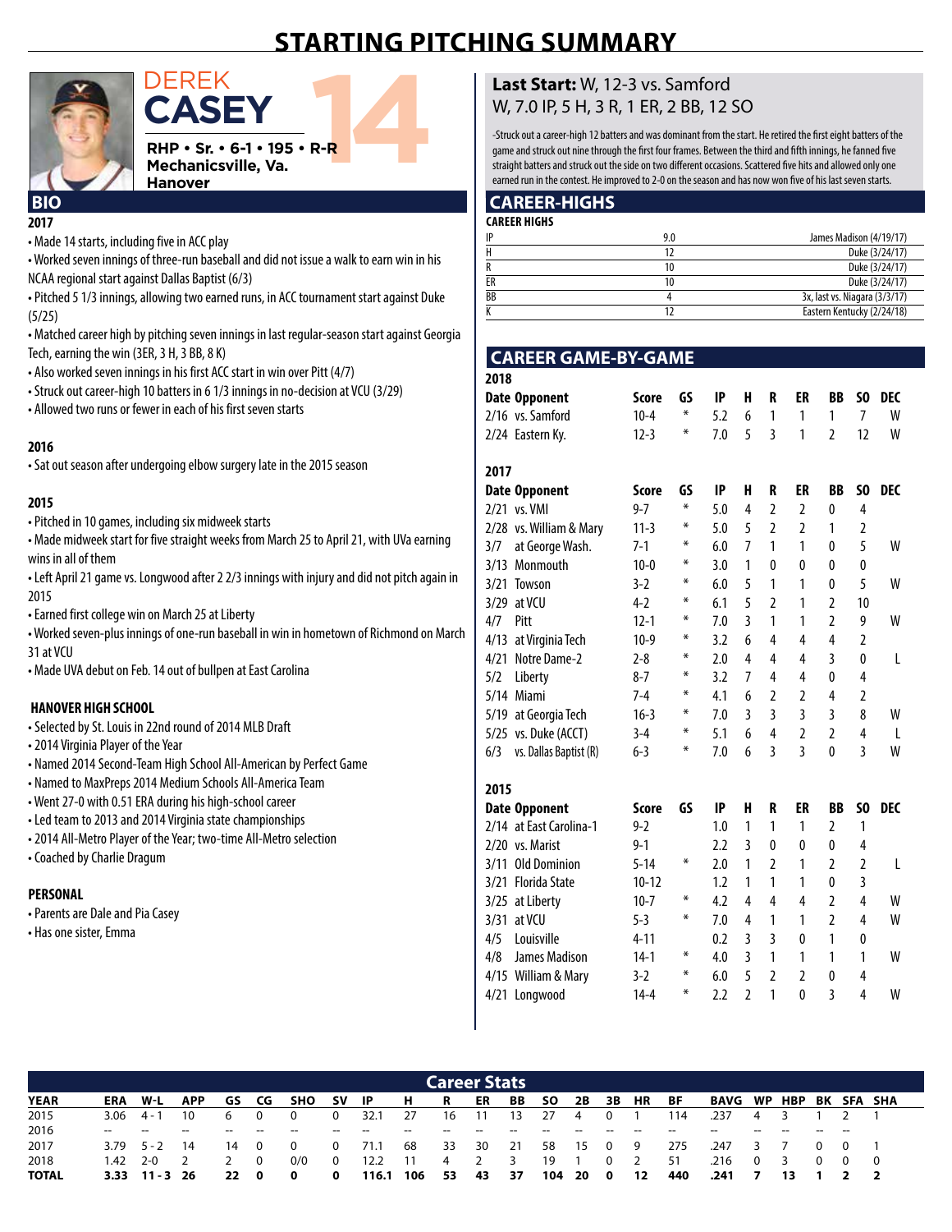# STARTING PITCHING SUMMARY

## DEREK CASEY 14

**RHP • Sr. • 6-1 • 195 • R-R**
**Mechanicsville, Va.**
**Hanover**

## BIO

**2017**

- Made 14 starts, including five in ACC play
- Worked seven innings of three-run baseball and did not issue a walk to earn win in his NCAA regional start against Dallas Baptist (6/3)
- Pitched 5 1/3 innings, allowing two earned runs, in ACC tournament start against Duke (5/25)
- Matched career high by pitching seven innings in last regular-season start against Georgia Tech, earning the win (3ER, 3 H, 3 BB, 8 K)
- Also worked seven innings in his first ACC start in win over Pitt (4/7)
- Struck out career-high 10 batters in 6 1/3 innings in no-decision at VCU (3/29)
- Allowed two runs or fewer in each of his first seven starts

**2016**

- Sat out season after undergoing elbow surgery late in the 2015 season

**2015**

- Pitched in 10 games, including six midweek starts
- Made midweek start for five straight weeks from March 25 to April 21, with UVa earning wins in all of them
- Left April 21 game vs. Longwood after 2 2/3 innings with injury and did not pitch again in 2015
- Earned first college win on March 25 at Liberty
- Worked seven-plus innings of one-run baseball in win in hometown of Richmond on March 31 at VCU
- Made UVA debut on Feb. 14 out of bullpen at East Carolina

**HANOVER HIGH SCHOOL**

- Selected by St. Louis in 22nd round of 2014 MLB Draft
- 2014 Virginia Player of the Year
- Named 2014 Second-Team High School All-American by Perfect Game
- Named to MaxPreps 2014 Medium Schools All-America Team
- Went 27-0 with 0.51 ERA during his high-school career
- Led team to 2013 and 2014 Virginia state championships
- 2014 All-Metro Player of the Year; two-time All-Metro selection
- Coached by Charlie Dragum

**PERSONAL**

- Parents are Dale and Pia Casey
- Has one sister, Emma

**Last Start:** W, 12-3 vs. Samford
W, 7.0 IP, 5 H, 3 R, 1 ER, 2 BB, 12 SO

-Struck out a career-high 12 batters and was dominant from the start. He retired the first eight batters of the game and struck out nine through the first four frames. Between the third and fifth innings, he fanned five straight batters and struck out the side on two different occasions. Scattered five hits and allowed only one earned run in the contest. He improved to 2-0 on the season and has now won five of his last seven starts.

## CAREER-HIGHS

| CAREER HIGHS | | |
|---|---|---|
| IP | 9.0 | James Madison (4/19/17) |
| H | 12 | Duke (3/24/17) |
| R | 10 | Duke (3/24/17) |
| ER | 10 | Duke (3/24/17) |
| BB | 4 | 3x, last vs. Niagara (3/3/17) |
| K | 12 | Eastern Kentucky (2/24/18) |

## CAREER GAME-BY-GAME

**2018**

| Date | Opponent | Score | GS | IP | H | R | ER | BB | SO | DEC |
|---|---|---|---|---|---|---|---|---|---|---|
| 2/16 | vs. Samford | 10-4 | * | 5.2 | 6 | 1 | 1 | 1 | 7 | W |
| 2/24 | Eastern Ky. | 12-3 | * | 7.0 | 5 | 3 | 1 | 2 | 12 | W |

**2017**

| Date | Opponent | Score | GS | IP | H | R | ER | BB | SO | DEC |
|---|---|---|---|---|---|---|---|---|---|---|
| 2/21 | vs. VMI | 9-7 | * | 5.0 | 4 | 2 | 2 | 0 | 4 | |
| 2/28 | vs. William & Mary | 11-3 | * | 5.0 | 5 | 2 | 2 | 1 | 2 | |
| 3/7 | at George Wash. | 7-1 | * | 6.0 | 7 | 1 | 1 | 0 | 5 | W |
| 3/13 | Monmouth | 10-0 | * | 3.0 | 1 | 0 | 0 | 0 | 0 | |
| 3/21 | Towson | 3-2 | * | 6.0 | 5 | 1 | 1 | 0 | 5 | W |
| 3/29 | at VCU | 4-2 | * | 6.1 | 5 | 2 | 1 | 2 | 10 | |
| 4/7 | Pitt | 12-1 | * | 7.0 | 3 | 1 | 1 | 2 | 9 | W |
| 4/13 | at Virginia Tech | 10-9 | * | 3.2 | 6 | 4 | 4 | 4 | 2 | |
| 4/21 | Notre Dame-2 | 2-8 | * | 2.0 | 4 | 4 | 4 | 3 | 0 | L |
| 5/2 | Liberty | 8-7 | * | 3.2 | 7 | 4 | 4 | 0 | 4 | |
| 5/14 | Miami | 7-4 | * | 4.1 | 6 | 2 | 2 | 4 | 2 | |
| 5/19 | at Georgia Tech | 16-3 | * | 7.0 | 3 | 3 | 3 | 3 | 8 | W |
| 5/25 | vs. Duke (ACCT) | 3-4 | * | 5.1 | 6 | 4 | 2 | 2 | 4 | L |
| 6/3 | vs. Dallas Baptist (R) | 6-3 | * | 7.0 | 6 | 3 | 3 | 0 | 3 | W |

**2015**

| Date | Opponent | Score | GS | IP | H | R | ER | BB | SO | DEC |
|---|---|---|---|---|---|---|---|---|---|---|
| 2/14 | at East Carolina-1 | 9-2 | | 1.0 | 1 | 1 | 1 | 2 | 1 | |
| 2/20 | vs. Marist | 9-1 | | 2.2 | 3 | 0 | 0 | 0 | 4 | |
| 3/11 | Old Dominion | 5-14 | * | 2.0 | 1 | 2 | 1 | 2 | 2 | L |
| 3/21 | Florida State | 10-12 | | 1.2 | 1 | 1 | 1 | 0 | 3 | |
| 3/25 | at Liberty | 10-7 | * | 4.2 | 4 | 4 | 4 | 2 | 4 | W |
| 3/31 | at VCU | 5-3 | * | 7.0 | 4 | 1 | 1 | 2 | 4 | W |
| 4/5 | Louisville | 4-11 | | 0.2 | 3 | 3 | 0 | 1 | 0 | |
| 4/8 | James Madison | 14-1 | * | 4.0 | 3 | 1 | 1 | 1 | 1 | W |
| 4/15 | William & Mary | 3-2 | * | 6.0 | 5 | 2 | 2 | 0 | 4 | |
| 4/21 | Longwood | 14-4 | * | 2.2 | 2 | 1 | 0 | 3 | 4 | W |

## Career Stats

| YEAR | ERA | W-L | APP | GS | CG | SHO | SV | IP | H | R | ER | BB | SO | 2B | 3B | HR | BF | BAVG | WP | HBP | BK | SFA | SHA |
|---|---|---|---|---|---|---|---|---|---|---|---|---|---|---|---|---|---|---|---|---|---|---|---|
| 2015 | 3.06 | 4 - 1 | 10 | 6 | 0 | 0 | 0 | 32.1 | 27 | 16 | 11 | 13 | 27 | 4 | 0 | 1 | 114 | .237 | 4 | 3 | 1 | 2 | 1 |
| 2016 | -- | -- | -- | -- | -- | -- | -- | -- | -- | -- | -- | -- | -- | -- | -- | -- | -- | -- | -- | -- | -- | -- | |
| 2017 | 3.79 | 5 - 2 | 14 | 14 | 0 | 0 | 0 | 71.1 | 68 | 33 | 30 | 21 | 58 | 15 | 0 | 9 | 275 | .247 | 3 | 7 | 0 | 0 | 1 |
| 2018 | 1.42 | 2-0 | 2 | 2 | 0 | 0/0 | 0 | 12.2 | 11 | 4 | 2 | 3 | 19 | 1 | 0 | 2 | 51 | .216 | 0 | 3 | 0 | 0 | 0 |
| **TOTAL** | **3.33** | **11 - 3** | **26** | **22** | **0** | **0** | **0** | **116.1** | **106** | **53** | **43** | **37** | **104** | **20** | **0** | **12** | **440** | **.241** | **7** | **13** | **1** | **2** | **2** |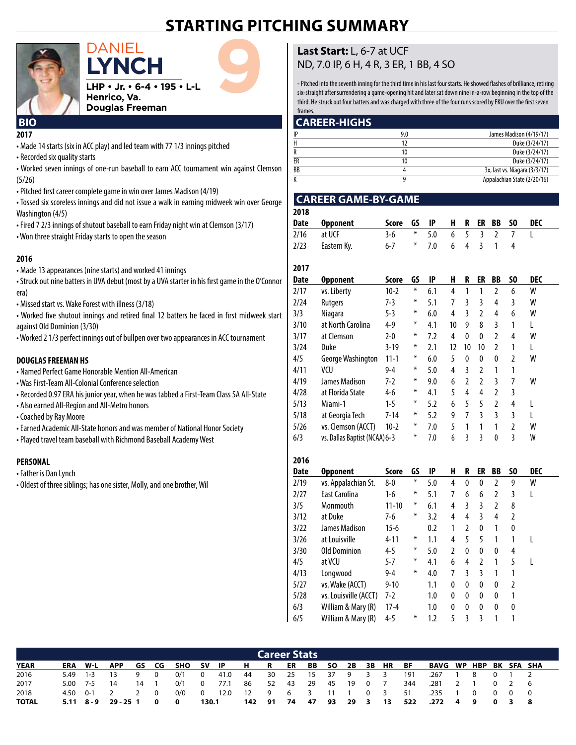# STARTING PITCHING SUMMARY

## DANIEL LYNCH 9

**LHP • Jr. • 6-4 • 195 • L-L**
**Henrico, Va.**
**Douglas Freeman**

## BIO

### 2017

- Made 14 starts (six in ACC play) and led team with 77 1/3 innings pitched
- Recorded six quality starts
- Worked seven innings of one-run baseball to earn ACC tournament win against Clemson (5/26)
- Pitched first career complete game in win over James Madison (4/19)
- Tossed six scoreless innings and did not issue a walk in earning midweek win over George Washington (4/5)
- Fired 7 2/3 innings of shutout baseball to earn Friday night win at Clemson (3/17)
- Won three straight Friday starts to open the season

### 2016

- Made 13 appearances (nine starts) and worked 41 innings
- Struck out nine batters in UVA debut (most by a UVA starter in his first game in the O'Connor era)
- Missed start vs. Wake Forest with illness (3/18)
- Worked five shutout innings and retired final 12 batters he faced in first midweek start against Old Dominion (3/30)
- Worked 2 1/3 perfect innings out of bullpen over two appearances in ACC tournament

### DOUGLAS FREEMAN HS

- Named Perfect Game Honorable Mention All-American
- Was First-Team All-Colonial Conference selection
- Recorded 0.97 ERA his junior year, when he was tabbed a First-Team Class 5A All-State
- Also earned All-Region and All-Metro honors
- Coached by Ray Moore
- Earned Academic All-State honors and was member of National Honor Society
- Played travel team baseball with Richmond Baseball Academy West

### PERSONAL

- Father is Dan Lynch
- Oldest of three siblings; has one sister, Molly, and one brother, Wil

**Last Start:** L, 6-7 at UCF
ND, 7.0 IP, 6 H, 4 R, 3 ER, 1 BB, 4 SO

- Pitched into the seventh inning for the third time in his last four starts. He showed flashes of brilliance, retiring six-straight after surrendering a game-opening hit and later sat down nine in-a-row beginning in the top of the third. He struck out four batters and was charged with three of the four runs scored by EKU over the first seven frames.

## CAREER-HIGHS

| | | |
|---|---|---|
| IP | 9.0 | James Madison (4/19/17) |
| H | 12 | Duke (3/24/17) |
| R | 10 | Duke (3/24/17) |
| ER | 10 | Duke (3/24/17) |
| BB | 4 | 3x, last vs. Niagara (3/3/17) |
| K | 9 | Appalachian State (2/20/16) |

## CAREER GAME-BY-GAME

### 2018

| Date | Opponent | Score | GS | IP | H | R | ER | BB | SO | DEC |
|---|---|---|---|---|---|---|---|---|---|---|
| 2/16 | at UCF | 3-6 | * | 5.0 | 6 | 5 | 3 | 2 | 7 | L |
| 2/23 | Eastern Ky. | 6-7 | * | 7.0 | 6 | 4 | 3 | 1 | 4 | |

### 2017

| Date | Opponent | Score | GS | IP | H | R | ER | BB | SO | DEC |
|---|---|---|---|---|---|---|---|---|---|---|
| 2/17 | vs. Liberty | 10-2 | * | 6.1 | 4 | 1 | 1 | 2 | 6 | W |
| 2/24 | Rutgers | 7-3 | * | 5.1 | 7 | 3 | 3 | 4 | 3 | W |
| 3/3 | Niagara | 5-3 | * | 6.0 | 4 | 3 | 2 | 4 | 6 | W |
| 3/10 | at North Carolina | 4-9 | * | 4.1 | 10 | 9 | 8 | 3 | 1 | L |
| 3/17 | at Clemson | 2-0 | * | 7.2 | 4 | 0 | 0 | 2 | 4 | W |
| 3/24 | Duke | 3-19 | * | 2.1 | 12 | 10 | 10 | 2 | 1 | L |
| 4/5 | George Washington | 11-1 | * | 6.0 | 5 | 0 | 0 | 0 | 2 | W |
| 4/11 | VCU | 9-4 | * | 5.0 | 4 | 3 | 2 | 1 | 1 | |
| 4/19 | James Madison | 7-2 | * | 9.0 | 6 | 2 | 2 | 3 | 7 | W |
| 4/28 | at Florida State | 4-6 | * | 4.1 | 5 | 4 | 4 | 2 | 3 | |
| 5/13 | Miami-1 | 1-5 | * | 5.2 | 6 | 5 | 5 | 2 | 4 | L |
| 5/18 | at Georgia Tech | 7-14 | * | 5.2 | 9 | 7 | 3 | 3 | 3 | L |
| 5/26 | vs. Clemson (ACCT) | 10-2 | * | 7.0 | 5 | 1 | 1 | 1 | 2 | W |
| 6/3 | vs. Dallas Baptist (NCAA) | 6-3 | * | 7.0 | 6 | 3 | 3 | 0 | 3 | W |

### 2016

| Date | Opponent | Score | GS | IP | H | R | ER | BB | SO | DEC |
|---|---|---|---|---|---|---|---|---|---|---|
| 2/19 | vs. Appalachian St. | 8-0 | * | 5.0 | 4 | 0 | 0 | 2 | 9 | W |
| 2/27 | East Carolina | 1-6 | * | 5.1 | 7 | 6 | 6 | 2 | 3 | L |
| 3/5 | Monmouth | 11-10 | * | 6.1 | 4 | 3 | 3 | 2 | 8 | |
| 3/12 | at Duke | 7-6 | * | 3.2 | 4 | 4 | 3 | 4 | 2 | |
| 3/22 | James Madison | 15-6 | | 0.2 | 1 | 2 | 0 | 1 | 0 | |
| 3/26 | at Louisville | 4-11 | * | 1.1 | 4 | 5 | 5 | 1 | 1 | L |
| 3/30 | Old Dominion | 4-5 | * | 5.0 | 2 | 0 | 0 | 0 | 4 | |
| 4/5 | at VCU | 5-7 | * | 4.1 | 6 | 4 | 2 | 1 | 5 | L |
| 4/13 | Longwood | 9-4 | * | 4.0 | 7 | 3 | 3 | 1 | 1 | |
| 5/27 | vs. Wake (ACCT) | 9-10 | | 1.1 | 0 | 0 | 0 | 0 | 2 | |
| 5/28 | vs. Louisville (ACCT) | 7-2 | | 1.0 | 0 | 0 | 0 | 0 | 1 | |
| 6/3 | William & Mary (R) | 17-4 | | 1.0 | 0 | 0 | 0 | 0 | 0 | |
| 6/5 | William & Mary (R) | 4-5 | * | 1.2 | 5 | 3 | 3 | 1 | 1 | |

## Career Stats

| YEAR | ERA | W-L | APP | GS | CG | SHO | SV | IP | H | R | ER | BB | SO | 2B | 3B | HR | BF | BAVG | WP | HBP | BK | SFA | SHA |
|---|---|---|---|---|---|---|---|---|---|---|---|---|---|---|---|---|---|---|---|---|---|---|---|
| 2016 | 5.49 | 1-3 | 13 | 9 | 0 | 0/1 | 0 | 41.0 | 44 | 30 | 25 | 15 | 37 | 9 | 3 | 3 | 191 | .267 | 1 | 8 | 0 | 1 | 2 |
| 2017 | 5.00 | 7-5 | 14 | 14 | 1 | 0/1 | 0 | 77.1 | 86 | 52 | 43 | 29 | 45 | 19 | 0 | 7 | 344 | .281 | 2 | 1 | 0 | 2 | 6 |
| 2018 | 4.50 | 0-1 | 2 | 2 | 0 | 0/0 | 0 | 12.0 | 12 | 9 | 6 | 3 | 11 | 1 | 0 | 3 | 51 | .235 | 1 | 0 | 0 | 0 | 0 |
| **TOTAL** | **5.11** | **8-9** | **29-25** | **1** | **0** | **0** | | **130.1** | **142** | **91** | **74** | **47** | **93** | **29** | **3** | **13** | **522** | **.272** | **4** | **9** | **0** | **3** | **8** |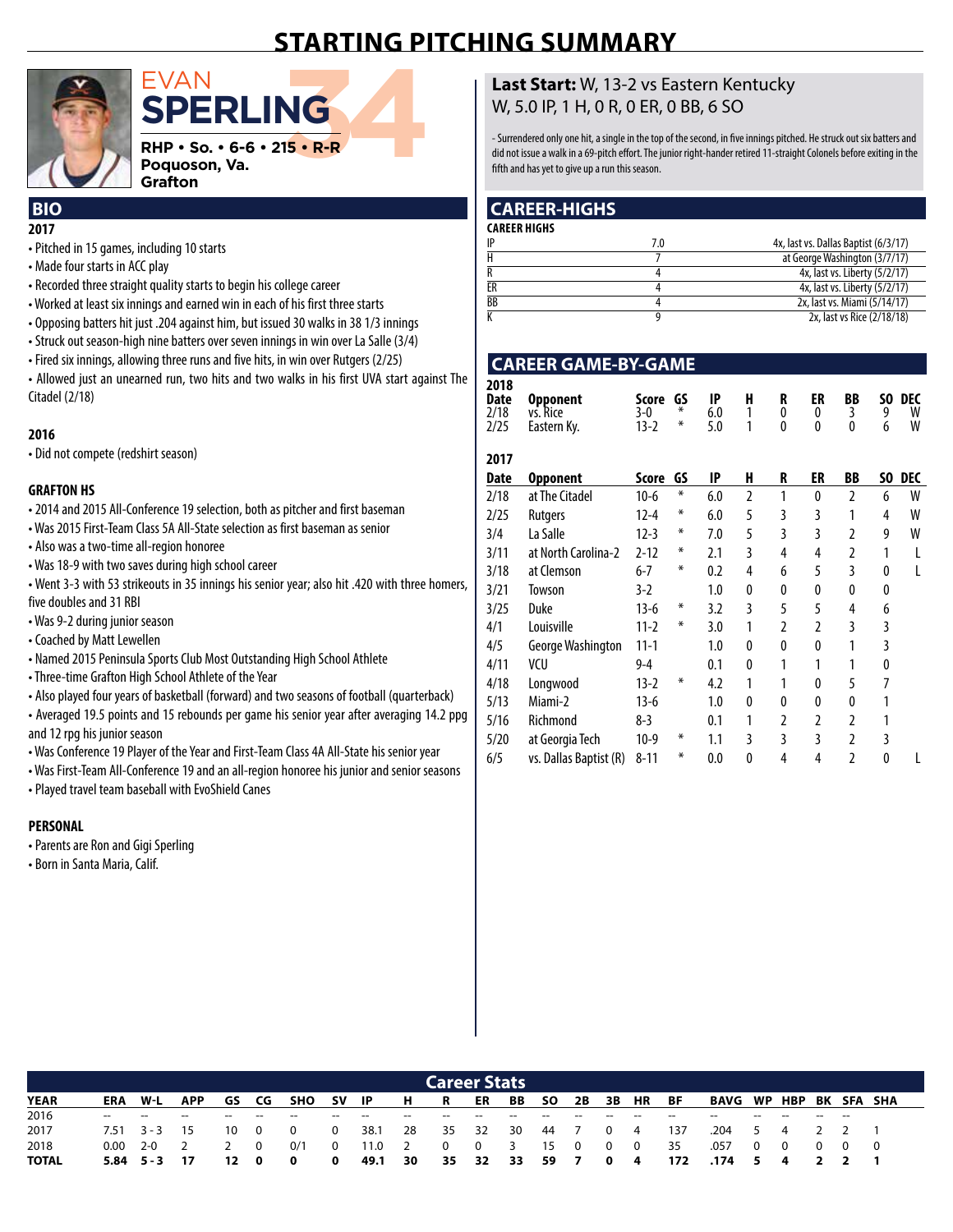# STARTING PITCHING SUMMARY

EVAN
**SPERLING** 34

**RHP • So. • 6-6 • 215 • R-R**
**Poquoson, Va.**
**Grafton**

## BIO

**2017**

- Pitched in 15 games, including 10 starts
- Made four starts in ACC play
- Recorded three straight quality starts to begin his college career
- Worked at least six innings and earned win in each of his first three starts
- Opposing batters hit just .204 against him, but issued 30 walks in 38 1/3 innings
- Struck out season-high nine batters over seven innings in win over La Salle (3/4)
- Fired six innings, allowing three runs and five hits, in win over Rutgers (2/25)
- Allowed just an unearned run, two hits and two walks in his first UVA start against The Citadel (2/18)

**2016**

- Did not compete (redshirt season)

**GRAFTON HS**

- 2014 and 2015 All-Conference 19 selection, both as pitcher and first baseman
- Was 2015 First-Team Class 5A All-State selection as first baseman as senior
- Also was a two-time all-region honoree
- Was 18-9 with two saves during high school career
- Went 3-3 with 53 strikeouts in 35 innings his senior year; also hit .420 with three homers, five doubles and 31 RBI
- Was 9-2 during junior season
- Coached by Matt Lewellen
- Named 2015 Peninsula Sports Club Most Outstanding High School Athlete
- Three-time Grafton High School Athlete of the Year
- Also played four years of basketball (forward) and two seasons of football (quarterback)
- Averaged 19.5 points and 15 rebounds per game his senior year after averaging 14.2 ppg and 12 rpg his junior season
- Was Conference 19 Player of the Year and First-Team Class 4A All-State his senior year
- Was First-Team All-Conference 19 and an all-region honoree his junior and senior seasons
- Played travel team baseball with EvoShield Canes

**PERSONAL**

- Parents are Ron and Gigi Sperling
- Born in Santa Maria, Calif.

**Last Start:** W, 13-2 vs Eastern Kentucky
W, 5.0 IP, 1 H, 0 R, 0 ER, 0 BB, 6 SO

- Surrendered only one hit, a single in the top of the second, in five innings pitched. He struck out six batters and did not issue a walk in a 69-pitch effort. The junior right-hander retired 11-straight Colonels before exiting in the fifth and has yet to give up a run this season.

## CAREER-HIGHS

| CAREER HIGHS | | |
|---|---|---|
| IP | 7.0 | 4x, last vs. Dallas Baptist (6/3/17) |
| H | 7 | at George Washington (3/7/17) |
| R | 4 | 4x, last vs. Liberty (5/2/17) |
| ER | 4 | 4x, last vs. Liberty (5/2/17) |
| BB | 4 | 2x, last vs. Miami (5/14/17) |
| K | 9 | 2x, last vs Rice (2/18/18) |

## CAREER GAME-BY-GAME

**2018**

| Date | Opponent | Score | GS | IP | H | R | ER | BB | SO | DEC |
|---|---|---|---|---|---|---|---|---|---|---|
| 2/18 | vs. Rice | 3-0 | * | 6.0 | 1 | 0 | 0 | 3 | 9 | W |
| 2/25 | Eastern Ky. | 13-2 | * | 5.0 | 1 | 0 | 0 | 0 | 6 | W |

**2017**

| Date | Opponent | Score | GS | IP | H | R | ER | BB | SO | DEC |
|---|---|---|---|---|---|---|---|---|---|---|
| 2/18 | at The Citadel | 10-6 | * | 6.0 | 2 | 1 | 0 | 2 | 6 | W |
| 2/25 | Rutgers | 12-4 | * | 6.0 | 5 | 3 | 3 | 1 | 4 | W |
| 3/4 | La Salle | 12-3 | * | 7.0 | 5 | 3 | 3 | 2 | 9 | W |
| 3/11 | at North Carolina-2 | 2-12 | * | 2.1 | 3 | 4 | 4 | 2 | 1 | L |
| 3/18 | at Clemson | 6-7 | * | 0.2 | 4 | 6 | 5 | 3 | 0 | L |
| 3/21 | Towson | 3-2 | | 1.0 | 0 | 0 | 0 | 0 | 0 | |
| 3/25 | Duke | 13-6 | * | 3.2 | 3 | 5 | 5 | 4 | 6 | |
| 4/1 | Louisville | 11-2 | * | 3.0 | 1 | 2 | 2 | 3 | 3 | |
| 4/5 | George Washington | 11-1 | | 1.0 | 0 | 0 | 0 | 1 | 3 | |
| 4/11 | VCU | 9-4 | | 0.1 | 0 | 1 | 1 | 1 | 0 | |
| 4/18 | Longwood | 13-2 | * | 4.2 | 1 | 1 | 0 | 5 | 7 | |
| 5/13 | Miami-2 | 13-6 | | 1.0 | 0 | 0 | 0 | 0 | 1 | |
| 5/16 | Richmond | 8-3 | | 0.1 | 1 | 2 | 2 | 2 | 1 | |
| 5/20 | at Georgia Tech | 10-9 | * | 1.1 | 3 | 3 | 3 | 2 | 3 | |
| 6/5 | vs. Dallas Baptist (R) | 8-11 | * | 0.0 | 0 | 4 | 4 | 2 | 0 | L |

## Career Stats

| YEAR | ERA | W-L | APP | GS | CG | SHO | SV | IP | H | R | ER | BB | SO | 2B | 3B | HR | BF | BAVG | WP | HBP | BK | SFA | SHA |
|---|---|---|---|---|---|---|---|---|---|---|---|---|---|---|---|---|---|---|---|---|---|---|---|
| 2016 | -- | -- | -- | -- | -- | -- | -- | -- | -- | -- | -- | -- | -- | -- | -- | -- | -- | -- | -- | -- | -- | -- | |
| 2017 | 7.51 | 3 - 3 | 15 | 10 | 0 | 0 | 0 | 38.1 | 28 | 35 | 32 | 30 | 44 | 7 | 0 | 4 | 137 | .204 | 5 | 4 | 2 | 2 | 1 |
| 2018 | 0.00 | 2-0 | 2 | 2 | 0 | 0/1 | 0 | 11.0 | 2 | 0 | 0 | 3 | 15 | 0 | 0 | 0 | 35 | .057 | 0 | 0 | 0 | 0 | 0 |
| **TOTAL** | **5.84** | **5 - 3** | **17** | **12** | **0** | **0** | **0** | **49.1** | **30** | **35** | **32** | **33** | **59** | **7** | **0** | **4** | **172** | **.174** | **5** | **4** | **2** | **2** | **1** |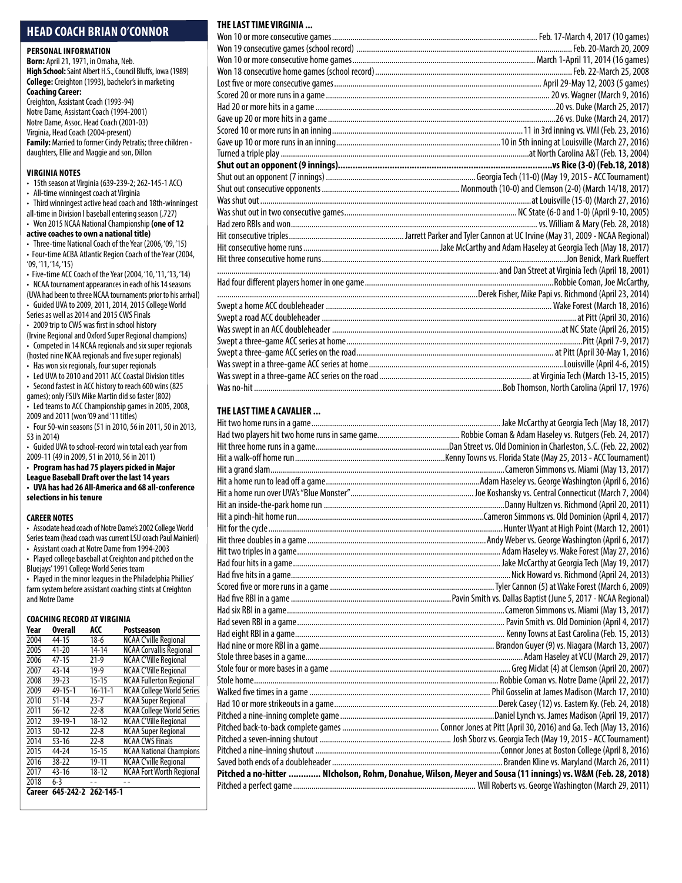## HEAD COACH BRIAN O'CONNOR

### PERSONAL INFORMATION

**Born:** April 21, 1971, in Omaha, Neb.
**High School:** Saint Albert H.S., Council Bluffs, Iowa (1989)
**College:** Creighton (1993), bachelor's in marketing
**Coaching Career:**
Creighton, Assistant Coach (1993-94)
Notre Dame, Assistant Coach (1994-2001)
Notre Dame, Assoc. Head Coach (2001-03)
Virginia, Head Coach (2004-present)
**Family:** Married to former Cindy Petratis; three children - daughters, Ellie and Maggie and son, Dillon

### VIRGINIA NOTES

- 15th season at Virginia (639-239-2; 262-145-1 ACC)
- All-time winningest coach at Virginia
- Third winningest active head coach and 18th-winningest all-time in Division I baseball entering season (.727)
- Won 2015 NCAA National Championship **(one of 12 active coaches to own a national title)**
- Three-time National Coach of the Year (2006, '09, '15)
- Four-time ACBA Atlantic Region Coach of the Year (2004, '09, '11, '14, '15)
- Five-time ACC Coach of the Year (2004, '10, '11, '13, '14)
- NCAA tournament appearances in each of his 14 seasons (UVA had been to three NCAA tournaments prior to his arrival)
- Guided UVA to 2009, 2011, 2014, 2015 College World Series as well as 2014 and 2015 CWS Finals
- 2009 trip to CWS was first in school history (Irvine Regional and Oxford Super Regional champions)
- Competed in 14 NCAA regionals and six super regionals (hosted nine NCAA regionals and five super regionals)
- Has won six regionals, four super regionals
- Led UVA to 2010 and 2011 ACC Coastal Division titles
- Second fastest in ACC history to reach 600 wins (825 games); only FSU's Mike Martin did so faster (802)
- Led teams to ACC Championship games in 2005, 2008, 2009 and 2011 (won '09 and '11 titles)
- Four 50-win seasons (51 in 2010, 56 in 2011, 50 in 2013, 53 in 2014)
- Guided UVA to school-record win total each year from 2009-11 (49 in 2009, 51 in 2010, 56 in 2011)
- **Program has had 75 players picked in Major League Baseball Draft over the last 14 years**
- **UVA has had 26 All-America and 68 all-conference selections in his tenure**

### CAREER NOTES

- Associate head coach of Notre Dame's 2002 College World Series team (head coach was current LSU coach Paul Mainieri)
- Assistant coach at Notre Dame from 1994-2003
- Played college baseball at Creighton and pitched on the Bluejays' 1991 College World Series team
- Played in the minor leagues in the Philadelphia Phillies' farm system before assistant coaching stints at Creighton and Notre Dame

### COACHING RECORD AT VIRGINIA

| Year | Overall | ACC | Postseason |
|---|---|---|---|
| 2004 | 44-15 | 18-6 | NCAA C'ville Regional |
| 2005 | 41-20 | 14-14 | NCAA Corvallis Regional |
| 2006 | 47-15 | 21-9 | NCAA C'Ville Regional |
| 2007 | 43-14 | 19-9 | NCAA C'Ville Regional |
| 2008 | 39-23 | 15-15 | NCAA Fullerton Regional |
| 2009 | 49-15-1 | 16-11-1 | NCAA College World Series |
| 2010 | 51-14 | 23-7 | NCAA Super Regional |
| 2011 | 56-12 | 22-8 | NCAA College World Series |
| 2012 | 39-19-1 | 18-12 | NCAA C'Ville Regional |
| 2013 | 50-12 | 22-8 | NCAA Super Regional |
| 2014 | 53-16 | 22-8 | NCAA CWS Finals |
| 2015 | 44-24 | 15-15 | NCAA National Champions |
| 2016 | 38-22 | 19-11 | NCAA C'ville Regional |
| 2017 | 43-16 | 18-12 | NCAA Fort Worth Regional |
| 2018 | 6-3 | -- | -- |
| Career | 645-242-2 | 262-145-1 | |

### THE LAST TIME VIRGINIA ...

Won 10 or more consecutive games ... Feb. 17-March 4, 2017 (10 games)
Won 19 consecutive games (school record) ... Feb. 20-March 20, 2009
Won 10 or more consecutive home games ... March 1-April 11, 2014 (16 games)
Won 18 consecutive home games (school record) ... Feb. 22-March 25, 2008
Lost five or more consecutive games ... April 29-May 12, 2003 (5 games)
Scored 20 or more runs in a game ... 20 vs. Wagner (March 9, 2016)
Had 20 or more hits in a game ... 20 vs. Duke (March 25, 2017)
Gave up 20 or more hits in a game ... 26 vs. Duke (March 24, 2017)
Scored 10 or more runs in an inning ... 11 in 3rd inning vs. VMI (Feb. 23, 2016)
Gave up 10 or more runs in an inning ... 10 in 5th inning at Louisville (March 27, 2016)
Turned a triple play ... at North Carolina A&T (Feb. 13, 2004)
**Shut out an opponent (9 innings) ... vs Rice (3-0) (Feb.18, 2018)**
Shut out an opponent (7 innings) ... Georgia Tech (11-0) (May 19, 2015 - ACC Tournament)
Shut out consecutive opponents ... Monmouth (10-0) and Clemson (2-0) (March 14/18, 2017)
Was shut out ... at Louisville (15-0) (March 27, 2016)
Was shut out in two consecutive games ... NC State (6-0 and 1-0) (April 9-10, 2005)
Had zero RBIs and won ... vs. William & Mary (Feb. 28, 2018)
Hit consecutive triples ... Jarrett Parker and Tyler Cannon at UC Irvine (May 31, 2009 - NCAA Regional)
Hit consecutive home runs ... Jake McCarthy and Adam Haseley at Georgia Tech (May 18, 2017)
Hit three consecutive home runs ... Jon Benick, Mark Rueffert and Dan Street at Virginia Tech (April 18, 2001)
Had four different players homer in one game ... Robbie Coman, Joe McCarthy, Derek Fisher, Mike Papi vs. Richmond (April 23, 2014)
Swept a home ACC doubleheader ... Wake Forest (March 18, 2016)
Swept a road ACC doubleheader ... at Pitt (April 30, 2016)
Was swept in an ACC doubleheader ... at NC State (April 26, 2015)
Swept a three-game ACC series at home ... Pitt (April 7-9, 2017)
Swept a three-game ACC series on the road ... at Pitt (April 30-May 1, 2016)
Was swept in a three-game ACC series at home ... Louisville (April 4-6, 2015)
Was swept in a three-game ACC series on the road ... at Virginia Tech (March 13-15, 2015)
Was no-hit ... Bob Thomson, North Carolina (April 17, 1976)

### THE LAST TIME A CAVALIER ...

Hit two home runs in a game ... Jake McCarthy at Georgia Tech (May 18, 2017)
Had two players hit two home runs in same game ... Robbie Coman & Adam Haseley vs. Rutgers (Feb. 24, 2017)
Hit three home runs in a game ... Dan Street vs. Old Dominion in Charleston, S.C. (Feb. 22, 2002)
Hit a walk-off home run ... Kenny Towns vs. Florida State (May 25, 2013 - ACC Tournament)
Hit a grand slam ... Cameron Simmons vs. Miami (May 13, 2017)
Hit a home run to lead off a game ... Adam Haseley vs. George Washington (April 6, 2016)
Hit a home run over UVA's "Blue Monster" ... Joe Koshansky vs. Central Connecticut (March 7, 2004)
Hit an inside-the-park home run ... Danny Hultzen vs. Richmond (April 20, 2011)
Hit a pinch-hit home run ... Cameron Simmons vs. Old Dominion (April 4, 2017)
Hit for the cycle ... Hunter Wyant at High Point (March 12, 2001)
Hit three doubles in a game ... Andy Weber vs. George Washington (April 6, 2017)
Hit two triples in a game ... Adam Haseley vs. Wake Forest (May 27, 2016)
Had four hits in a game ... Jake McCarthy at Georgia Tech (May 19, 2017)
Had five hits in a game ... Nick Howard vs. Richmond (April 24, 2013)
Scored five or more runs in a game ... Tyler Cannon (5) at Wake Forest (March 6, 2009)
Had five RBI in a game ... Pavin Smith vs. Dallas Baptist (June 5, 2017 - NCAA Regional)
Had six RBI in a game ... Cameron Simmons vs. Miami (May 13, 2017)
Had seven RBI in a game ... Pavin Smith vs. Old Dominion (April 4, 2017)
Had eight RBI in a game ... Kenny Towns at East Carolina (Feb. 15, 2013)
Had nine or more RBI in a game ... Brandon Guyer (9) vs. Niagara (March 13, 2007)
Stole three bases in a game ... Adam Haseley at VCU (March 29, 2017)
Stole four or more bases in a game ... Greg Miclat (4) at Clemson (April 20, 2007)
Stole home ... Robbie Coman vs. Notre Dame (April 22, 2017)
Walked five times in a game ... Phil Gosselin at James Madison (March 17, 2010)
Had 10 or more strikeouts in a game ... Derek Casey (12) vs. Eastern Ky. (Feb. 24, 2018)
Pitched a nine-inning complete game ... Daniel Lynch vs. James Madison (April 19, 2017)
Pitched back-to-back complete games ... Connor Jones at Pitt (April 30, 2016) and Ga. Tech (May 13, 2016)
Pitched a seven-inning shutout ... Josh Sborz vs. Georgia Tech (May 19, 2015 - ACC Tournament)
Pitched a nine-inning shutout ... Connor Jones at Boston College (April 8, 2016)
Saved both ends of a doubleheader ... Branden Kline vs. Maryland (March 26, 2011)
**Pitched a no-hitter ... NIcholson, Rohm, Donahue, Wilson, Meyer and Sousa (11 innings) vs. W&M (Feb. 28, 2018)**
Pitched a perfect game ... Will Roberts vs. George Washington (March 29, 2011)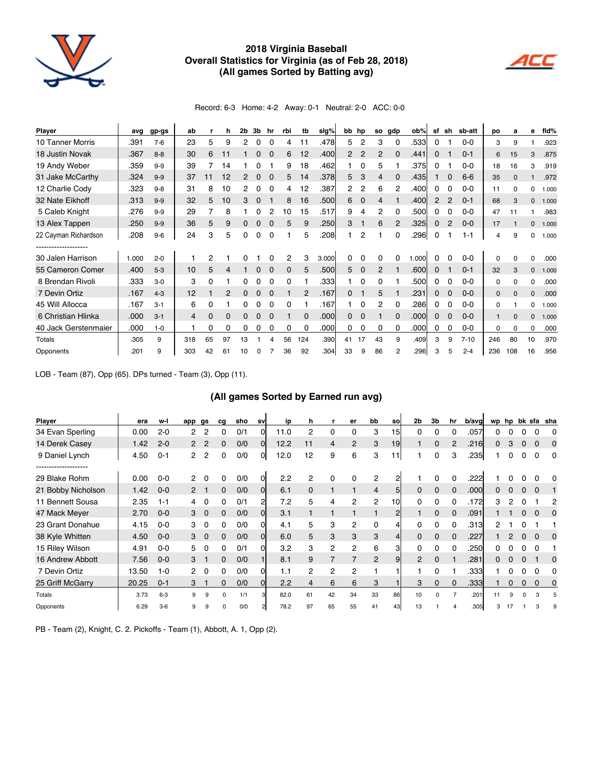# 2018 Virginia Baseball
## Overall Statistics for Virginia (as of Feb 28, 2018)
### (All games Sorted by Batting avg)

Record: 6-3 Home: 4-2 Away: 0-1 Neutral: 2-0 ACC: 0-0

| Player | avg | gp-gs | ab | r | h | 2b | 3b | hr | rbi | tb | slg% | bb | hp | so | gdp | ob% | sf | sh | sb-att | po | a | e | fld% |
|---|---|---|---|---|---|---|---|---|---|---|---|---|---|---|---|---|---|---|---|---|---|---|---|
| 10 Tanner Morris | .391 | 7-6 | 23 | 5 | 9 | 2 | 0 | 0 | 4 | 11 | .478 | 5 | 2 | 3 | 0 | .533 | 0 | 1 | 0-0 | 3 | 9 | 1 | .923 |
| 18 Justin Novak | .367 | 8-8 | 30 | 6 | 11 | 1 | 0 | 0 | 6 | 12 | .400 | 2 | 2 | 2 | 0 | .441 | 0 | 1 | 0-1 | 6 | 15 | 3 | .875 |
| 19 Andy Weber | .359 | 9-9 | 39 | 7 | 14 | 1 | 0 | 1 | 9 | 18 | .462 | 1 | 0 | 5 | 1 | .375 | 0 | 1 | 0-0 | 18 | 16 | 3 | .919 |
| 31 Jake McCarthy | .324 | 9-9 | 37 | 11 | 12 | 2 | 0 | 0 | 5 | 14 | .378 | 5 | 3 | 4 | 0 | .435 | 1 | 0 | 6-6 | 35 | 0 | 1 | .972 |
| 12 Charlie Cody | .323 | 9-8 | 31 | 8 | 10 | 2 | 0 | 0 | 4 | 12 | .387 | 2 | 2 | 6 | 2 | .400 | 0 | 0 | 0-0 | 11 | 0 | 0 | 1.000 |
| 32 Nate Eikhoff | .313 | 9-9 | 32 | 5 | 10 | 3 | 0 | 1 | 8 | 16 | .500 | 6 | 0 | 4 | 1 | .400 | 2 | 2 | 0-1 | 68 | 3 | 0 | 1.000 |
| 5 Caleb Knight | .276 | 9-9 | 29 | 7 | 8 | 1 | 0 | 2 | 10 | 15 | .517 | 9 | 4 | 2 | 0 | .500 | 0 | 0 | 0-0 | 47 | 11 | 1 | .983 |
| 13 Alex Tappen | .250 | 9-9 | 36 | 5 | 9 | 0 | 0 | 0 | 5 | 9 | .250 | 3 | 1 | 6 | 2 | .325 | 0 | 2 | 0-0 | 17 | 1 | 0 | 1.000 |
| 22 Cayman Richardson | .208 | 9-6 | 24 | 3 | 5 | 0 | 0 | 0 | 1 | 5 | .208 | 1 | 2 | 1 | 0 | .296 | 0 | 1 | 1-1 | 4 | 9 | 0 | 1.000 |
| -------------------- | | | | | | | | | | | | | | | | | | | | | | | |
| 30 Jalen Harrison | 1.000 | 2-0 | 1 | 2 | 1 | 0 | 1 | 0 | 2 | 3 | 3.000 | 0 | 0 | 0 | 0 | 1.000 | 0 | 0 | 0-0 | 0 | 0 | 0 | .000 |
| 55 Cameron Comer | .400 | 5-3 | 10 | 5 | 4 | 1 | 0 | 0 | 0 | 5 | .500 | 5 | 0 | 2 | 1 | .600 | 0 | 1 | 0-1 | 32 | 3 | 0 | 1.000 |
| 8 Brendan Rivoli | .333 | 3-0 | 3 | 0 | 1 | 0 | 0 | 0 | 0 | 1 | .333 | 1 | 0 | 0 | 1 | .500 | 0 | 0 | 0-0 | 0 | 0 | 0 | .000 |
| 7 Devin Ortiz | .167 | 4-3 | 12 | 1 | 2 | 0 | 0 | 0 | 1 | 2 | .167 | 0 | 1 | 5 | 1 | .231 | 0 | 0 | 0-0 | 0 | 0 | 0 | .000 |
| 45 Will Allocca | .167 | 3-1 | 6 | 0 | 1 | 0 | 0 | 0 | 0 | 1 | .167 | 1 | 0 | 2 | 0 | .286 | 0 | 0 | 0-0 | 0 | 1 | 0 | 1.000 |
| 6 Christian Hlinka | .000 | 3-1 | 4 | 0 | 0 | 0 | 0 | 0 | 1 | 0 | .000 | 0 | 0 | 1 | 0 | .000 | 0 | 0 | 0-0 | 1 | 0 | 0 | 1.000 |
| 40 Jack Gerstenmaier | .000 | 1-0 | 1 | 0 | 0 | 0 | 0 | 0 | 0 | 0 | .000 | 0 | 0 | 0 | 0 | .000 | 0 | 0 | 0-0 | 0 | 0 | 0 | .000 |
| Totals | .305 | 9 | 318 | 65 | 97 | 13 | 1 | 4 | 56 | 124 | .390 | 41 | 17 | 43 | 9 | .409 | 3 | 9 | 7-10 | 246 | 80 | 10 | .970 |
| Opponents | .201 | 9 | 303 | 42 | 61 | 10 | 0 | 7 | 36 | 92 | .304 | 33 | 9 | 86 | 2 | .296 | 3 | 5 | 2-4 | 236 | 108 | 16 | .956 |

LOB - Team (87), Opp (65). DPs turned - Team (3), Opp (11).

### (All games Sorted by Earned run avg)

| Player | era | w-l | app | gs | cg | sho | sv | ip | h | r | er | bb | so | 2b | 3b | hr | b/avg | wp | hp | bk | sfa | sha |
|---|---|---|---|---|---|---|---|---|---|---|---|---|---|---|---|---|---|---|---|---|---|---|
| 34 Evan Sperling | 0.00 | 2-0 | 2 | 2 | 0 | 0/1 | 0 | 11.0 | 2 | 0 | 0 | 3 | 15 | 0 | 0 | 0 | .057 | 0 | 0 | 0 | 0 | 0 |
| 14 Derek Casey | 1.42 | 2-0 | 2 | 2 | 0 | 0/0 | 0 | 12.2 | 11 | 4 | 2 | 3 | 19 | 1 | 0 | 2 | .216 | 0 | 3 | 0 | 0 | 0 |
| 9 Daniel Lynch | 4.50 | 0-1 | 2 | 2 | 0 | 0/0 | 0 | 12.0 | 12 | 9 | 6 | 3 | 11 | 1 | 0 | 3 | .235 | 1 | 0 | 0 | 0 | 0 |
| -------------------- | | | | | | | | | | | | | | | | | | | | | | |
| 29 Blake Rohm | 0.00 | 0-0 | 2 | 0 | 0 | 0/0 | 0 | 2.2 | 2 | 0 | 0 | 2 | 2 | 1 | 0 | 0 | .222 | 1 | 0 | 0 | 0 | 0 |
| 21 Bobby Nicholson | 1.42 | 0-0 | 2 | 1 | 0 | 0/0 | 0 | 6.1 | 0 | 1 | 1 | 4 | 5 | 0 | 0 | 0 | .000 | 0 | 0 | 0 | 0 | 1 |
| 11 Bennett Sousa | 2.35 | 1-1 | 4 | 0 | 0 | 0/1 | 2 | 7.2 | 5 | 4 | 2 | 2 | 10 | 0 | 0 | 0 | .172 | 3 | 2 | 0 | 1 | 2 |
| 47 Mack Meyer | 2.70 | 0-0 | 3 | 0 | 0 | 0/0 | 0 | 3.1 | 1 | 1 | 1 | 1 | 2 | 1 | 0 | 0 | .091 | 1 | 1 | 0 | 0 | 0 |
| 23 Grant Donahue | 4.15 | 0-0 | 3 | 0 | 0 | 0/0 | 0 | 4.1 | 5 | 3 | 2 | 0 | 4 | 0 | 0 | 0 | .313 | 2 | 1 | 0 | 1 | 1 |
| 38 Kyle Whitten | 4.50 | 0-0 | 3 | 0 | 0 | 0/0 | 0 | 6.0 | 5 | 3 | 3 | 3 | 4 | 0 | 0 | 0 | .227 | 1 | 2 | 0 | 0 | 0 |
| 15 Riley Wilson | 4.91 | 0-0 | 5 | 0 | 0 | 0/1 | 0 | 3.2 | 3 | 2 | 2 | 6 | 3 | 0 | 0 | 0 | .250 | 0 | 0 | 0 | 0 | 1 |
| 16 Andrew Abbott | 7.56 | 0-0 | 3 | 1 | 0 | 0/0 | 1 | 8.1 | 9 | 7 | 7 | 2 | 9 | 2 | 0 | 1 | .281 | 0 | 0 | 0 | 1 | 0 |
| 7 Devin Ortiz | 13.50 | 1-0 | 2 | 0 | 0 | 0/0 | 0 | 1.1 | 2 | 2 | 2 | 1 | 1 | 1 | 0 | 1 | .333 | 1 | 0 | 0 | 0 | 0 |
| 25 Griff McGarry | 20.25 | 0-1 | 3 | 1 | 0 | 0/0 | 0 | 2.2 | 4 | 6 | 6 | 3 | 1 | 3 | 0 | 0 | .333 | 1 | 0 | 0 | 0 | 0 |
| Totals | 3.73 | 6-3 | 9 | 9 | 0 | 1/1 | 3 | 82.0 | 61 | 42 | 34 | 33 | 86 | 10 | 0 | 7 | .201 | 11 | 9 | 0 | 3 | 5 |
| Opponents | 6.29 | 3-6 | 9 | 9 | 0 | 0/0 | 2 | 78.2 | 97 | 65 | 55 | 41 | 43 | 13 | 1 | 4 | .305 | 3 | 17 | 1 | 3 | 9 |

PB - Team (2), Knight, C. 2. Pickoffs - Team (1), Abbott, A. 1, Opp (2).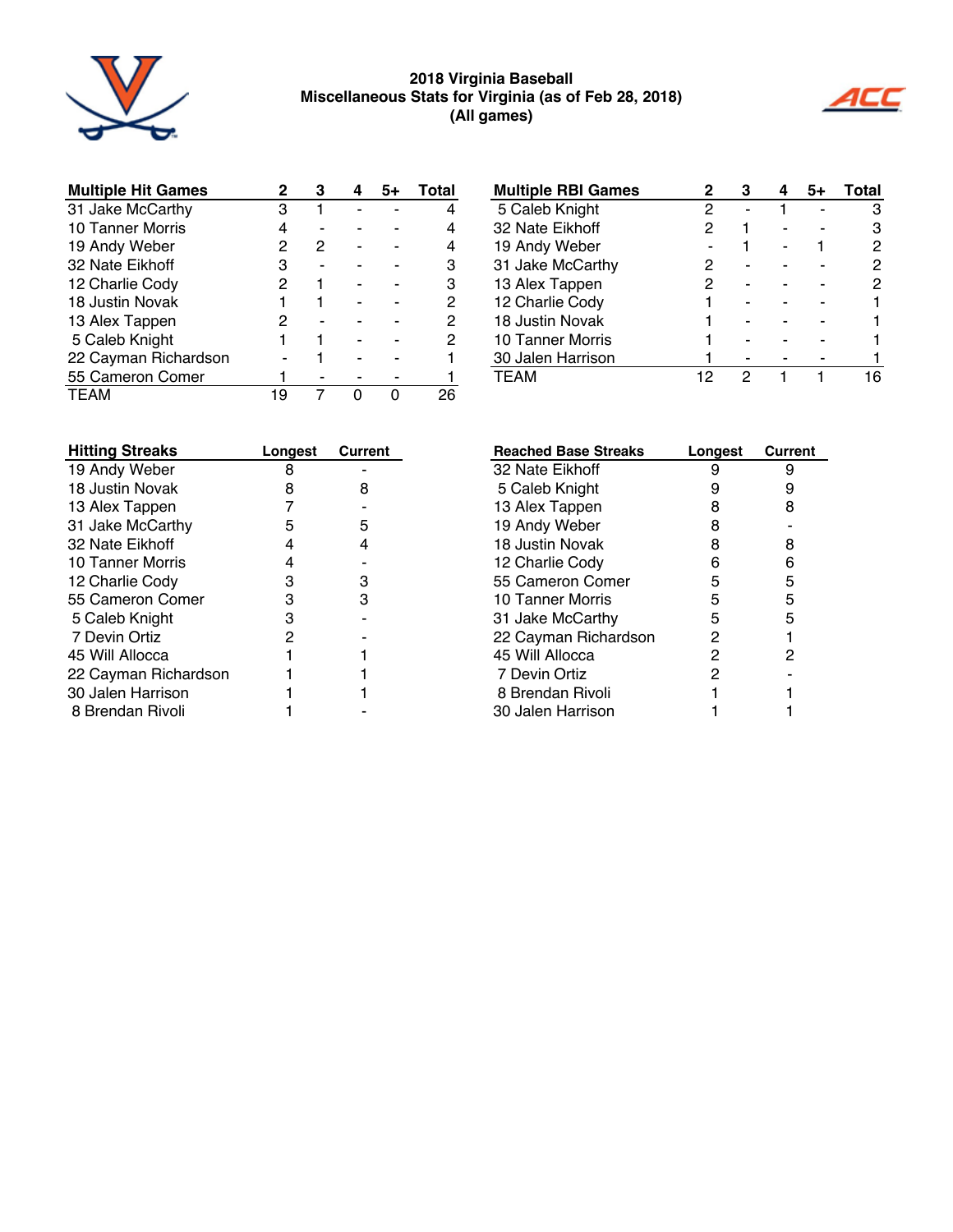# 2018 Virginia Baseball
## Miscellaneous Stats for Virginia (as of Feb 28, 2018)
### (All games)

| Multiple Hit Games | 2 | 3 | 4 | 5+ | Total |
|---|---|---|---|---|---|
| 31 Jake McCarthy | 3 | 1 | - | - | 4 |
| 10 Tanner Morris | 4 | - | - | - | 4 |
| 19 Andy Weber | 2 | 2 | - | - | 4 |
| 32 Nate Eikhoff | 3 | - | - | - | 3 |
| 12 Charlie Cody | 2 | 1 | - | - | 3 |
| 18 Justin Novak | 1 | 1 | - | - | 2 |
| 13 Alex Tappen | 2 | - | - | - | 2 |
| 5 Caleb Knight | 1 | 1 | - | - | 2 |
| 22 Cayman Richardson | - | 1 | - | - | 1 |
| 55 Cameron Comer | 1 | - | - | - | 1 |
| TEAM | 19 | 7 | 0 | 0 | 26 |

| Multiple RBI Games | 2 | 3 | 4 | 5+ | Total |
|---|---|---|---|---|---|
| 5 Caleb Knight | 2 | - | 1 | - | 3 |
| 32 Nate Eikhoff | 2 | 1 | - | - | 3 |
| 19 Andy Weber | - | 1 | - | 1 | 2 |
| 31 Jake McCarthy | 2 | - | - | - | 2 |
| 13 Alex Tappen | 2 | - | - | - | 2 |
| 12 Charlie Cody | 1 | - | - | - | 1 |
| 18 Justin Novak | 1 | - | - | - | 1 |
| 10 Tanner Morris | 1 | - | - | - | 1 |
| 30 Jalen Harrison | 1 | - | - | - | 1 |
| TEAM | 12 | 2 | 1 | 1 | 16 |

| Hitting Streaks | Longest | Current |
|---|---|---|
| 19 Andy Weber | 8 | - |
| 18 Justin Novak | 8 | 8 |
| 13 Alex Tappen | 7 | - |
| 31 Jake McCarthy | 5 | 5 |
| 32 Nate Eikhoff | 4 | 4 |
| 10 Tanner Morris | 4 | - |
| 12 Charlie Cody | 3 | 3 |
| 55 Cameron Comer | 3 | 3 |
| 5 Caleb Knight | 3 | - |
| 7 Devin Ortiz | 2 | - |
| 45 Will Allocca | 1 | 1 |
| 22 Cayman Richardson | 1 | 1 |
| 30 Jalen Harrison | 1 | 1 |
| 8 Brendan Rivoli | 1 | - |

| Reached Base Streaks | Longest | Current |
|---|---|---|
| 32 Nate Eikhoff | 9 | 9 |
| 5 Caleb Knight | 9 | 9 |
| 13 Alex Tappen | 8 | 8 |
| 19 Andy Weber | 8 | - |
| 18 Justin Novak | 8 | 8 |
| 12 Charlie Cody | 6 | 6 |
| 55 Cameron Comer | 5 | 5 |
| 10 Tanner Morris | 5 | 5 |
| 31 Jake McCarthy | 5 | 5 |
| 22 Cayman Richardson | 2 | 1 |
| 45 Will Allocca | 2 | 2 |
| 7 Devin Ortiz | 2 | - |
| 8 Brendan Rivoli | 1 | 1 |
| 30 Jalen Harrison | 1 | 1 |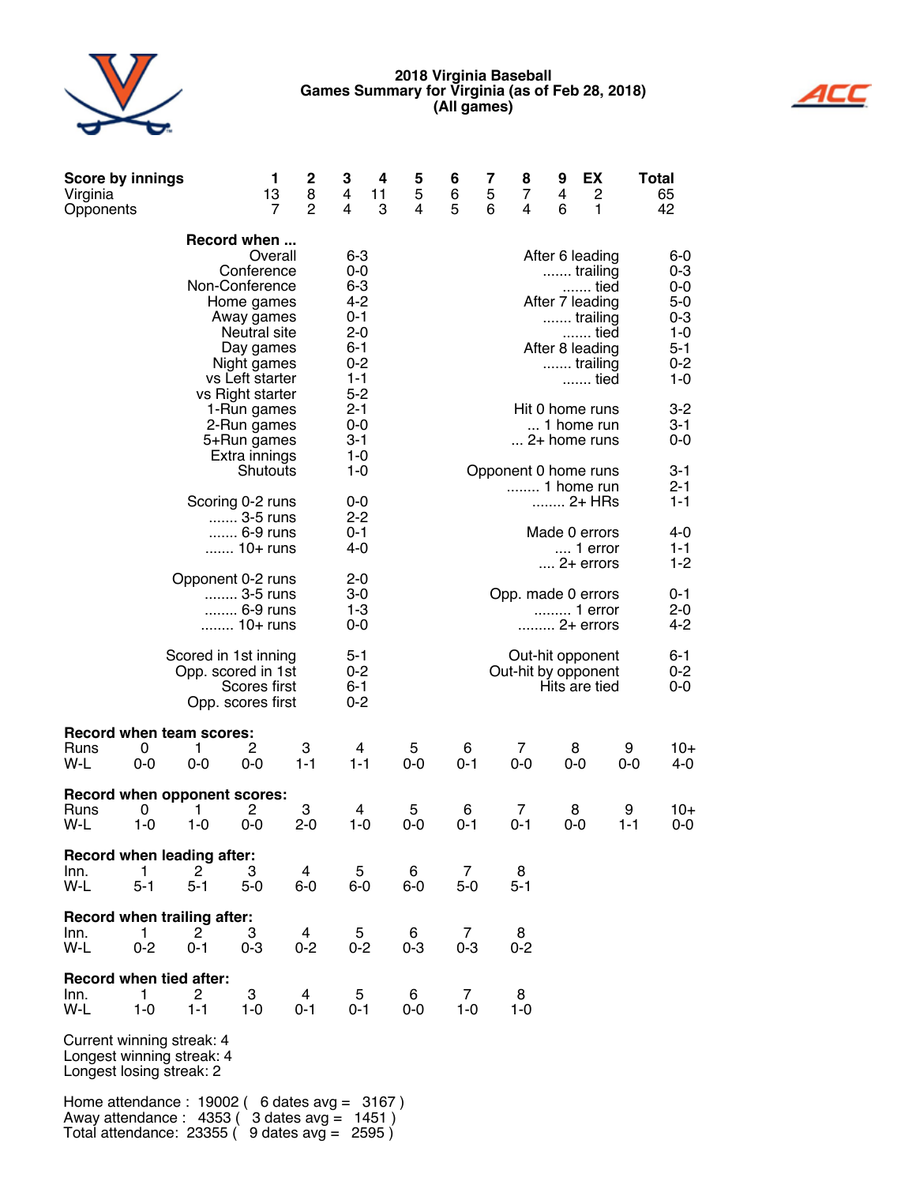# 2018 Virginia Baseball
## Games Summary for Virginia (as of Feb 28, 2018)
### (All games)

| Score by innings | 1 | 2 | 3 | 4 | 5 | 6 | 7 | 8 | 9 | EX | Total |
|---|---|---|---|---|---|---|---|---|---|---|---|
| Virginia | 13 | 8 | 4 | 11 | 5 | 6 | 5 | 7 | 4 | 2 | 65 |
| Opponents | 7 | 2 | 4 | 3 | 4 | 5 | 6 | 4 | 6 | 1 | 42 |

**Record when ...**

| | | | |
|---|---|---|---|
| Overall | 6-3 | After 6 leading | 6-0 |
| Conference | 0-0 | ....... trailing | 0-3 |
| Non-Conference | 6-3 | ....... tied | 0-0 |
| Home games | 4-2 | After 7 leading | 5-0 |
| Away games | 0-1 | ....... trailing | 0-3 |
| Neutral site | 2-0 | ....... tied | 1-0 |
| Day games | 6-1 | After 8 leading | 5-1 |
| Night games | 0-2 | ....... trailing | 0-2 |
| vs Left starter | 1-1 | ....... tied | 1-0 |
| vs Right starter | 5-2 | | |
| 1-Run games | 2-1 | Hit 0 home runs | 3-2 |
| 2-Run games | 0-0 | ... 1 home run | 3-1 |
| 5+Run games | 3-1 | ... 2+ home runs | 0-0 |
| Extra innings | 1-0 | | |
| Shutouts | 1-0 | Opponent 0 home runs | 3-1 |
| | | ........ 1 home run | 2-1 |
| Scoring 0-2 runs | 0-0 | ........ 2+ HRs | 1-1 |
| ....... 3-5 runs | 2-2 | | |
| ....... 6-9 runs | 0-1 | Made 0 errors | 4-0 |
| ....... 10+ runs | 4-0 | .... 1 error | 1-1 |
| | | .... 2+ errors | 1-2 |
| Opponent 0-2 runs | 2-0 | | |
| ........ 3-5 runs | 3-0 | Opp. made 0 errors | 0-1 |
| ........ 6-9 runs | 1-3 | ......... 1 error | 2-0 |
| ........ 10+ runs | 0-0 | ......... 2+ errors | 4-2 |
| | | | |
| Scored in 1st inning | 5-1 | Out-hit opponent | 6-1 |
| Opp. scored in 1st | 0-2 | Out-hit by opponent | 0-2 |
| Scores first | 6-1 | Hits are tied | 0-0 |
| Opp. scores first | 0-2 | | |

**Record when team scores:**

| Runs | 0 | 1 | 2 | 3 | 4 | 5 | 6 | 7 | 8 | 9 | 10+ |
|---|---|---|---|---|---|---|---|---|---|---|---|
| W-L | 0-0 | 0-0 | 0-0 | 1-1 | 1-1 | 0-0 | 0-1 | 0-0 | 0-0 | 0-0 | 4-0 |

**Record when opponent scores:**

| Runs | 0 | 1 | 2 | 3 | 4 | 5 | 6 | 7 | 8 | 9 | 10+ |
|---|---|---|---|---|---|---|---|---|---|---|---|
| W-L | 1-0 | 1-0 | 0-0 | 2-0 | 1-0 | 0-0 | 0-1 | 0-1 | 0-0 | 1-1 | 0-0 |

**Record when leading after:**

| Inn. | 1 | 2 | 3 | 4 | 5 | 6 | 7 | 8 |
|---|---|---|---|---|---|---|---|---|
| W-L | 5-1 | 5-1 | 5-0 | 6-0 | 6-0 | 6-0 | 5-0 | 5-1 |

**Record when trailing after:**

| Inn. | 1 | 2 | 3 | 4 | 5 | 6 | 7 | 8 |
|---|---|---|---|---|---|---|---|---|
| W-L | 0-2 | 0-1 | 0-3 | 0-2 | 0-2 | 0-3 | 0-3 | 0-2 |

**Record when tied after:**

| Inn. | 1 | 2 | 3 | 4 | 5 | 6 | 7 | 8 |
|---|---|---|---|---|---|---|---|---|
| W-L | 1-0 | 1-1 | 1-0 | 0-1 | 0-1 | 0-0 | 1-0 | 1-0 |

Current winning streak: 4
Longest winning streak: 4
Longest losing streak: 2

Home attendance : 19002 ( 6 dates avg = 3167 )
Away attendance : 4353 ( 3 dates avg = 1451 )
Total attendance: 23355 ( 9 dates avg = 2595 )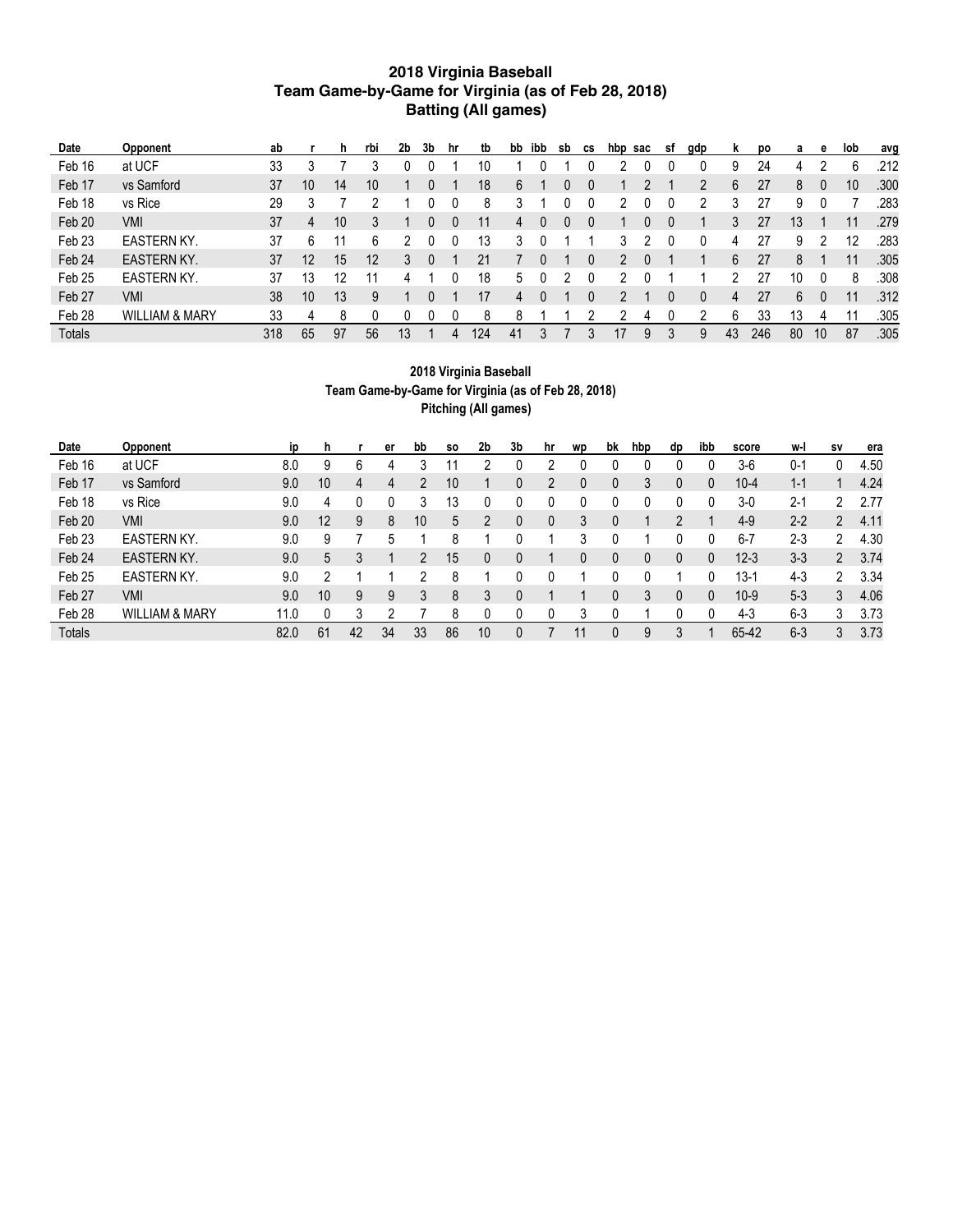# 2018 Virginia Baseball
## Team Game-by-Game for Virginia (as of Feb 28, 2018)
### Batting (All games)

| Date | Opponent | ab | r | h | rbi | 2b | 3b | hr | tb | bb | ibb | sb | cs | hbp | sac | sf | gdp | k | po | a | e | lob | avg |
|---|---|---|---|---|---|---|---|---|---|---|---|---|---|---|---|---|---|---|---|---|---|---|---|
| Feb 16 | at UCF | 33 | 3 | 7 | 3 | 0 | 0 | 1 | 10 | 1 | 0 | 1 | 0 | 2 | 0 | 0 | 0 | 9 | 24 | 4 | 2 | 6 | .212 |
| Feb 17 | vs Samford | 37 | 10 | 14 | 10 | 1 | 0 | 1 | 18 | 6 | 1 | 0 | 0 | 1 | 2 | 1 | 2 | 6 | 27 | 8 | 0 | 10 | .300 |
| Feb 18 | vs Rice | 29 | 3 | 7 | 2 | 1 | 0 | 0 | 8 | 3 | 1 | 0 | 0 | 2 | 0 | 0 | 2 | 3 | 27 | 9 | 0 | 7 | .283 |
| Feb 20 | VMI | 37 | 4 | 10 | 3 | 1 | 0 | 0 | 11 | 4 | 0 | 0 | 0 | 1 | 0 | 0 | 1 | 3 | 27 | 13 | 1 | 11 | .279 |
| Feb 23 | EASTERN KY. | 37 | 6 | 11 | 6 | 2 | 0 | 0 | 13 | 3 | 0 | 1 | 1 | 3 | 2 | 0 | 0 | 4 | 27 | 9 | 2 | 12 | .283 |
| Feb 24 | EASTERN KY. | 37 | 12 | 15 | 12 | 3 | 0 | 1 | 21 | 7 | 0 | 1 | 0 | 2 | 0 | 1 | 1 | 6 | 27 | 8 | 1 | 11 | .305 |
| Feb 25 | EASTERN KY. | 37 | 13 | 12 | 11 | 4 | 1 | 0 | 18 | 5 | 0 | 2 | 0 | 2 | 0 | 1 | 1 | 2 | 27 | 10 | 0 | 8 | .308 |
| Feb 27 | VMI | 38 | 10 | 13 | 9 | 1 | 0 | 1 | 17 | 4 | 0 | 1 | 0 | 2 | 1 | 0 | 0 | 4 | 27 | 6 | 0 | 11 | .312 |
| Feb 28 | WILLIAM & MARY | 33 | 4 | 8 | 0 | 0 | 0 | 0 | 8 | 8 | 1 | 1 | 2 | 2 | 4 | 0 | 2 | 6 | 33 | 13 | 4 | 11 | .305 |
| Totals | | 318 | 65 | 97 | 56 | 13 | 1 | 4 | 124 | 41 | 3 | 7 | 3 | 17 | 9 | 3 | 9 | 43 | 246 | 80 | 10 | 87 | .305 |

# 2018 Virginia Baseball
## Team Game-by-Game for Virginia (as of Feb 28, 2018)
### Pitching (All games)

| Date | Opponent | ip | h | r | er | bb | so | 2b | 3b | hr | wp | bk | hbp | dp | ibb | score | w-l | sv | era |
|---|---|---|---|---|---|---|---|---|---|---|---|---|---|---|---|---|---|---|---|
| Feb 16 | at UCF | 8.0 | 9 | 6 | 4 | 3 | 11 | 2 | 0 | 2 | 0 | 0 | 0 | 0 | 0 | 3-6 | 0-1 | 0 | 4.50 |
| Feb 17 | vs Samford | 9.0 | 10 | 4 | 4 | 2 | 10 | 1 | 0 | 2 | 0 | 0 | 3 | 0 | 0 | 10-4 | 1-1 | 1 | 4.24 |
| Feb 18 | vs Rice | 9.0 | 4 | 0 | 0 | 3 | 13 | 0 | 0 | 0 | 0 | 0 | 0 | 0 | 0 | 3-0 | 2-1 | 2 | 2.77 |
| Feb 20 | VMI | 9.0 | 12 | 9 | 8 | 10 | 5 | 2 | 0 | 0 | 3 | 0 | 1 | 2 | 1 | 4-9 | 2-2 | 2 | 4.11 |
| Feb 23 | EASTERN KY. | 9.0 | 9 | 7 | 5 | 1 | 8 | 1 | 0 | 1 | 3 | 0 | 1 | 0 | 0 | 6-7 | 2-3 | 2 | 4.30 |
| Feb 24 | EASTERN KY. | 9.0 | 5 | 3 | 1 | 2 | 15 | 0 | 0 | 1 | 0 | 0 | 0 | 0 | 0 | 12-3 | 3-3 | 2 | 3.74 |
| Feb 25 | EASTERN KY. | 9.0 | 2 | 1 | 1 | 2 | 8 | 1 | 0 | 0 | 1 | 0 | 0 | 1 | 0 | 13-1 | 4-3 | 2 | 3.34 |
| Feb 27 | VMI | 9.0 | 10 | 9 | 9 | 3 | 8 | 3 | 0 | 1 | 1 | 0 | 3 | 0 | 0 | 10-9 | 5-3 | 3 | 4.06 |
| Feb 28 | WILLIAM & MARY | 11.0 | 0 | 3 | 2 | 7 | 8 | 0 | 0 | 0 | 3 | 0 | 1 | 0 | 0 | 4-3 | 6-3 | 3 | 3.73 |
| Totals | | 82.0 | 61 | 42 | 34 | 33 | 86 | 10 | 0 | 7 | 11 | 0 | 9 | 3 | 1 | 65-42 | 6-3 | 3 | 3.73 |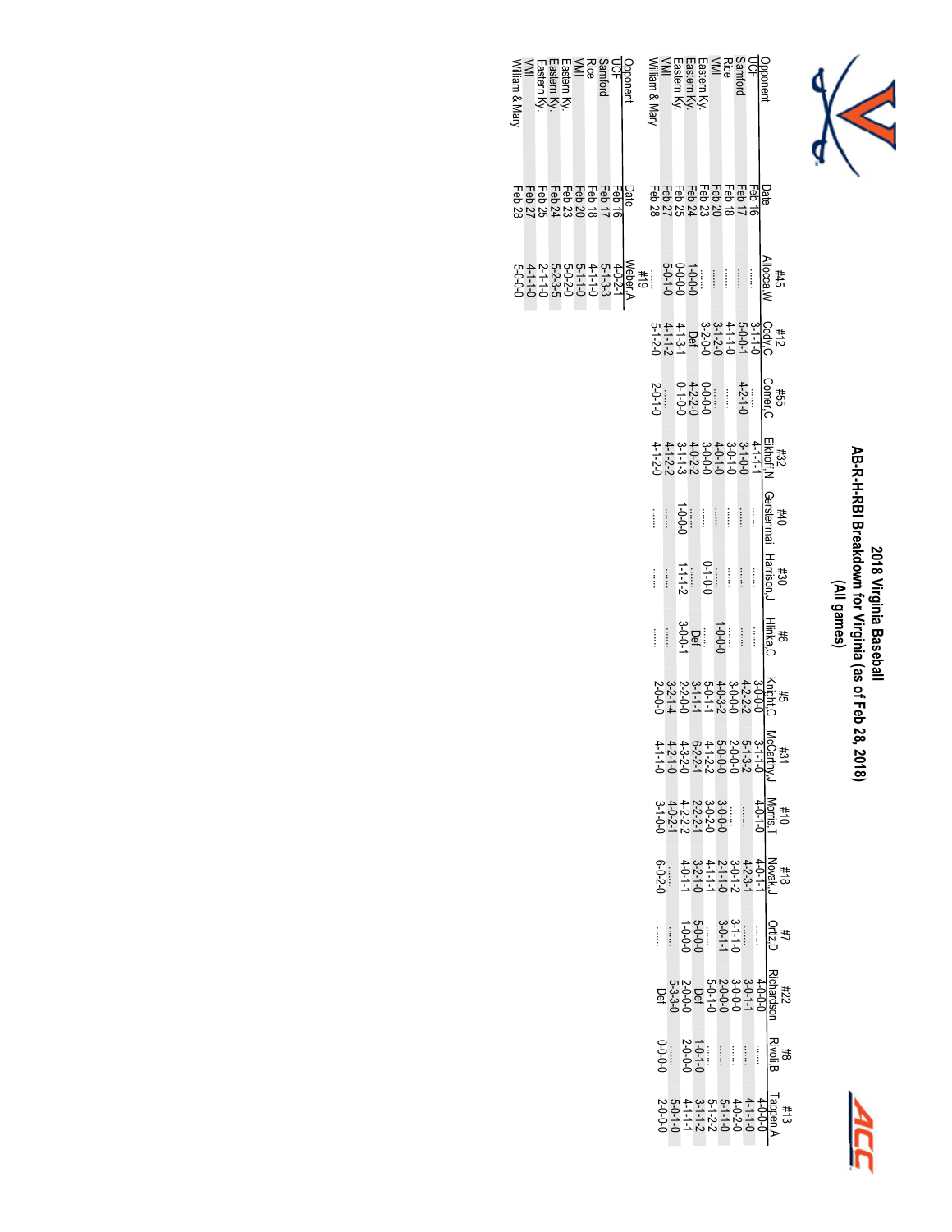# 2018 Virginia Baseball
## AB-R-H-RBI Breakdown for Virginia (as of Feb 28, 2018)
### (All games)

| Opponent | Date | #45 Allocca,W | #12 Cody,C | #55 Comer,C | #32 Eikhoff,N | #40 Gerstenmai | #30 Harrison,J | #6 Hlinka,C | #5 Knight,C | #31 McCarthy,J | #10 Morris,T | #18 Novak,J | #7 Ortiz,D | #22 Richardson | #8 Rivoli,B | #13 Tappen,A |
|---|---|---|---|---|---|---|---|---|---|---|---|---|---|---|---|---|
| UCF | Feb 16 | ...... | 3-1-1-0 | ...... | 4-1-1-1 | ...... | ...... | ...... | 3-0-0-0 | 3-1-1-0 | 4-0-1-0 | 4-0-1-1 | ...... | 4-0-0-0 | ...... | 4-0-0-0 |
| Samford | Feb 17 | ...... | 5-0-0-1 | 4-2-1-0 | 3-1-0-0 | ...... | ...... | ...... | 4-2-2-2 | 5-1-3-2 | ...... | 4-2-3-1 | ...... | 3-0-1-1 | ...... | 4-1-1-0 |
| Rice | Feb 18 | ...... | 4-1-1-0 | ...... | 3-0-1-0 | ...... | ...... | ...... | 3-0-0-0 | 2-0-0-0 | ...... | 3-0-1-2 | 3-1-1-0 | 3-0-0-0 | ...... | 4-0-2-0 |
| VMI | Feb 20 | ...... | 3-1-2-0 | ...... | 4-0-1-0 | ...... | ...... | 1-0-0-0 | 4-0-3-2 | 5-0-0-0 | 3-0-0-0 | 2-1-1-0 | 3-0-1-1 | 2-0-0-0 | ...... | 5-1-1-0 |
| Eastern Ky. | Feb 23 | ...... | 3-2-0-0 | 0-0-0-0 | 3-0-0-0 | ...... | 0-1-0-0 | ...... | 5-0-1-1 | 4-1-2-2 | 3-0-2-0 | 4-1-1-1 | ...... | 5-0-1-0 | ...... | 5-1-2-2 |
| Eastern Ky. | Feb 24 | 1-0-0-0 | Def | 4-2-2-0 | 4-0-2-2 | ...... | ...... | Def | 3-1-1-1 | 6-2-2-1 | 2-2-2-1 | 3-2-1-0 | 5-0-0-0 | Def | 1-0-1-0 | 3-1-1-2 |
| Eastern Ky. | Feb 25 | 0-0-0-0 | 4-1-3-1 | 0-1-0-0 | 3-1-1-3 | 1-0-0-0 | 1-1-1-2 | 3-0-0-1 | 2-2-0-0 | 4-3-2-0 | 4-2-2-2 | 4-0-1-1 | 1-0-0-0 | 2-0-0-0 | 2-0-0-0 | 4-1-1-1 |
| VMI | Feb 27 | 5-0-1-0 | 4-1-1-2 | ...... | 4-1-2-2 | ...... | ...... | ...... | 3-2-1-4 | 4-2-1-0 | 4-0-2-1 | ...... | ...... | 5-3-3-0 | ...... | 5-0-1-0 |
| William & Mary | Feb 28 | ...... | 5-1-2-0 | 2-0-1-0 | 4-1-2-0 | ...... | ...... | ...... | 2-0-0-0 | 4-1-1-0 | 3-1-0-0 | 6-0-2-0 | ...... | Def | 0-0-0-0 | 2-0-0-0 |

| Opponent | Date | #19 Weber,A |
|---|---|---|
| UCF | Feb 16 | 4-0-2-1 |
| Samford | Feb 17 | 5-1-3-3 |
| Rice | Feb 18 | 4-1-1-0 |
| VMI | Feb 20 | 5-1-1-0 |
| Eastern Ky. | Feb 23 | 5-0-2-0 |
| Eastern Ky. | Feb 24 | 5-2-3-5 |
| Eastern Ky. | Feb 25 | 2-1-1-0 |
| VMI | Feb 27 | 4-1-1-0 |
| William & Mary | Feb 28 | 5-0-0-0 |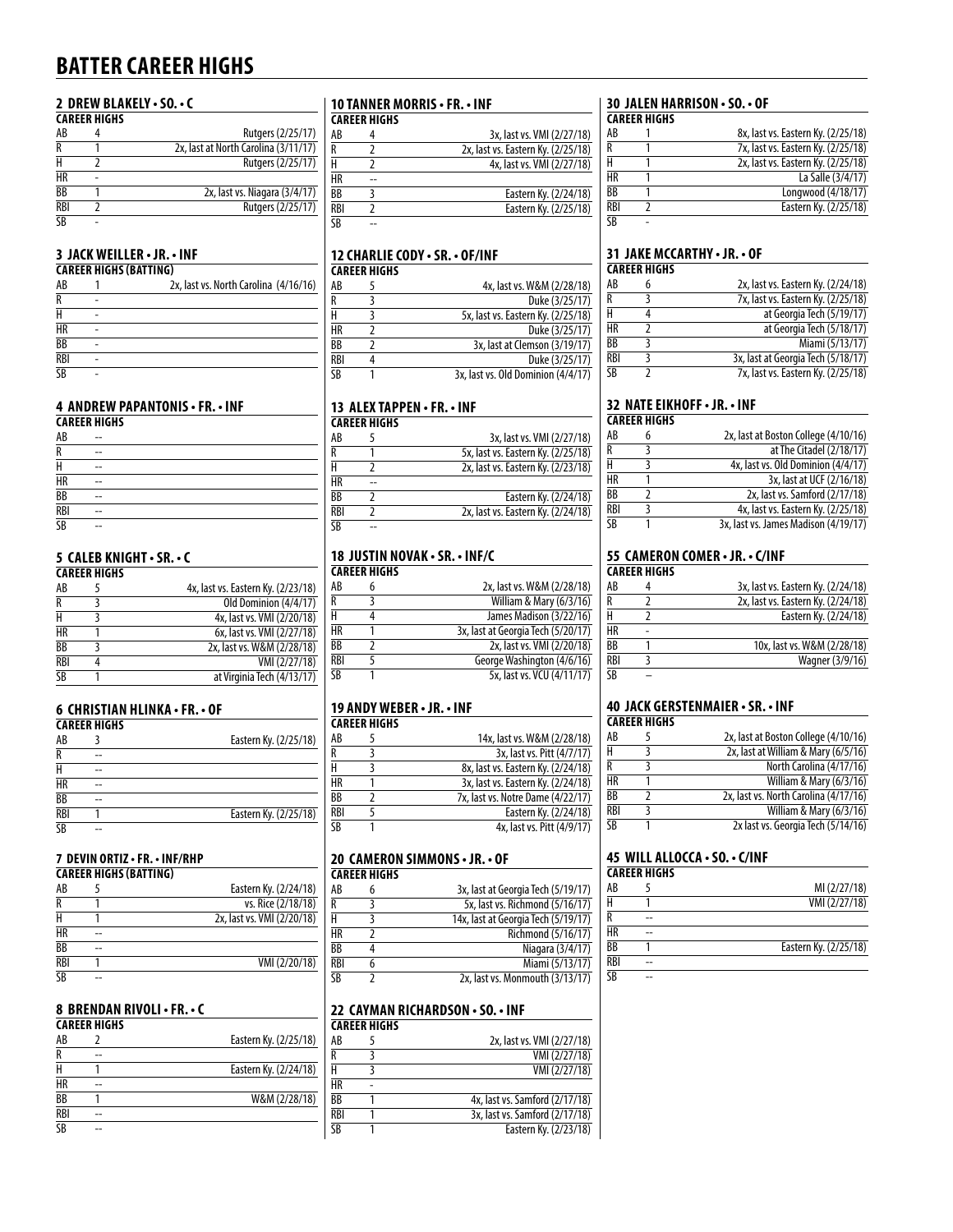# BATTER CAREER HIGHS

### 2 DREW BLAKELY • SO. • C

| CAREER HIGHS | | |
|---|---|---|
| AB | 4 | Rutgers (2/25/17) |
| R | 1 | 2x, last at North Carolina (3/11/17) |
| H | 2 | Rutgers (2/25/17) |
| HR | - | |
| BB | 1 | 2x, last vs. Niagara (3/4/17) |
| RBI | 2 | Rutgers (2/25/17) |
| SB | - | |

### 3 JACK WEILLER • JR. • INF

| CAREER HIGHS (BATTING) | | |
|---|---|---|
| AB | 1 | 2x, last vs. North Carolina (4/16/16) |
| R | - | |
| H | - | |
| HR | - | |
| BB | - | |
| RBI | - | |
| SB | - | |

### 4 ANDREW PAPANTONIS • FR. • INF

| CAREER HIGHS | | |
|---|---|---|
| AB | -- | |
| R | -- | |
| H | -- | |
| HR | -- | |
| BB | -- | |
| RBI | -- | |
| SB | -- | |

### 5 CALEB KNIGHT • SR. • C

| CAREER HIGHS | | |
|---|---|---|
| AB | 5 | 4x, last vs. Eastern Ky. (2/23/18) |
| R | 3 | Old Dominion (4/4/17) |
| H | 3 | 4x, last vs. VMI (2/20/18) |
| HR | 1 | 6x, last vs. VMI (2/27/18) |
| BB | 3 | 2x, last vs. W&M (2/28/18) |
| RBI | 4 | VMI (2/27/18) |
| SB | 1 | at Virginia Tech (4/13/17) |

### 6 CHRISTIAN HLINKA • FR. • OF

| CAREER HIGHS | | |
|---|---|---|
| AB | 3 | Eastern Ky. (2/25/18) |
| R | -- | |
| H | -- | |
| HR | -- | |
| BB | -- | |
| RBI | 1 | Eastern Ky. (2/25/18) |
| SB | -- | |

### 7 DEVIN ORTIZ • FR. • INF/RHP

| CAREER HIGHS (BATTING) | | |
|---|---|---|
| AB | 5 | Eastern Ky. (2/24/18) |
| R | 1 | vs. Rice (2/18/18) |
| H | 1 | 2x, last vs. VMI (2/20/18) |
| HR | -- | |
| BB | -- | |
| RBI | 1 | VMI (2/20/18) |
| SB | -- | |

### 8 BRENDAN RIVOLI • FR. • C

| CAREER HIGHS | | |
|---|---|---|
| AB | 2 | Eastern Ky. (2/25/18) |
| R | -- | |
| H | 1 | Eastern Ky. (2/24/18) |
| HR | -- | |
| BB | 1 | W&M (2/28/18) |
| RBI | -- | |
| SB | -- | |

### 10 TANNER MORRIS • FR. • INF

| CAREER HIGHS | | |
|---|---|---|
| AB | 4 | 3x, last vs. VMI (2/27/18) |
| R | 2 | 2x, last vs. Eastern Ky. (2/25/18) |
| H | 2 | 4x, last vs. VMI (2/27/18) |
| HR | -- | |
| BB | 3 | Eastern Ky. (2/24/18) |
| RBI | 2 | Eastern Ky. (2/25/18) |
| SB | -- | |

### 12 CHARLIE CODY • SR. • OF/INF

| CAREER HIGHS | | |
|---|---|---|
| AB | 5 | 4x, last vs. W&M (2/28/18) |
| R | 3 | Duke (3/25/17) |
| H | 3 | 5x, last vs. Eastern Ky. (2/25/18) |
| HR | 2 | Duke (3/25/17) |
| BB | 2 | 3x, last at Clemson (3/19/17) |
| RBI | 4 | Duke (3/25/17) |
| SB | 1 | 3x, last vs. Old Dominion (4/4/17) |

### 13 ALEX TAPPEN • FR. • INF

| CAREER HIGHS | | |
|---|---|---|
| AB | 5 | 3x, last vs. VMI (2/27/18) |
| R | 1 | 5x, last vs. Eastern Ky. (2/25/18) |
| H | 2 | 2x, last vs. Eastern Ky. (2/23/18) |
| HR | -- | |
| BB | 2 | Eastern Ky. (2/24/18) |
| RBI | 2 | 2x, last vs. Eastern Ky. (2/24/18) |
| SB | -- | |

### 18 JUSTIN NOVAK • SR. • INF/C

| CAREER HIGHS | | |
|---|---|---|
| AB | 6 | 2x, last vs. W&M (2/28/18) |
| R | 3 | William & Mary (6/3/16) |
| H | 4 | James Madison (3/22/16) |
| HR | 1 | 3x, last at Georgia Tech (5/20/17) |
| BB | 2 | 2x, last vs. VMI (2/20/18) |
| RBI | 5 | George Washington (4/6/16) |
| SB | 1 | 5x, last vs. VCU (4/11/17) |

### 19 ANDY WEBER • JR. • INF

| CAREER HIGHS | | |
|---|---|---|
| AB | 5 | 14x, last vs. W&M (2/28/18) |
| R | 3 | 3x, last vs. Pitt (4/7/17) |
| H | 3 | 8x, last vs. Eastern Ky. (2/24/18) |
| HR | 1 | 3x, last vs. Eastern Ky. (2/24/18) |
| BB | 2 | 7x, last vs. Notre Dame (4/22/17) |
| RBI | 5 | Eastern Ky. (2/24/18) |
| SB | 1 | 4x, last vs. Pitt (4/9/17) |

### 20 CAMERON SIMMONS • JR. • OF

| CAREER HIGHS | | |
|---|---|---|
| AB | 6 | 3x, last at Georgia Tech (5/19/17) |
| R | 3 | 5x, last vs. Richmond (5/16/17) |
| H | 3 | 14x, last at Georgia Tech (5/19/17) |
| HR | 2 | Richmond (5/16/17) |
| BB | 4 | Niagara (3/4/17) |
| RBI | 6 | Miami (5/13/17) |
| SB | 2 | 2x, last vs. Monmouth (3/13/17) |

### 22 CAYMAN RICHARDSON • SO. • INF

| CAREER HIGHS | | |
|---|---|---|
| AB | 5 | 2x, last vs. VMI (2/27/18) |
| R | 3 | VMI (2/27/18) |
| H | 3 | VMI (2/27/18) |
| HR | - | |
| BB | 1 | 4x, last vs. Samford (2/17/18) |
| RBI | 1 | 3x, last vs. Samford (2/17/18) |
| SB | 1 | Eastern Ky. (2/23/18) |

### 30 JALEN HARRISON • SO. • OF

| CAREER HIGHS | | |
|---|---|---|
| AB | 1 | 8x, last vs. Eastern Ky. (2/25/18) |
| R | 1 | 7x, last vs. Eastern Ky. (2/25/18) |
| H | 1 | 2x, last vs. Eastern Ky. (2/25/18) |
| HR | 1 | La Salle (3/4/17) |
| BB | 1 | Longwood (4/18/17) |
| RBI | 2 | Eastern Ky. (2/25/18) |
| SB | - | |

### 31 JAKE MCCARTHY • JR. • OF

| CAREER HIGHS | | |
|---|---|---|
| AB | 6 | 2x, last vs. Eastern Ky. (2/24/18) |
| R | 3 | 7x, last vs. Eastern Ky. (2/25/18) |
| H | 4 | at Georgia Tech (5/19/17) |
| HR | 2 | at Georgia Tech (5/18/17) |
| BB | 3 | Miami (5/13/17) |
| RBI | 3 | 3x, last at Georgia Tech (5/18/17) |
| SB | 2 | 7x, last vs. Eastern Ky. (2/25/18) |

### 32 NATE EIKHOFF • JR. • INF

| CAREER HIGHS | | |
|---|---|---|
| AB | 6 | 2x, last at Boston College (4/10/16) |
| R | 3 | at The Citadel (2/18/17) |
| H | 3 | 4x, last vs. Old Dominion (4/4/17) |
| HR | 1 | 3x, last at UCF (2/16/18) |
| BB | 2 | 2x, last vs. Samford (2/17/18) |
| RBI | 3 | 4x, last vs. Eastern Ky. (2/25/18) |
| SB | 1 | 3x, last vs. James Madison (4/19/17) |

### 55 CAMERON COMER • JR. • C/INF

| CAREER HIGHS | | |
|---|---|---|
| AB | 4 | 3x, last vs. Eastern Ky. (2/24/18) |
| R | 2 | 2x, last vs. Eastern Ky. (2/24/18) |
| H | 2 | Eastern Ky. (2/24/18) |
| HR | - | |
| BB | 1 | 10x, last vs. W&M (2/28/18) |
| RBI | 3 | Wagner (3/9/16) |
| SB | – | |

### 40 JACK GERSTENMAIER • SR. • INF

| CAREER HIGHS | | |
|---|---|---|
| AB | 5 | 2x, last at Boston College (4/10/16) |
| H | 3 | 2x, last at William & Mary (6/5/16) |
| R | 3 | North Carolina (4/17/16) |
| HR | 1 | William & Mary (6/3/16) |
| BB | 2 | 2x, last vs. North Carolina (4/17/16) |
| RBI | 3 | William & Mary (6/3/16) |
| SB | 1 | 2x last vs. Georgia Tech (5/14/16) |

### 45 WILL ALLOCCA • SO. • C/INF

| CAREER HIGHS | | |
|---|---|---|
| AB | 5 | MI (2/27/18) |
| H | 1 | VMI (2/27/18) |
| R | -- | |
| HR | -- | |
| BB | 1 | Eastern Ky. (2/25/18) |
| RBI | -- | |
| SB | -- | |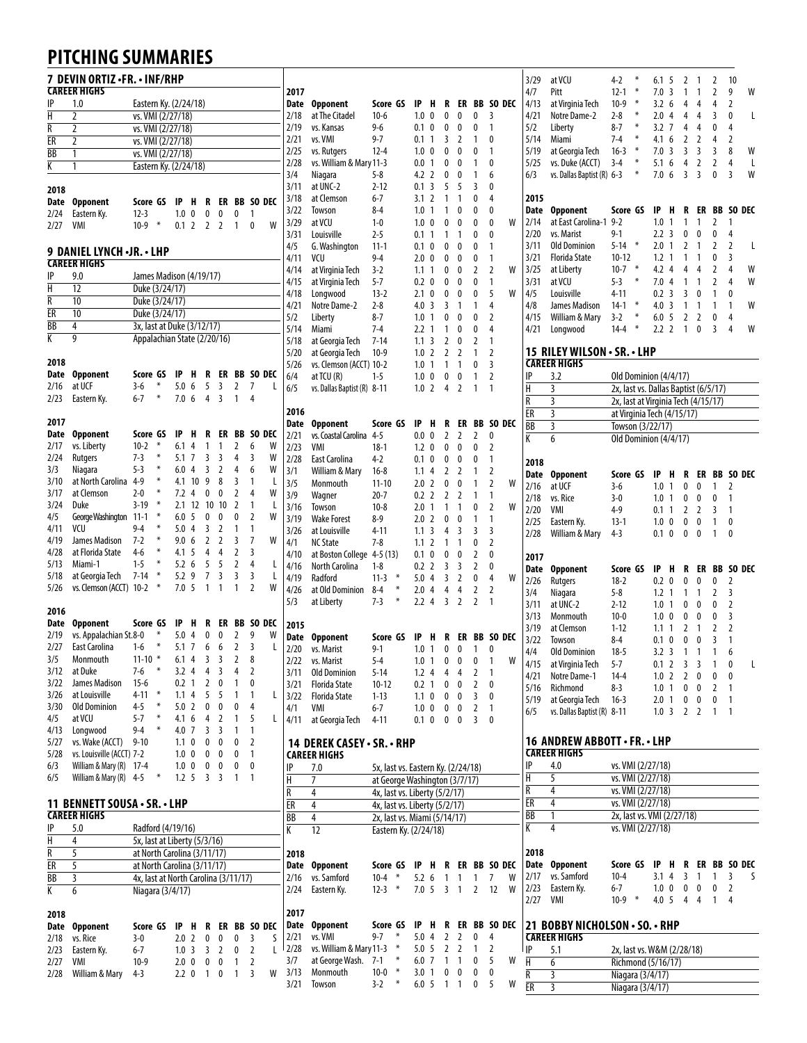# PITCHING SUMMARIES

## 7 DEVIN ORTIZ • FR. • INF/RHP

**CAREER HIGHS**

| | | |
|---|---|---|
| IP | 1.0 | Eastern Ky. (2/24/18) |
| H | 2 | vs. VMI (2/27/18) |
| R | 2 | vs. VMI (2/27/18) |
| ER | 2 | vs. VMI (2/27/18) |
| BB | 1 | vs. VMI (2/27/18) |
| K | 1 | Eastern Ky. (2/24/18) |

**2018**

| Date | Opponent | Score | GS | IP | H | R | ER | BB | SO | DEC |
|---|---|---|---|---|---|---|---|---|---|---|
| 2/24 | Eastern Ky. | 12-3 | | 1.0 | 0 | 0 | 0 | 0 | 1 | |
| 2/27 | VMI | 10-9 | * | 0.1 | 2 | 2 | 2 | 1 | 0 | W |

## 9 DANIEL LYNCH • JR. • LHP

**CAREER HIGHS**

| | | |
|---|---|---|
| IP | 9.0 | James Madison (4/19/17) |
| H | 12 | Duke (3/24/17) |
| R | 10 | Duke (3/24/17) |
| ER | 10 | Duke (3/24/17) |
| BB | 4 | 3x, last at Duke (3/12/17) |
| K | 9 | Appalachian State (2/20/16) |

**2018**

| Date | Opponent | Score | GS | IP | H | R | ER | BB | SO | DEC |
|---|---|---|---|---|---|---|---|---|---|---|
| 2/16 | at UCF | 3-6 | * | 5.0 | 6 | 5 | 3 | 2 | 7 | L |
| 2/23 | Eastern Ky. | 6-7 | * | 7.0 | 6 | 4 | 3 | 1 | 4 | |

**2017**

| Date | Opponent | Score | GS | IP | H | R | ER | BB | SO | DEC |
|---|---|---|---|---|---|---|---|---|---|---|
| 2/17 | vs. Liberty | 10-2 | * | 6.1 | 4 | 1 | 1 | 2 | 6 | W |
| 2/24 | Rutgers | 7-3 | * | 5.1 | 7 | 3 | 3 | 4 | 3 | W |
| 3/3 | Niagara | 5-3 | * | 6.0 | 4 | 3 | 2 | 4 | 6 | W |
| 3/10 | at North Carolina | 4-9 | * | 4.1 | 10 | 9 | 8 | 3 | 1 | L |
| 3/17 | at Clemson | 2-0 | * | 7.2 | 4 | 0 | 0 | 2 | 4 | W |
| 3/24 | Duke | 3-19 | * | 2.1 | 12 | 10 | 10 | 2 | 1 | L |
| 4/5 | George Washington | 11-1 | * | 6.0 | 5 | 0 | 0 | 0 | 2 | W |
| 4/11 | VCU | 9-4 | * | 5.0 | 4 | 3 | 2 | 1 | 1 | |
| 4/19 | James Madison | 7-2 | * | 9.0 | 6 | 2 | 2 | 3 | 7 | W |
| 4/28 | at Florida State | 4-6 | * | 4.1 | 5 | 4 | 4 | 2 | 3 | |
| 5/13 | Miami-1 | 1-5 | * | 5.2 | 6 | 5 | 5 | 2 | 4 | L |
| 5/18 | at Georgia Tech | 7-14 | * | 5.2 | 9 | 7 | 3 | 3 | 3 | L |
| 5/26 | vs. Clemson (ACCT) | 10-2 | * | 7.0 | 5 | 1 | 1 | 1 | 2 | W |

**2016**

| Date | Opponent | Score | GS | IP | H | R | ER | BB | SO | DEC |
|---|---|---|---|---|---|---|---|---|---|---|
| 2/19 | vs. Appalachian St. | 8-0 | * | 5.0 | 4 | 0 | 0 | 2 | 9 | W |
| 2/27 | East Carolina | 1-6 | * | 5.1 | 7 | 6 | 6 | 2 | 3 | L |
| 3/5 | Monmouth | 11-10 | * | 6.1 | 4 | 3 | 3 | 2 | 8 | |
| 3/12 | at Duke | 7-6 | * | 3.2 | 4 | 4 | 3 | 4 | 2 | |
| 3/22 | James Madison | 15-6 | | 0.2 | 1 | 2 | 0 | 1 | 0 | |
| 3/26 | at Louisville | 4-11 | * | 1.1 | 4 | 5 | 5 | 1 | 1 | L |
| 3/30 | Old Dominion | 4-5 | * | 5.0 | 2 | 0 | 0 | 0 | 4 | |
| 4/5 | at VCU | 5-7 | * | 4.1 | 6 | 4 | 2 | 1 | 5 | L |
| 4/13 | Longwood | 9-4 | * | 4.0 | 7 | 3 | 3 | 1 | 1 | |
| 5/27 | vs. Wake (ACCT) | 9-10 | | 1.1 | 0 | 0 | 0 | 0 | 2 | |
| 5/28 | vs. Louisville (ACCT) | 7-2 | | 1.0 | 0 | 0 | 0 | 0 | 1 | |
| 6/3 | William & Mary (R) | 17-4 | | 1.0 | 0 | 0 | 0 | 0 | 0 | |
| 6/5 | William & Mary (R) | 4-5 | * | 1.2 | 5 | 3 | 3 | 1 | 1 | |

## 11 BENNETT SOUSA • SR. • LHP

**CAREER HIGHS**

| | | |
|---|---|---|
| IP | 5.0 | Radford (4/19/16) |
| H | 4 | 5x, last at Liberty (5/3/16) |
| R | 5 | at North Carolina (3/11/17) |
| ER | 5 | at North Carolina (3/11/17) |
| BB | 3 | 4x, last at North Carolina (3/11/17) |
| K | 6 | Niagara (3/4/17) |

**2018**

| Date | Opponent | Score | GS | IP | H | R | ER | BB | SO | DEC |
|---|---|---|---|---|---|---|---|---|---|---|
| 2/18 | vs. Rice | 3-0 | | 2.0 | 2 | 0 | 0 | 0 | 3 | S |
| 2/23 | Eastern Ky. | 6-7 | | 1.0 | 3 | 3 | 2 | 0 | 2 | L |
| 2/27 | VMI | 10-9 | | 2.0 | 0 | 0 | 0 | 1 | 2 | |
| 2/28 | William & Mary | 4-3 | | 2.2 | 0 | 1 | 0 | 1 | 3 | W |

**2017**

| Date | Opponent | Score | GS | IP | H | R | ER | BB | SO | DEC |
|---|---|---|---|---|---|---|---|---|---|---|
| 2/18 | at The Citadel | 10-6 | | 1.0 | 0 | 0 | 0 | 0 | 3 | |
| 2/19 | vs. Kansas | 9-6 | | 0.1 | 0 | 0 | 0 | 0 | 1 | |
| 2/21 | vs. VMI | 9-7 | | 0.1 | 1 | 3 | 2 | 1 | 0 | |
| 2/25 | vs. Rutgers | 12-4 | | 1.0 | 0 | 0 | 0 | 0 | 1 | |
| 2/28 | vs. William & Mary | 11-3 | | 0.0 | 1 | 0 | 0 | 1 | 0 | |
| 3/4 | Niagara | 5-8 | | 4.2 | 2 | 0 | 0 | 1 | 6 | |
| 3/11 | at UNC-2 | 2-12 | | 0.1 | 3 | 5 | 5 | 3 | 0 | |
| 3/18 | at Clemson | 6-7 | | 3.1 | 2 | 1 | 1 | 0 | 4 | |
| 3/22 | Towson | 8-4 | | 1.0 | 1 | 1 | 0 | 0 | 0 | |
| 3/29 | at VCU | 1-0 | | 1.0 | 0 | 0 | 0 | 0 | 0 | W |
| 3/31 | Louisville | 2-5 | | 0.1 | 1 | 1 | 1 | 0 | 0 | |
| 4/5 | G. Washington | 11-1 | | 0.1 | 0 | 0 | 0 | 0 | 1 | |
| 4/11 | VCU | 9-4 | | 2.0 | 0 | 0 | 0 | 0 | 1 | |
| 4/14 | at Virginia Tech | 3-2 | | 1.1 | 1 | 0 | 0 | 2 | 2 | W |
| 4/15 | at Virginia Tech | 5-7 | | 0.2 | 0 | 0 | 0 | 0 | 1 | |
| 4/18 | Longwood | 13-2 | | 2.1 | 0 | 0 | 0 | 0 | 5 | W |
| 4/21 | Notre Dame-2 | 2-8 | | 4.0 | 3 | 3 | 1 | 1 | 4 | |
| 5/2 | Liberty | 8-7 | | 1.0 | 1 | 0 | 0 | 0 | 2 | |
| 5/14 | Miami | 7-4 | | 2.2 | 1 | 1 | 0 | 0 | 4 | |
| 5/18 | at Georgia Tech | 7-14 | | 1.1 | 3 | 2 | 0 | 2 | 1 | |
| 5/20 | at Georgia Tech | 10-9 | | 1.0 | 2 | 2 | 2 | 1 | 2 | |
| 5/26 | vs. Clemson (ACCT) | 10-2 | | 1.0 | 1 | 1 | 1 | 0 | 3 | |
| 6/4 | at TCU (R) | 1-5 | | 1.0 | 0 | 0 | 0 | 1 | 2 | |
| 6/5 | vs. Dallas Baptist (R) | 8-11 | | 1.0 | 2 | 4 | 2 | 1 | 1 | |

**2016**

| Date | Opponent | Score | GS | IP | H | R | ER | BB | SO | DEC |
|---|---|---|---|---|---|---|---|---|---|---|
| 2/21 | vs. Coastal Carolina | 4-5 | | 0.0 | 0 | 2 | 2 | 2 | 0 | |
| 2/23 | VMI | 18-1 | | 1.2 | 0 | 0 | 0 | 0 | 2 | |
| 2/28 | East Carolina | 4-2 | | 0.1 | 0 | 0 | 0 | 0 | 1 | |
| 3/1 | William & Mary | 16-8 | | 1.1 | 4 | 2 | 2 | 1 | 2 | |
| 3/5 | Monmouth | 11-10 | | 2.0 | 2 | 0 | 0 | 1 | 2 | W |
| 3/9 | Wagner | 20-7 | | 0.2 | 2 | 2 | 2 | 1 | 1 | |
| 3/16 | Towson | 10-8 | | 2.0 | 1 | 1 | 1 | 0 | 2 | W |
| 3/19 | Wake Forest | 8-9 | | 2.0 | 2 | 0 | 0 | 1 | 1 | |
| 3/26 | at Louisville | 4-11 | | 1.1 | 3 | 4 | 3 | 3 | 3 | |
| 4/1 | NC State | 7-8 | | 1.1 | 2 | 1 | 1 | 0 | 2 | |
| 4/10 | at Boston College | 4-5 (13) | | 0.1 | 0 | 0 | 0 | 2 | 0 | |
| 4/16 | North Carolina | 1-8 | | 0.2 | 2 | 3 | 3 | 2 | 0 | |
| 4/19 | Radford | 11-3 | * | 5.0 | 4 | 3 | 2 | 0 | 4 | W |
| 4/26 | at Old Dominion | 8-4 | * | 2.0 | 4 | 4 | 4 | 2 | 2 | |
| 5/3 | at Liberty | 7-3 | * | 2.2 | 4 | 3 | 2 | 2 | 1 | |

**2015**

| Date | Opponent | Score | GS | IP | H | R | ER | BB | SO | DEC |
|---|---|---|---|---|---|---|---|---|---|---|
| 2/20 | vs. Marist | 9-1 | | 1.0 | 1 | 0 | 0 | 1 | 0 | |
| 2/22 | vs. Marist | 5-4 | | 1.0 | 1 | 0 | 0 | 0 | 1 | W |
| 3/11 | Old Dominion | 5-14 | | 1.2 | 4 | 4 | 4 | 2 | 1 | |
| 3/21 | Florida State | 10-12 | | 0.2 | 1 | 0 | 0 | 2 | 0 | |
| 3/22 | Florida State | 1-13 | | 1.1 | 0 | 0 | 0 | 3 | 0 | |
| 4/1 | VMI | 6-7 | | 1.0 | 0 | 0 | 0 | 2 | 1 | |
| 4/11 | at Georgia Tech | 4-11 | | 0.1 | 0 | 0 | 0 | 3 | 0 | |

## 14 DEREK CASEY • SR. • RHP

**CAREER HIGHS**

| | | |
|---|---|---|
| IP | 7.0 | 5x, last vs. Eastern Ky. (2/24/18) |
| H | 7 | at George Washington (3/7/17) |
| R | 4 | 4x, last vs. Liberty (5/2/17) |
| ER | 4 | 4x, last vs. Liberty (5/2/17) |
| BB | 4 | 2x, last vs. Miami (5/14/17) |
| K | 12 | Eastern Ky. (2/24/18) |

**2018**

| Date | Opponent | Score | GS | IP | H | R | ER | BB | SO | DEC |
|---|---|---|---|---|---|---|---|---|---|---|
| 2/16 | vs. Samford | 10-4 | * | 5.2 | 6 | 1 | 1 | 1 | 7 | W |
| 2/24 | Eastern Ky. | 12-3 | * | 7.0 | 5 | 3 | 1 | 2 | 12 | W |

**2017**

| Date | Opponent | Score | GS | IP | H | R | ER | BB | SO | DEC |
|---|---|---|---|---|---|---|---|---|---|---|
| 2/21 | vs. VMI | 9-7 | * | 5.0 | 4 | 2 | 2 | 0 | 4 | |
| 2/28 | vs. William & Mary | 11-3 | * | 5.0 | 5 | 2 | 2 | 1 | 2 | |
| 3/7 | at George Wash. | 7-1 | * | 6.0 | 7 | 1 | 1 | 0 | 5 | W |
| 3/13 | Monmouth | 10-0 | * | 3.0 | 1 | 0 | 0 | 0 | 0 | |
| 3/21 | Towson | 3-2 | * | 6.0 | 5 | 1 | 1 | 0 | 5 | W |
| 3/29 | at VCU | 4-2 | * | 6.1 | 5 | 2 | 1 | 2 | 10 | |
| 4/7 | Pitt | 12-1 | * | 7.0 | 3 | 1 | 1 | 2 | 9 | W |
| 4/13 | at Virginia Tech | 10-9 | * | 3.2 | 6 | 4 | 4 | 4 | 2 | |
| 4/21 | Notre Dame-2 | 2-8 | * | 2.0 | 4 | 4 | 4 | 3 | 0 | L |
| 5/2 | Liberty | 8-7 | * | 3.2 | 7 | 4 | 4 | 0 | 4 | |
| 5/14 | Miami | 7-4 | * | 4.1 | 6 | 2 | 2 | 4 | 2 | |
| 5/19 | at Georgia Tech | 16-3 | * | 7.0 | 3 | 3 | 3 | 3 | 8 | W |
| 5/25 | vs. Duke (ACCT) | 3-4 | * | 5.1 | 6 | 4 | 2 | 2 | 4 | L |
| 6/3 | vs. Dallas Baptist (R) | 6-3 | * | 7.0 | 6 | 3 | 3 | 0 | 3 | W |

**2015**

| Date | Opponent | Score | GS | IP | H | R | ER | BB | SO | DEC |
|---|---|---|---|---|---|---|---|---|---|---|
| 2/14 | at East Carolina-1 | 9-2 | | 1.0 | 1 | 1 | 1 | 2 | 1 | |
| 2/20 | vs. Marist | 9-1 | | 2.2 | 3 | 0 | 0 | 0 | 4 | |
| 3/11 | Old Dominion | 5-14 | * | 2.0 | 1 | 2 | 1 | 2 | 2 | L |
| 3/21 | Florida State | 10-12 | | 1.2 | 1 | 1 | 1 | 0 | 3 | |
| 3/25 | at Liberty | 10-7 | * | 4.2 | 4 | 4 | 4 | 2 | 4 | W |
| 3/31 | at VCU | 5-3 | * | 7.0 | 4 | 1 | 1 | 2 | 4 | W |
| 4/5 | Louisville | 4-11 | | 0.2 | 3 | 3 | 0 | 1 | 0 | |
| 4/8 | James Madison | 14-1 | * | 4.0 | 3 | 1 | 1 | 1 | 1 | W |
| 4/15 | William & Mary | 3-2 | * | 6.0 | 5 | 2 | 2 | 0 | 4 | |
| 4/21 | Longwood | 14-4 | * | 2.2 | 2 | 1 | 0 | 3 | 4 | W |

## 15 RILEY WILSON • SR. • LHP

**CAREER HIGHS**

| | | |
|---|---|---|
| IP | 3.2 | Old Dominion (4/4/17) |
| H | 3 | 2x, last vs. Dallas Baptist (6/5/17) |
| R | 3 | 2x, last at Virginia Tech (4/15/17) |
| ER | 3 | at Virginia Tech (4/15/17) |
| BB | 3 | Towson (3/22/17) |
| K | 6 | Old Dominion (4/4/17) |

**2018**

| Date | Opponent | Score | GS | IP | H | R | ER | BB | SO | DEC |
|---|---|---|---|---|---|---|---|---|---|---|
| 2/16 | at UCF | 3-6 | | 1.0 | 1 | 0 | 0 | 1 | 2 | |
| 2/18 | vs. Rice | 3-0 | | 1.0 | 1 | 0 | 0 | 0 | 1 | |
| 2/20 | VMI | 4-9 | | 0.1 | 1 | 2 | 2 | 3 | 1 | |
| 2/25 | Eastern Ky. | 13-1 | | 1.0 | 0 | 0 | 0 | 1 | 0 | |
| 2/28 | William & Mary | 4-3 | | 0.1 | 0 | 0 | 0 | 1 | 0 | |

**2017**

| Date | Opponent | Score | GS | IP | H | R | ER | BB | SO | DEC |
|---|---|---|---|---|---|---|---|---|---|---|
| 2/26 | Rutgers | 18-2 | | 0.2 | 0 | 0 | 0 | 0 | 2 | |
| 3/4 | Niagara | 5-8 | | 1.2 | 1 | 1 | 1 | 2 | 3 | |
| 3/11 | at UNC-2 | 2-12 | | 1.0 | 1 | 0 | 0 | 0 | 2 | |
| 3/13 | Monmouth | 10-0 | | 1.0 | 0 | 0 | 0 | 0 | 3 | |
| 3/19 | at Clemson | 1-12 | | 1.1 | 1 | 2 | 1 | 2 | 2 | |
| 3/22 | Towson | 8-4 | | 0.1 | 0 | 0 | 0 | 3 | 1 | |
| 4/4 | Old Dominion | 18-5 | | 3.2 | 3 | 1 | 1 | 1 | 6 | |
| 4/15 | at Virginia Tech | 5-7 | | 0.1 | 2 | 3 | 3 | 1 | 0 | L |
| 4/21 | Notre Dame-1 | 14-4 | | 1.0 | 2 | 2 | 0 | 0 | 0 | |
| 5/16 | Richmond | 8-3 | | 1.0 | 1 | 0 | 0 | 2 | 1 | |
| 5/19 | at Georgia Tech | 16-3 | | 2.0 | 1 | 0 | 0 | 0 | 1 | |
| 6/5 | vs. Dallas Baptist (R) | 8-11 | | 1.0 | 3 | 2 | 2 | 1 | 1 | |

## 16 ANDREW ABBOTT • FR. • LHP

**CAREER HIGHS**

| | | |
|---|---|---|
| IP | 4.0 | vs. VMI (2/27/18) |
| H | 5 | vs. VMI (2/27/18) |
| R | 4 | vs. VMI (2/27/18) |
| ER | 4 | vs. VMI (2/27/18) |
| BB | 1 | 2x, last vs. VMI (2/27/18) |
| K | 4 | vs. VMI (2/27/18) |

**2018**

| Date | Opponent | Score | GS | IP | H | R | ER | BB | SO | DEC |
|---|---|---|---|---|---|---|---|---|---|---|
| 2/17 | vs. Samford | 10-4 | | 3.1 | 4 | 3 | 1 | 1 | 3 | S |
| 2/23 | Eastern Ky. | 6-7 | | 1.0 | 0 | 0 | 0 | 0 | 2 | |
| 2/27 | VMI | 10-9 | * | 4.0 | 5 | 4 | 4 | 1 | 4 | |

## 21 BOBBY NICHOLSON • SO. • RHP

**CAREER HIGHS**

| | | |
|---|---|---|
| IP | 5.1 | 2x, last vs. W&M (2/28/18) |
| H | 6 | Richmond (5/16/17) |
| R | 3 | Niagara (3/4/17) |
| ER | 3 | Niagara (3/4/17) |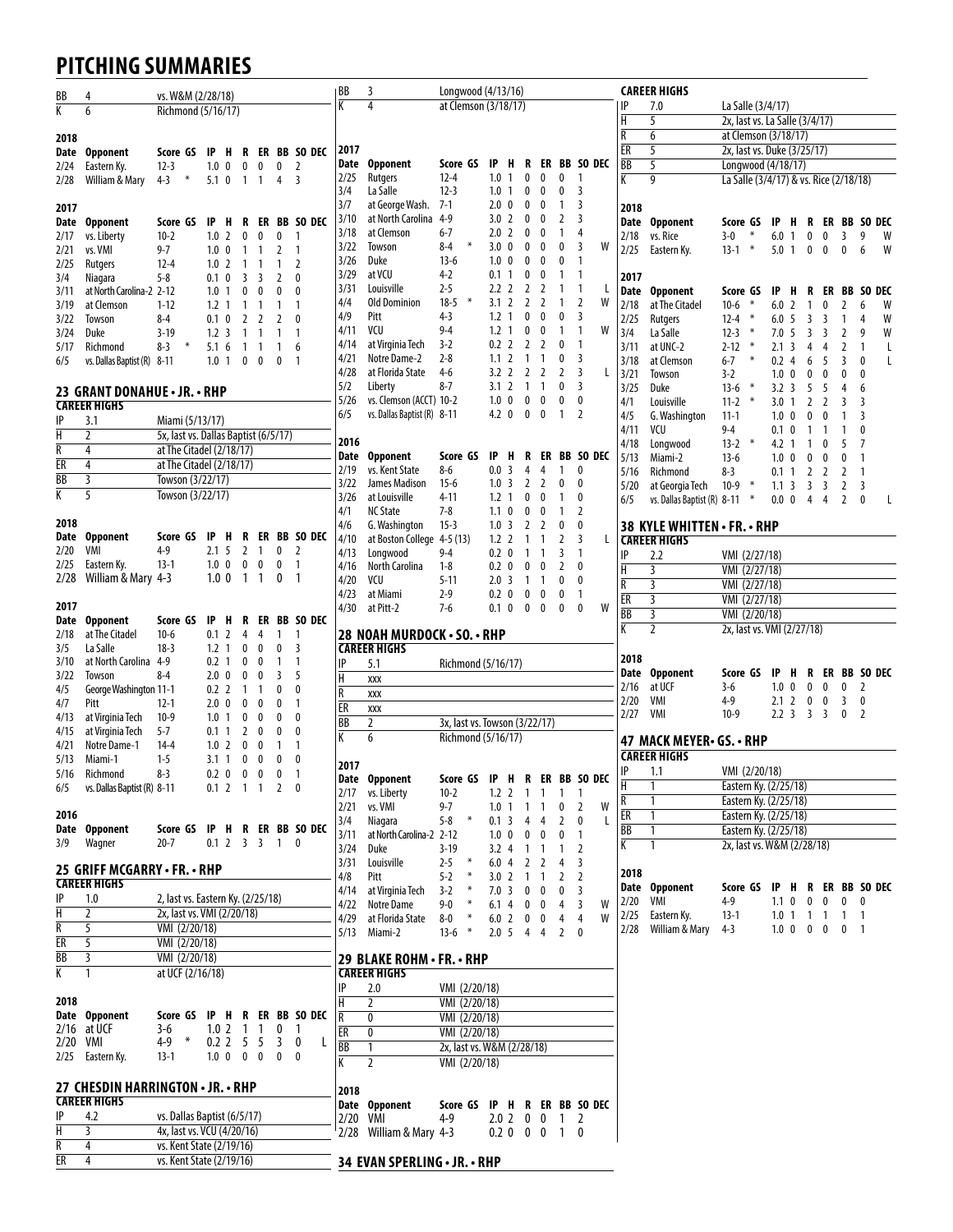# PITCHING SUMMARIES

| | | |
|---|---|---|
| BB | 4 | vs. W&M (2/28/18) |
| K | 6 | Richmond (5/16/17) |

**2018**

| Date | Opponent | Score | GS | IP | H | R | ER | BB | SO | DEC |
|---|---|---|---|---|---|---|---|---|---|---|
| 2/24 | Eastern Ky. | 12-3 | | 1.0 | 0 | 0 | 0 | 0 | 2 | |
| 2/28 | William & Mary | 4-3 | * | 5.1 | 0 | 1 | 1 | 4 | 3 | |

**2017**

| Date | Opponent | Score | GS | IP | H | R | ER | BB | SO | DEC |
|---|---|---|---|---|---|---|---|---|---|---|
| 2/17 | vs. Liberty | 10-2 | | 1.0 | 2 | 0 | 0 | 0 | 1 | |
| 2/21 | vs. VMI | 9-7 | | 1.0 | 0 | 1 | 1 | 2 | 1 | |
| 2/25 | Rutgers | 12-4 | | 1.0 | 2 | 1 | 1 | 1 | 2 | |
| 3/4 | Niagara | 5-8 | | 0.1 | 0 | 3 | 3 | 2 | 0 | |
| 3/11 | at North Carolina-2 | 2-12 | | 1.0 | 1 | 0 | 0 | 0 | 0 | |
| 3/19 | at Clemson | 1-12 | | 1.2 | 1 | 1 | 1 | 1 | 1 | |
| 3/22 | Towson | 8-4 | | 0.1 | 0 | 2 | 2 | 2 | 0 | |
| 3/24 | Duke | 3-19 | | 1.2 | 3 | 1 | 1 | 1 | 1 | |
| 5/17 | Richmond | 8-3 | * | 5.1 | 6 | 1 | 1 | 1 | 6 | |
| 6/5 | vs. Dallas Baptist (R) | 8-11 | | 1.0 | 1 | 0 | 0 | 0 | 1 | |

## 23 GRANT DONAHUE • JR. • RHP

**CAREER HIGHS**

| | | |
|---|---|---|
| IP | 3.1 | Miami (5/13/17) |
| H | 2 | 5x, last vs. Dallas Baptist (6/5/17) |
| R | 4 | at The Citadel (2/18/17) |
| ER | 4 | at The Citadel (2/18/17) |
| BB | 3 | Towson (3/22/17) |
| K | 5 | Towson (3/22/17) |

**2018**

| Date | Opponent | Score | GS | IP | H | R | ER | BB | SO | DEC |
|---|---|---|---|---|---|---|---|---|---|---|
| 2/20 | VMI | 4-9 | | 2.1 | 5 | 2 | 1 | 0 | 2 | |
| 2/25 | Eastern Ky. | 13-1 | | 1.0 | 0 | 0 | 0 | 0 | 1 | |
| 2/28 | William & Mary | 4-3 | | 1.0 | 0 | 1 | 1 | 0 | 1 | |

**2017**

| Date | Opponent | Score | GS | IP | H | R | ER | BB | SO | DEC |
|---|---|---|---|---|---|---|---|---|---|---|
| 2/18 | at The Citadel | 10-6 | | 0.1 | 2 | 4 | 4 | 1 | 1 | |
| 3/5 | La Salle | 18-3 | | 1.2 | 1 | 0 | 0 | 0 | 3 | |
| 3/10 | at North Carolina | 4-9 | | 0.2 | 1 | 0 | 0 | 1 | 1 | |
| 3/22 | Towson | 8-4 | | 2.0 | 0 | 0 | 0 | 3 | 5 | |
| 4/5 | George Washington | 11-1 | | 0.2 | 2 | 1 | 1 | 0 | 0 | |
| 4/7 | Pitt | 12-1 | | 2.0 | 0 | 0 | 0 | 0 | 1 | |
| 4/13 | at Virginia Tech | 10-9 | | 1.0 | 1 | 0 | 0 | 0 | 0 | |
| 4/15 | at Virginia Tech | 5-7 | | 0.1 | 1 | 2 | 0 | 0 | 0 | |
| 4/21 | Notre Dame-1 | 14-4 | | 1.0 | 2 | 0 | 0 | 1 | 1 | |
| 5/13 | Miami-1 | 1-5 | | 3.1 | 1 | 0 | 0 | 0 | 0 | |
| 5/16 | Richmond | 8-3 | | 0.2 | 0 | 0 | 0 | 0 | 1 | |
| 6/5 | vs. Dallas Baptist (R) | 8-11 | | 0.1 | 2 | 1 | 1 | 2 | 0 | |

**2016**

| Date | Opponent | Score | GS | IP | H | R | ER | BB | SO | DEC |
|---|---|---|---|---|---|---|---|---|---|---|
| 3/9 | Wagner | 20-7 | | 0.1 | 2 | 3 | 3 | 1 | 0 | |

## 25 GRIFF MCGARRY • FR. • RHP

**CAREER HIGHS**

| | | |
|---|---|---|
| IP | 1.0 | 2, last vs. Eastern Ky. (2/25/18) |
| H | 2 | 2x, last vs. VMI (2/20/18) |
| R | 5 | VMI (2/20/18) |
| ER | 5 | VMI (2/20/18) |
| BB | 3 | VMI (2/20/18) |
| K | 1 | at UCF (2/16/18) |

**2018**

| Date | Opponent | Score | GS | IP | H | R | ER | BB | SO | DEC |
|---|---|---|---|---|---|---|---|---|---|---|
| 2/16 | at UCF | 3-6 | | 1.0 | 2 | 1 | 1 | 0 | 1 | |
| 2/20 | VMI | 4-9 | * | 0.2 | 2 | 5 | 5 | 3 | 0 | L |
| 2/25 | Eastern Ky. | 13-1 | | 1.0 | 0 | 0 | 0 | 0 | 0 | |

## 27 CHESDIN HARRINGTON • JR. • RHP

**CAREER HIGHS**

| | | |
|---|---|---|
| IP | 4.2 | vs. Dallas Baptist (6/5/17) |
| H | 3 | 4x, last vs. VCU (4/20/16) |
| R | 4 | vs. Kent State (2/19/16) |
| ER | 4 | vs. Kent State (2/19/16) |
| BB | 3 | Longwood (4/13/16) |
| K | 4 | at Clemson (3/18/17) |

**2017**

| Date | Opponent | Score | GS | IP | H | R | ER | BB | SO | DEC |
|---|---|---|---|---|---|---|---|---|---|---|
| 2/25 | Rutgers | 12-4 | | 1.0 | 1 | 0 | 0 | 0 | 1 | |
| 3/4 | La Salle | 12-3 | | 1.0 | 1 | 0 | 0 | 0 | 3 | |
| 3/7 | at George Wash. | 7-1 | | 2.0 | 0 | 0 | 0 | 1 | 3 | |
| 3/10 | at North Carolina | 4-9 | | 3.0 | 2 | 0 | 0 | 2 | 3 | |
| 3/18 | at Clemson | 6-7 | | 2.0 | 2 | 0 | 0 | 1 | 4 | |
| 3/22 | Towson | 8-4 | * | 3.0 | 0 | 0 | 0 | 0 | 3 | W |
| 3/26 | Duke | 13-6 | | 1.0 | 0 | 0 | 0 | 0 | 1 | |
| 3/29 | at VCU | 4-2 | | 0.1 | 1 | 0 | 0 | 1 | 1 | |
| 3/31 | Louisville | 2-5 | | 2.2 | 2 | 2 | 2 | 1 | 1 | L |
| 4/4 | Old Dominion | 18-5 | * | 3.1 | 2 | 2 | 2 | 1 | 2 | W |
| 4/9 | Pitt | 4-3 | | 1.2 | 1 | 0 | 0 | 0 | 3 | |
| 4/11 | VCU | 9-4 | | 1.2 | 1 | 0 | 0 | 1 | 1 | W |
| 4/14 | at Virginia Tech | 3-2 | | 0.2 | 2 | 2 | 2 | 0 | 1 | |
| 4/21 | Notre Dame-2 | 2-8 | | 1.1 | 2 | 1 | 1 | 0 | 3 | |
| 4/28 | at Florida State | 4-6 | | 3.2 | 2 | 2 | 2 | 2 | 3 | L |
| 5/2 | Liberty | 8-7 | | 3.1 | 2 | 1 | 1 | 0 | 3 | |
| 5/26 | vs. Clemson (ACCT) | 10-2 | | 1.0 | 0 | 0 | 0 | 0 | 0 | |
| 6/5 | vs. Dallas Baptist (R) | 8-11 | | 4.2 | 0 | 0 | 0 | 1 | 2 | |

**2016**

| Date | Opponent | Score | GS | IP | H | R | ER | BB | SO | DEC |
|---|---|---|---|---|---|---|---|---|---|---|
| 2/19 | vs. Kent State | 8-6 | | 0.0 | 3 | 4 | 4 | 1 | 0 | |
| 3/22 | James Madison | 15-6 | | 1.0 | 3 | 2 | 2 | 0 | 0 | |
| 3/26 | at Louisville | 4-11 | | 1.2 | 1 | 0 | 0 | 1 | 0 | |
| 4/1 | NC State | 7-8 | | 1.1 | 0 | 0 | 0 | 1 | 2 | |
| 4/6 | G. Washington | 15-3 | | 1.0 | 3 | 2 | 2 | 0 | 0 | |
| 4/10 | at Boston College | 4-5 (13) | | 1.2 | 2 | 1 | 1 | 2 | 3 | L |
| 4/13 | Longwood | 9-4 | | 0.2 | 0 | 1 | 1 | 3 | 1 | |
| 4/16 | North Carolina | 1-8 | | 0.2 | 0 | 0 | 0 | 2 | 0 | |
| 4/20 | VCU | 5-11 | | 2.0 | 3 | 1 | 1 | 0 | 0 | |
| 4/23 | at Miami | 2-9 | | 0.2 | 0 | 0 | 0 | 0 | 1 | |
| 4/30 | at Pitt-2 | 7-6 | | 0.1 | 0 | 0 | 0 | 0 | 0 | W |

## 28 NOAH MURDOCK • SO. • RHP

**CAREER HIGHS**

| | | |
|---|---|---|
| IP | 5.1 | Richmond (5/16/17) |
| H | xxx | |
| R | xxx | |
| ER | xxx | |
| BB | 2 | 3x, last vs. Towson (3/22/17) |
| K | 6 | Richmond (5/16/17) |

**2017**

| Date | Opponent | Score | GS | IP | H | R | ER | BB | SO | DEC |
|---|---|---|---|---|---|---|---|---|---|---|
| 2/17 | vs. Liberty | 10-2 | | 1.2 | 2 | 1 | 1 | 1 | 1 | |
| 2/21 | vs. VMI | 9-7 | | 1.0 | 1 | 1 | 1 | 0 | 2 | W |
| 3/4 | Niagara | 5-8 | * | 0.1 | 3 | 4 | 4 | 2 | 0 | L |
| 3/11 | at North Carolina-2 | 2-12 | | 1.0 | 0 | 0 | 0 | 0 | 1 | |
| 3/24 | Duke | 3-19 | | 3.2 | 4 | 1 | 1 | 1 | 2 | |
| 3/31 | Louisville | 2-5 | * | 6.0 | 4 | 2 | 2 | 4 | 3 | |
| 4/8 | Pitt | 5-2 | * | 3.0 | 2 | 1 | 1 | 2 | 2 | |
| 4/14 | at Virginia Tech | 3-2 | * | 7.0 | 3 | 0 | 0 | 0 | 3 | |
| 4/22 | Notre Dame | 9-0 | * | 6.1 | 4 | 0 | 0 | 4 | 3 | W |
| 4/29 | at Florida State | 8-0 | * | 6.0 | 2 | 0 | 0 | 4 | 4 | W |
| 5/13 | Miami-2 | 13-6 | * | 2.0 | 5 | 4 | 4 | 2 | 0 | |

## 29 BLAKE ROHM • FR. • RHP

**CAREER HIGHS**

| | | |
|---|---|---|
| IP | 2.0 | VMI (2/20/18) |
| H | 2 | VMI (2/20/18) |
| R | 0 | VMI (2/20/18) |
| ER | 0 | VMI (2/20/18) |
| BB | 1 | 2x, last vs. W&M (2/28/18) |
| K | 2 | VMI (2/20/18) |

**2018**

| Date | Opponent | Score | GS | IP | H | R | ER | BB | SO | DEC |
|---|---|---|---|---|---|---|---|---|---|---|
| 2/20 | VMI | 4-9 | | 2.0 | 2 | 0 | 0 | 1 | 2 | |
| 2/28 | William & Mary | 4-3 | | 0.2 | 0 | 0 | 0 | 1 | 0 | |

## 34 EVAN SPERLING • JR. • RHP

**CAREER HIGHS**

| | | |
|---|---|---|
| IP | 7.0 | La Salle (3/4/17) |
| H | 5 | 2x, last vs. La Salle (3/4/17) |
| R | 6 | at Clemson (3/18/17) |
| ER | 5 | 2x, last vs. Duke (3/25/17) |
| BB | 5 | Longwood (4/18/17) |
| K | 9 | La Salle (3/4/17) & vs. Rice (2/18/18) |

**2018**

| Date | Opponent | Score | GS | IP | H | R | ER | BB | SO | DEC |
|---|---|---|---|---|---|---|---|---|---|---|
| 2/18 | vs. Rice | 3-0 | * | 6.0 | 1 | 0 | 0 | 3 | 9 | W |
| 2/25 | Eastern Ky. | 13-1 | * | 5.0 | 1 | 0 | 0 | 0 | 6 | W |

**2017**

| Date | Opponent | Score | GS | IP | H | R | ER | BB | SO | DEC |
|---|---|---|---|---|---|---|---|---|---|---|
| 2/18 | at The Citadel | 10-6 | * | 6.0 | 2 | 1 | 0 | 2 | 6 | W |
| 2/25 | Rutgers | 12-4 | * | 6.0 | 5 | 3 | 3 | 1 | 4 | W |
| 3/4 | La Salle | 12-3 | * | 7.0 | 5 | 3 | 3 | 2 | 9 | W |
| 3/11 | at UNC-2 | 2-12 | * | 2.1 | 3 | 4 | 4 | 2 | 1 | L |
| 3/18 | at Clemson | 6-7 | * | 0.2 | 4 | 6 | 5 | 3 | 0 | L |
| 3/21 | Towson | 3-2 | | 1.0 | 0 | 0 | 0 | 0 | 0 | |
| 3/25 | Duke | 13-6 | * | 3.2 | 3 | 5 | 5 | 4 | 6 | |
| 4/1 | Louisville | 11-2 | * | 3.0 | 1 | 2 | 2 | 3 | 3 | |
| 4/5 | G. Washington | 11-1 | | 1.0 | 0 | 0 | 0 | 1 | 3 | |
| 4/11 | VCU | 9-4 | | 0.1 | 0 | 1 | 1 | 1 | 0 | |
| 4/18 | Longwood | 13-2 | * | 4.2 | 1 | 1 | 0 | 5 | 7 | |
| 5/13 | Miami-2 | 13-6 | | 1.0 | 0 | 0 | 0 | 0 | 1 | |
| 5/16 | Richmond | 8-3 | | 0.1 | 1 | 2 | 2 | 2 | 1 | |
| 5/20 | at Georgia Tech | 10-9 | * | 1.1 | 3 | 3 | 3 | 2 | 3 | |
| 6/5 | vs. Dallas Baptist (R) | 8-11 | * | 0.0 | 0 | 4 | 4 | 2 | 0 | L |

## 38 KYLE WHITTEN • FR. • RHP

**CAREER HIGHS**

| | | |
|---|---|---|
| IP | 2.2 | VMI (2/27/18) |
| H | 3 | VMI (2/27/18) |
| R | 3 | VMI (2/27/18) |
| ER | 3 | VMI (2/27/18) |
| BB | 3 | VMI (2/20/18) |
| K | 2 | 2x, last vs. VMI (2/27/18) |

**2018**

| Date | Opponent | Score | GS | IP | H | R | ER | BB | SO | DEC |
|---|---|---|---|---|---|---|---|---|---|---|
| 2/16 | at UCF | 3-6 | | 1.0 | 0 | 0 | 0 | 0 | 2 | |
| 2/20 | VMI | 4-9 | | 2.1 | 2 | 0 | 0 | 3 | 0 | |
| 2/27 | VMI | 10-9 | | 2.2 | 3 | 3 | 3 | 0 | 2 | |

## 47 MACK MEYER• GS. • RHP

**CAREER HIGHS**

| | | |
|---|---|---|
| IP | 1.1 | VMI (2/20/18) |
| H | 1 | Eastern Ky. (2/25/18) |
| R | 1 | Eastern Ky. (2/25/18) |
| ER | 1 | Eastern Ky. (2/25/18) |
| BB | 1 | Eastern Ky. (2/25/18) |
| K | 1 | 2x, last vs. W&M (2/28/18) |

**2018**

| Date | Opponent | Score | GS | IP | H | R | ER | BB | SO | DEC |
|---|---|---|---|---|---|---|---|---|---|---|
| 2/20 | VMI | 4-9 | | 1.1 | 0 | 0 | 0 | 0 | 0 | |
| 2/25 | Eastern Ky. | 13-1 | | 1.0 | 1 | 1 | 1 | 1 | 1 | |
| 2/28 | William & Mary | 4-3 | | 1.0 | 0 | 0 | 0 | 0 | 1 | |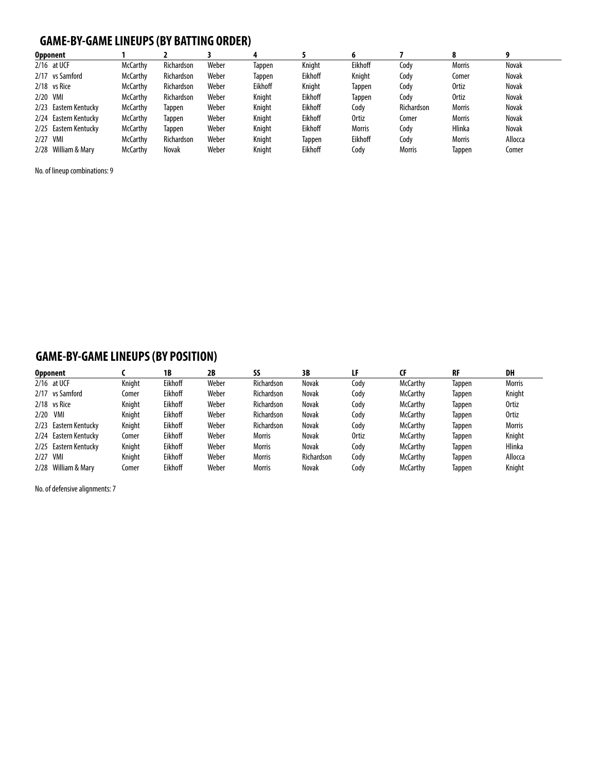## GAME-BY-GAME LINEUPS (BY BATTING ORDER)

| Opponent | 1 | 2 | 3 | 4 | 5 | 6 | 7 | 8 | 9 |
|---|---|---|---|---|---|---|---|---|---|
| 2/16 at UCF | McCarthy | Richardson | Weber | Tappen | Knight | Eikhoff | Cody | Morris | Novak |
| 2/17 vs Samford | McCarthy | Richardson | Weber | Tappen | Eikhoff | Knight | Cody | Comer | Novak |
| 2/18 vs Rice | McCarthy | Richardson | Weber | Eikhoff | Knight | Tappen | Cody | Ortiz | Novak |
| 2/20 VMI | McCarthy | Richardson | Weber | Knight | Eikhoff | Tappen | Cody | Ortiz | Novak |
| 2/23 Eastern Kentucky | McCarthy | Tappen | Weber | Knight | Eikhoff | Cody | Richardson | Morris | Novak |
| 2/24 Eastern Kentucky | McCarthy | Tappen | Weber | Knight | Eikhoff | Ortiz | Comer | Morris | Novak |
| 2/25 Eastern Kentucky | McCarthy | Tappen | Weber | Knight | Eikhoff | Morris | Cody | Hlinka | Novak |
| 2/27 VMI | McCarthy | Richardson | Weber | Knight | Tappen | Eikhoff | Cody | Morris | Allocca |
| 2/28 William & Mary | McCarthy | Novak | Weber | Knight | Eikhoff | Cody | Morris | Tappen | Comer |

No. of lineup combinations: 9

## GAME-BY-GAME LINEUPS (BY POSITION)

| Opponent | C | 1B | 2B | SS | 3B | LF | CF | RF | DH |
|---|---|---|---|---|---|---|---|---|---|
| 2/16 at UCF | Knight | Eikhoff | Weber | Richardson | Novak | Cody | McCarthy | Tappen | Morris |
| 2/17 vs Samford | Comer | Eikhoff | Weber | Richardson | Novak | Cody | McCarthy | Tappen | Knight |
| 2/18 vs Rice | Knight | Eikhoff | Weber | Richardson | Novak | Cody | McCarthy | Tappen | Ortiz |
| 2/20 VMI | Knight | Eikhoff | Weber | Richardson | Novak | Cody | McCarthy | Tappen | Ortiz |
| 2/23 Eastern Kentucky | Knight | Eikhoff | Weber | Richardson | Novak | Cody | McCarthy | Tappen | Morris |
| 2/24 Eastern Kentucky | Comer | Eikhoff | Weber | Morris | Novak | Ortiz | McCarthy | Tappen | Knight |
| 2/25 Eastern Kentucky | Knight | Eikhoff | Weber | Morris | Novak | Cody | McCarthy | Tappen | Hlinka |
| 2/27 VMI | Knight | Eikhoff | Weber | Morris | Richardson | Cody | McCarthy | Tappen | Allocca |
| 2/28 William & Mary | Comer | Eikhoff | Weber | Morris | Novak | Cody | McCarthy | Tappen | Knight |

No. of defensive alignments: 7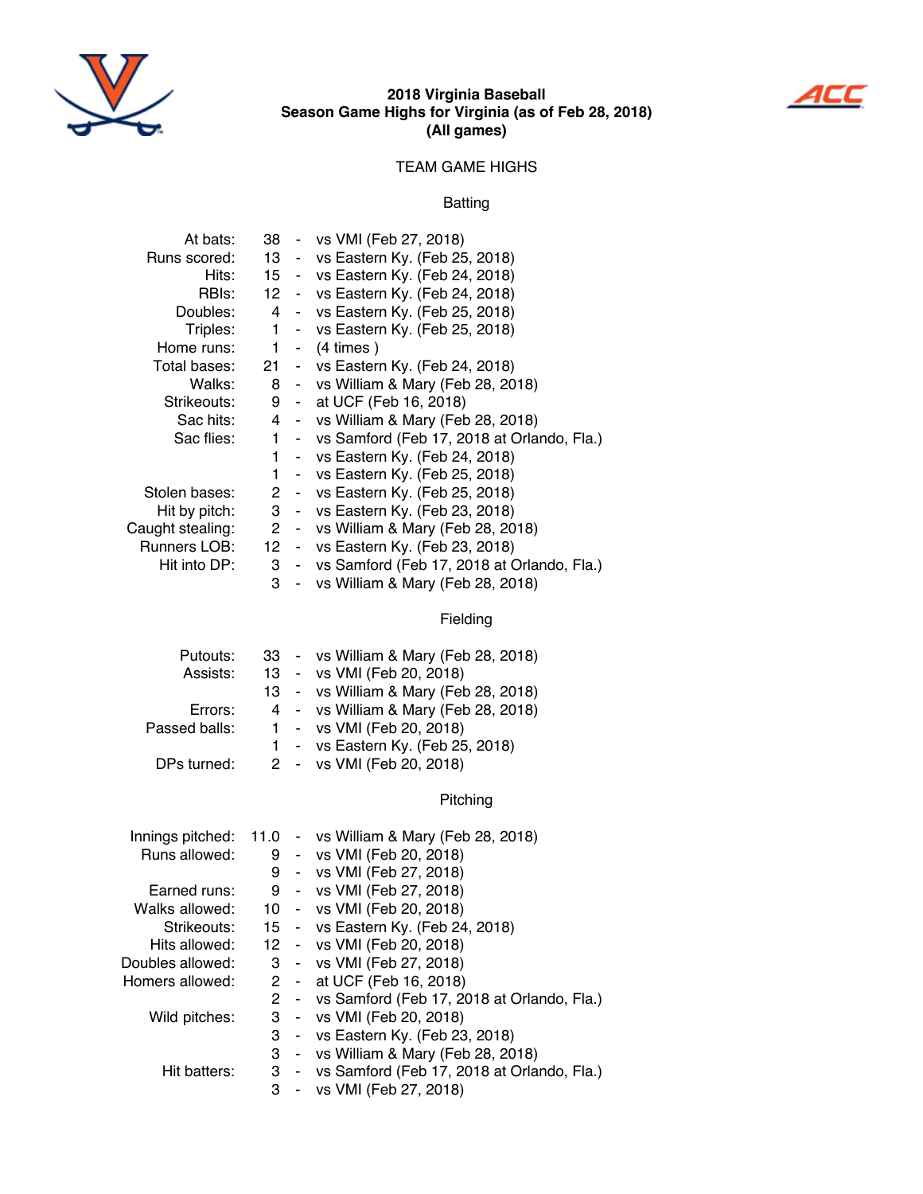# 2018 Virginia Baseball
## Season Game Highs for Virginia (as of Feb 28, 2018)
## (All games)

### TEAM GAME HIGHS

#### Batting

| | | | |
|---|---|---|---|
| At bats: | 38 | - | vs VMI (Feb 27, 2018) |
| Runs scored: | 13 | - | vs Eastern Ky. (Feb 25, 2018) |
| Hits: | 15 | - | vs Eastern Ky. (Feb 24, 2018) |
| RBIs: | 12 | - | vs Eastern Ky. (Feb 24, 2018) |
| Doubles: | 4 | - | vs Eastern Ky. (Feb 25, 2018) |
| Triples: | 1 | - | vs Eastern Ky. (Feb 25, 2018) |
| Home runs: | 1 | - | (4 times ) |
| Total bases: | 21 | - | vs Eastern Ky. (Feb 24, 2018) |
| Walks: | 8 | - | vs William & Mary (Feb 28, 2018) |
| Strikeouts: | 9 | - | at UCF (Feb 16, 2018) |
| Sac hits: | 4 | - | vs William & Mary (Feb 28, 2018) |
| Sac flies: | 1 | - | vs Samford (Feb 17, 2018 at Orlando, Fla.) |
| | 1 | - | vs Eastern Ky. (Feb 24, 2018) |
| | 1 | - | vs Eastern Ky. (Feb 25, 2018) |
| Stolen bases: | 2 | - | vs Eastern Ky. (Feb 25, 2018) |
| Hit by pitch: | 3 | - | vs Eastern Ky. (Feb 23, 2018) |
| Caught stealing: | 2 | - | vs William & Mary (Feb 28, 2018) |
| Runners LOB: | 12 | - | vs Eastern Ky. (Feb 23, 2018) |
| Hit into DP: | 3 | - | vs Samford (Feb 17, 2018 at Orlando, Fla.) |
| | 3 | - | vs William & Mary (Feb 28, 2018) |

#### Fielding

| | | | |
|---|---|---|---|
| Putouts: | 33 | - | vs William & Mary (Feb 28, 2018) |
| Assists: | 13 | - | vs VMI (Feb 20, 2018) |
| | 13 | - | vs William & Mary (Feb 28, 2018) |
| Errors: | 4 | - | vs William & Mary (Feb 28, 2018) |
| Passed balls: | 1 | - | vs VMI (Feb 20, 2018) |
| | 1 | - | vs Eastern Ky. (Feb 25, 2018) |
| DPs turned: | 2 | - | vs VMI (Feb 20, 2018) |

#### Pitching

| | | | |
|---|---|---|---|
| Innings pitched: | 11.0 | - | vs William & Mary (Feb 28, 2018) |
| Runs allowed: | 9 | - | vs VMI (Feb 20, 2018) |
| | 9 | - | vs VMI (Feb 27, 2018) |
| Earned runs: | 9 | - | vs VMI (Feb 27, 2018) |
| Walks allowed: | 10 | - | vs VMI (Feb 20, 2018) |
| Strikeouts: | 15 | - | vs Eastern Ky. (Feb 24, 2018) |
| Hits allowed: | 12 | - | vs VMI (Feb 20, 2018) |
| Doubles allowed: | 3 | - | vs VMI (Feb 27, 2018) |
| Homers allowed: | 2 | - | at UCF (Feb 16, 2018) |
| | 2 | - | vs Samford (Feb 17, 2018 at Orlando, Fla.) |
| Wild pitches: | 3 | - | vs VMI (Feb 20, 2018) |
| | 3 | - | vs Eastern Ky. (Feb 23, 2018) |
| | 3 | - | vs William & Mary (Feb 28, 2018) |
| Hit batters: | 3 | - | vs Samford (Feb 17, 2018 at Orlando, Fla.) |
| | 3 | - | vs VMI (Feb 27, 2018) |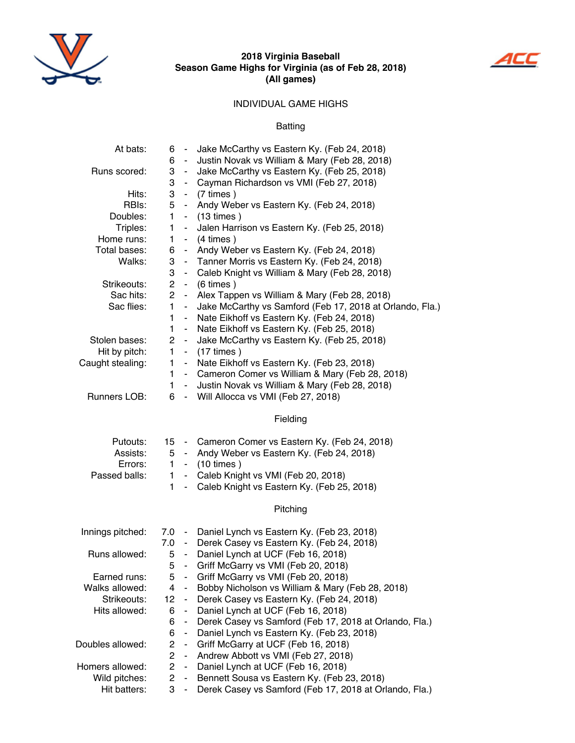# 2018 Virginia Baseball
## Season Game Highs for Virginia (as of Feb 28, 2018)
### (All games)

### INDIVIDUAL GAME HIGHS

#### Batting

| Category | Value | Player / Game |
|---|---|---|
| At bats: | 6 | Jake McCarthy vs Eastern Ky. (Feb 24, 2018) |
| | 6 | Justin Novak vs William & Mary (Feb 28, 2018) |
| Runs scored: | 3 | Jake McCarthy vs Eastern Ky. (Feb 25, 2018) |
| | 3 | Cayman Richardson vs VMI (Feb 27, 2018) |
| Hits: | 3 | (7 times ) |
| RBIs: | 5 | Andy Weber vs Eastern Ky. (Feb 24, 2018) |
| Doubles: | 1 | (13 times ) |
| Triples: | 1 | Jalen Harrison vs Eastern Ky. (Feb 25, 2018) |
| Home runs: | 1 | (4 times ) |
| Total bases: | 6 | Andy Weber vs Eastern Ky. (Feb 24, 2018) |
| Walks: | 3 | Tanner Morris vs Eastern Ky. (Feb 24, 2018) |
| | 3 | Caleb Knight vs William & Mary (Feb 28, 2018) |
| Strikeouts: | 2 | (6 times ) |
| Sac hits: | 2 | Alex Tappen vs William & Mary (Feb 28, 2018) |
| Sac flies: | 1 | Jake McCarthy vs Samford (Feb 17, 2018 at Orlando, Fla.) |
| | 1 | Nate Eikhoff vs Eastern Ky. (Feb 24, 2018) |
| | 1 | Nate Eikhoff vs Eastern Ky. (Feb 25, 2018) |
| Stolen bases: | 2 | Jake McCarthy vs Eastern Ky. (Feb 25, 2018) |
| Hit by pitch: | 1 | (17 times ) |
| Caught stealing: | 1 | Nate Eikhoff vs Eastern Ky. (Feb 23, 2018) |
| | 1 | Cameron Comer vs William & Mary (Feb 28, 2018) |
| | 1 | Justin Novak vs William & Mary (Feb 28, 2018) |
| Runners LOB: | 6 | Will Allocca vs VMI (Feb 27, 2018) |

#### Fielding

| Category | Value | Player / Game |
|---|---|---|
| Putouts: | 15 | Cameron Comer vs Eastern Ky. (Feb 24, 2018) |
| Assists: | 5 | Andy Weber vs Eastern Ky. (Feb 24, 2018) |
| Errors: | 1 | (10 times ) |
| Passed balls: | 1 | Caleb Knight vs VMI (Feb 20, 2018) |
| | 1 | Caleb Knight vs Eastern Ky. (Feb 25, 2018) |

#### Pitching

| Category | Value | Player / Game |
|---|---|---|
| Innings pitched: | 7.0 | Daniel Lynch vs Eastern Ky. (Feb 23, 2018) |
| | 7.0 | Derek Casey vs Eastern Ky. (Feb 24, 2018) |
| Runs allowed: | 5 | Daniel Lynch at UCF (Feb 16, 2018) |
| | 5 | Griff McGarry vs VMI (Feb 20, 2018) |
| Earned runs: | 5 | Griff McGarry vs VMI (Feb 20, 2018) |
| Walks allowed: | 4 | Bobby Nicholson vs William & Mary (Feb 28, 2018) |
| Strikeouts: | 12 | Derek Casey vs Eastern Ky. (Feb 24, 2018) |
| Hits allowed: | 6 | Daniel Lynch at UCF (Feb 16, 2018) |
| | 6 | Derek Casey vs Samford (Feb 17, 2018 at Orlando, Fla.) |
| | 6 | Daniel Lynch vs Eastern Ky. (Feb 23, 2018) |
| Doubles allowed: | 2 | Griff McGarry at UCF (Feb 16, 2018) |
| | 2 | Andrew Abbott vs VMI (Feb 27, 2018) |
| Homers allowed: | 2 | Daniel Lynch at UCF (Feb 16, 2018) |
| Wild pitches: | 2 | Bennett Sousa vs Eastern Ky. (Feb 23, 2018) |
| Hit batters: | 3 | Derek Casey vs Samford (Feb 17, 2018 at Orlando, Fla.) |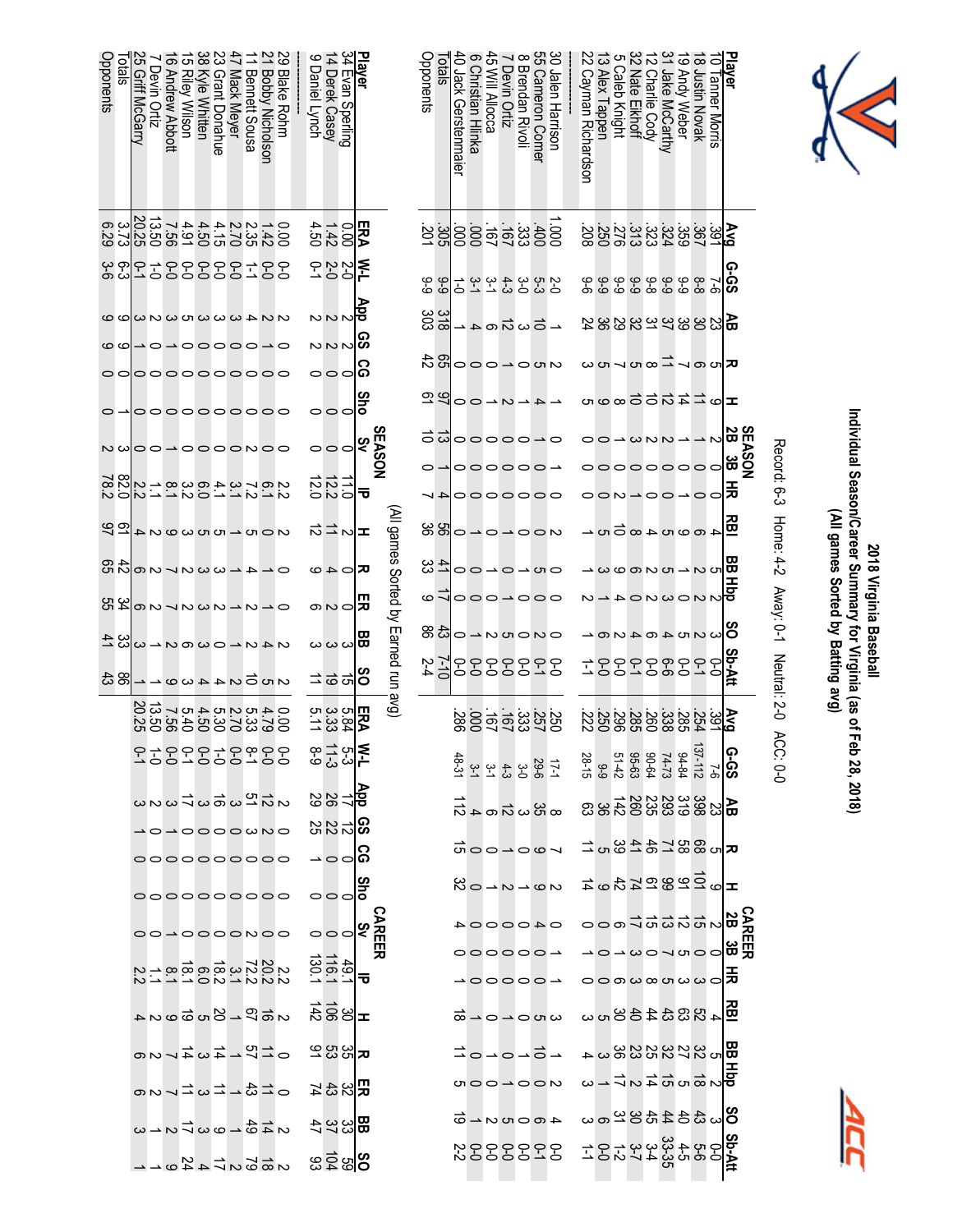# 2018 Virginia Baseball
## Individual Season/Career Summary for Virginia (as of Feb 28, 2018)
### (All games Sorted by Batting avg)

Record: 6-3 Home: 4-2 Away: 0-1 Neutral: 2-0 ACC: 0-0

| Player | SEASON Avg | G-GS | AB | R | H | 2B | 3B | HR | RBI | BB | Hbp | SO | Sb-Att | CAREER Avg | G-GS | AB | R | H | 2B | 3B | HR | RBI | BB | Hbp | SO | Sb-Att |
|---|---|---|---|---|---|---|---|---|---|---|---|---|---|---|---|---|---|---|---|---|---|---|---|---|---|---|
| 10 Tanner Morris | .391 | 7-6 | 23 | 5 | 9 | 2 | 0 | 0 | 4 | 5 | 2 | 3 | 0-0 | .391 | 7-6 | 23 | 5 | 9 | 2 | 0 | 0 | 4 | 5 | 2 | 3 | 0-0 |
| 18 Justin Novak | .367 | 8-8 | 30 | 6 | 11 | 1 | 0 | 0 | 6 | 2 | 2 | 2 | 0-1 | .254 | 137-112 | 398 | 68 | 101 | 15 | 0 | 3 | 52 | 32 | 18 | 43 | 5-6 |
| 19 Andy Weber | .359 | 9-9 | 39 | 7 | 14 | 1 | 0 | 1 | 9 | 1 | 0 | 5 | 0-0 | .285 | 94-84 | 319 | 58 | 91 | 12 | 5 | 3 | 63 | 27 | 5 | 40 | 4-5 |
| 31 Jake McCarthy | .324 | 9-9 | 37 | 11 | 12 | 2 | 0 | 0 | 5 | 5 | 3 | 4 | 6-6 | .338 | 74-73 | 293 | 71 | 99 | 13 | 7 | 5 | 43 | 32 | 15 | 44 | 33-35 |
| 12 Charlie Cody | .323 | 9-8 | 31 | 8 | 10 | 2 | 0 | 0 | 4 | 2 | 2 | 6 | 0-0 | .260 | 90-64 | 235 | 46 | 61 | 15 | 1 | 8 | 44 | 25 | 14 | 45 | 3-4 |
| 32 Nate Eikhoff | .313 | 9-9 | 32 | 5 | 10 | 3 | 0 | 0 | 8 | 6 | 0 | 4 | 0-1 | .285 | 95-63 | 260 | 41 | 74 | 17 | 3 | 3 | 40 | 23 | 2 | 30 | 3-7 |
| 5 Caleb Knight | .276 | 9-9 | 29 | 7 | 8 | 1 | 0 | 2 | 10 | 9 | 4 | 2 | 0-0 | .296 | 51-42 | 142 | 39 | 42 | 6 | 1 | 6 | 30 | 36 | 17 | 31 | 1-2 |
| 13 Alex Tappen | .250 | 9-9 | 36 | 5 | 9 | 0 | 0 | 1 | 5 | 3 | 1 | 6 | 0-0 | .250 | 9-9 | 36 | 5 | 9 | 0 | 0 | 1 | 5 | 3 | 1 | 6 | 0-0 |
| 22 Cayman Richardson | .208 | 9-6 | 24 | 3 | 5 | 0 | 0 | 0 | 1 | 1 | 2 | 1 | 1-1 | .222 | 28-15 | 63 | 11 | 14 | 0 | 1 | 0 | 3 | 4 | 3 | 3 | 1-1 |
| ---------- | | | | | | | | | | | | | | | | | | | | | | | | | | |
| 30 Jalen Harrison | 1.000 | 2-0 | 1 | 2 | 1 | 0 | 1 | 0 | 2 | 0 | 0 | 0 | 0-0 | .250 | 17-1 | 8 | 7 | 2 | 0 | 1 | 1 | 3 | 1 | 2 | 4 | 0-0 |
| 55 Cameron Comer | .400 | 5-3 | 10 | 5 | 4 | 1 | 0 | 0 | 0 | 5 | 0 | 2 | 0-1 | .257 | 29-6 | 35 | 9 | 9 | 4 | 0 | 0 | 5 | 10 | 0 | 6 | 0-1 |
| 8 Brendan Rivoli | .333 | 3-0 | 3 | 0 | 1 | 0 | 0 | 0 | 0 | 1 | 0 | 0 | 0-0 | .333 | 3-0 | 3 | 0 | 1 | 0 | 0 | 0 | 0 | 1 | 0 | 0 | 0-0 |
| 7 Devin Ortiz | .167 | 4-3 | 12 | 1 | 2 | 0 | 0 | 0 | 1 | 0 | 1 | 5 | 0-0 | .167 | 4-3 | 12 | 1 | 2 | 0 | 0 | 0 | 1 | 0 | 1 | 5 | 0-0 |
| 45 Will Allocca | .167 | 3-1 | 6 | 0 | 1 | 0 | 0 | 0 | 0 | 1 | 0 | 2 | 0-0 | .167 | 3-1 | 6 | 0 | 1 | 0 | 0 | 0 | 0 | 1 | 0 | 2 | 0-0 |
| 6 Christian Hlinka | .000 | 3-1 | 4 | 0 | 0 | 0 | 0 | 0 | 1 | 0 | 0 | 1 | 0-0 | .000 | 3-1 | 4 | 0 | 0 | 0 | 0 | 0 | 1 | 0 | 0 | 1 | 0-0 |
| 40 Jack Gerstenmaier | .000 | 1-0 | 1 | 0 | 0 | 0 | 0 | 0 | 0 | 0 | 0 | 0 | 0-0 | .286 | 48-31 | 112 | 15 | 32 | 4 | 0 | 1 | 18 | 11 | 5 | 19 | 2-2 |
| Totals | .305 | 9-9 | 318 | 65 | 97 | 13 | 1 | 4 | 56 | 41 | 17 | 43 | 7-10 | | | | | | | | | | | | | |
| Opponents | .201 | 9-9 | 303 | 42 | 61 | 10 | 0 | 7 | 36 | 33 | 9 | 86 | 2-4 | | | | | | | | | | | | | |

(All games Sorted by Earned run avg)

| Player | SEASON ERA | W-L | App | GS | CG | Sho | Sv | IP | H | R | ER | BB | SO | CAREER ERA | W-L | App | GS | CG | Sho | Sv | IP | H | R | ER | BB | SO |
|---|---|---|---|---|---|---|---|---|---|---|---|---|---|---|---|---|---|---|---|---|---|---|---|---|---|---|
| 34 Evan Sperling | 0.00 | 2-0 | 2 | 2 | 0 | 0 | 0 | 11.0 | 2 | 0 | 0 | 3 | 15 | 5.84 | 5-3 | 17 | 12 | 0 | 0 | 0 | 49.1 | 30 | 35 | 32 | 33 | 59 |
| 14 Derek Casey | 1.42 | 2-0 | 2 | 2 | 0 | 0 | 0 | 12.2 | 11 | 4 | 2 | 3 | 19 | 3.33 | 11-3 | 26 | 22 | 0 | 0 | 0 | 116.1 | 106 | 53 | 43 | 37 | 104 |
| 9 Daniel Lynch | 4.50 | 0-1 | 2 | 2 | 0 | 0 | 0 | 12.0 | 12 | 9 | 6 | 3 | 11 | 5.11 | 8-9 | 29 | 25 | 1 | 0 | 0 | 130.1 | 142 | 91 | 74 | 47 | 93 |
| ---------- | | | | | | | | | | | | | | | | | | | | | | | | | | |
| 29 Blake Rohm | 0.00 | 0-0 | 2 | 0 | 0 | 0 | 0 | 2.2 | 2 | 0 | 0 | 2 | 2 | 0.00 | 0-0 | 2 | 0 | 0 | 0 | 0 | 2.2 | 2 | 0 | 0 | 2 | 2 |
| 21 Bobby Nicholson | 1.42 | 0-0 | 2 | 1 | 0 | 0 | 0 | 6.1 | 0 | 1 | 1 | 4 | 5 | 4.79 | 0-0 | 12 | 2 | 0 | 0 | 0 | 20.2 | 16 | 11 | 11 | 14 | 18 |
| 11 Bennett Sousa | 2.35 | 1-1 | 4 | 0 | 0 | 0 | 2 | 7.2 | 5 | 4 | 2 | 2 | 10 | 5.33 | 8-1 | 51 | 3 | 0 | 0 | 2 | 72.2 | 67 | 57 | 43 | 49 | 79 |
| 47 Mack Meyer | 2.70 | 0-0 | 3 | 0 | 0 | 0 | 0 | 3.1 | 1 | 1 | 1 | 1 | 2 | 2.70 | 0-0 | 3 | 0 | 0 | 0 | 0 | 3.1 | 1 | 1 | 1 | 1 | 2 |
| 23 Grant Donahue | 4.15 | 0-0 | 3 | 0 | 0 | 0 | 0 | 4.1 | 5 | 3 | 2 | 0 | 4 | 5.30 | 1-0 | 16 | 0 | 0 | 0 | 0 | 18.2 | 20 | 14 | 11 | 9 | 17 |
| 38 Kyle Whitten | 4.50 | 0-0 | 3 | 0 | 0 | 0 | 0 | 6.0 | 5 | 3 | 3 | 3 | 4 | 4.50 | 0-0 | 3 | 0 | 0 | 0 | 0 | 6.0 | 5 | 3 | 3 | 3 | 4 |
| 15 Riley Wilson | 4.91 | 0-0 | 5 | 0 | 0 | 0 | 0 | 3.2 | 3 | 2 | 2 | 6 | 3 | 5.40 | 0-1 | 17 | 0 | 0 | 0 | 0 | 18.1 | 19 | 14 | 11 | 17 | 24 |
| 16 Andrew Abbott | 7.56 | 0-0 | 3 | 1 | 0 | 0 | 1 | 8.1 | 9 | 7 | 7 | 2 | 9 | 7.56 | 0-0 | 3 | 1 | 0 | 0 | 1 | 8.1 | 9 | 7 | 7 | 2 | 9 |
| 7 Devin Ortiz | 13.50 | 1-0 | 2 | 0 | 0 | 0 | 0 | 1.1 | 2 | 2 | 2 | 1 | 1 | 13.50 | 1-0 | 2 | 0 | 0 | 0 | 0 | 1.1 | 2 | 2 | 2 | 1 | 1 |
| 25 Griff McGarry | 20.25 | 0-1 | 3 | 1 | 0 | 0 | 0 | 2.2 | 4 | 6 | 6 | 3 | 1 | 20.25 | 0-1 | 3 | 1 | 0 | 0 | 0 | 2.2 | 4 | 6 | 6 | 3 | 1 |
| Totals | 3.73 | 6-3 | 9 | 9 | 0 | 1 | 3 | 82.0 | 61 | 42 | 34 | 33 | 86 | | | | | | | | | | | | | |
| Opponents | 6.29 | 3-6 | 9 | 9 | 0 | 0 | 2 | 78.2 | 97 | 65 | 55 | 41 | 43 | | | | | | | | | | | | | |